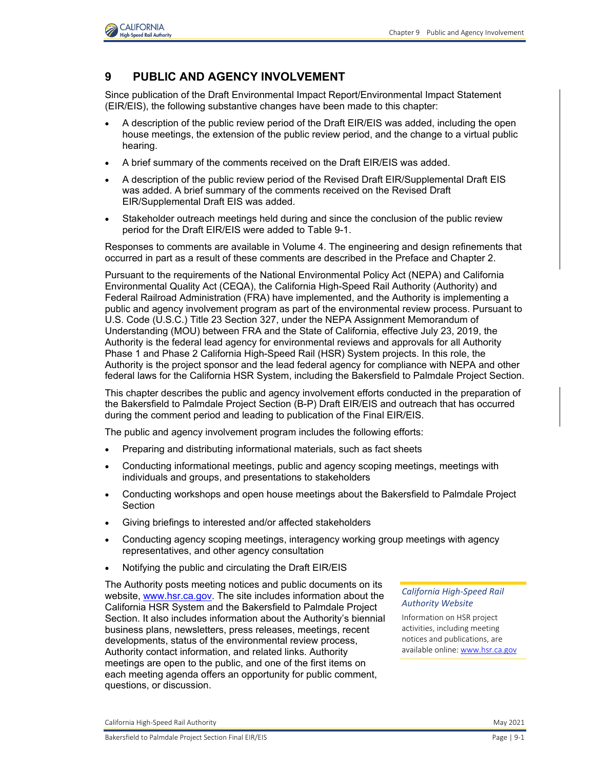# 9 PUBLIC AND AGENCY INVOLVEMENT

Since publication of the Draft Environmental Impact Report/Environmental Impact Statement (EIR/EIS), the following substantive changes have been made to this chapter:

- A description of the public review period of the Draft EIR/EIS was added, including the open house meetings, the extension of the public review period, and the change to a virtual public hearing.
- A brief summary of the comments received on the Draft EIR/EIS was added.
- A description of the public review period of the Revised Draft EIR/Supplemental Draft EIS was added. A brief summary of the comments received on the Revised Draft EIR/Supplemental Draft EIS was added.
- Stakeholder outreach meetings held during and since the conclusion of the public review period for the Draft EIR/EIS were added to Table 9-1.

Responses to comments are available in Volume 4. The engineering and design refinements that occurred in part as a result of these comments are described in the Preface and Chapter 2.

Pursuant to the requirements of the National Environmental Policy Act (NEPA) and California Environmental Quality Act (CEQA), the California High-Speed Rail Authority (Authority) and Federal Railroad Administration (FRA) have implemented, and the Authority is implementing a public and agency involvement program as part of the environmental review process. Pursuant to U.S. Code (U.S.C.) Title 23 Section 327, under the NEPA Assignment Memorandum of Understanding (MOU) between FRA and the State of California, effective July 23, 2019, the Authority is the federal lead agency for environmental reviews and approvals for all Authority Phase 1 and Phase 2 California High-Speed Rail (HSR) System projects. In this role, the Authority is the project sponsor and the lead federal agency for compliance with NEPA and other federal laws for the California HSR System, including the Bakersfield to Palmdale Project Section.

This chapter describes the public and agency involvement efforts conducted in the preparation of the Bakersfield to Palmdale Project Section (B-P) Draft EIR/EIS and outreach that has occurred during the comment period and leading to publication of the Final EIR/EIS.

The public and agency involvement program includes the following efforts:

- Preparing and distributing informational materials, such as fact sheets
- Conducting informational meetings, public and agency scoping meetings, meetings with individuals and groups, and presentations to stakeholders
- Conducting workshops and open house meetings about the Bakersfield to Palmdale Project Section
- Giving briefings to interested and/or affected stakeholders
- Conducting agency scoping meetings, interagency working group meetings with agency representatives, and other agency consultation
- Notifying the public and circulating the Draft EIR/EIS

The Authority posts meeting notices and public documents on its website, www.hsr.ca.gov. The site includes information about the California HSR System and the Bakersfield to Palmdale Project Section. It also includes information about the Authority's biennial business plans, newsletters, press releases, meetings, recent developments, status of the environmental review process, Authority contact information, and related links. Authority meetings are open to the public, and one of the first items on each meeting agenda offers an opportunity for public comment, questions, or discussion.

*California High-Speed Rail Authority Website*

Information on HSR project activities, including meeting notices and publications, are available online: www.hsr.ca.gov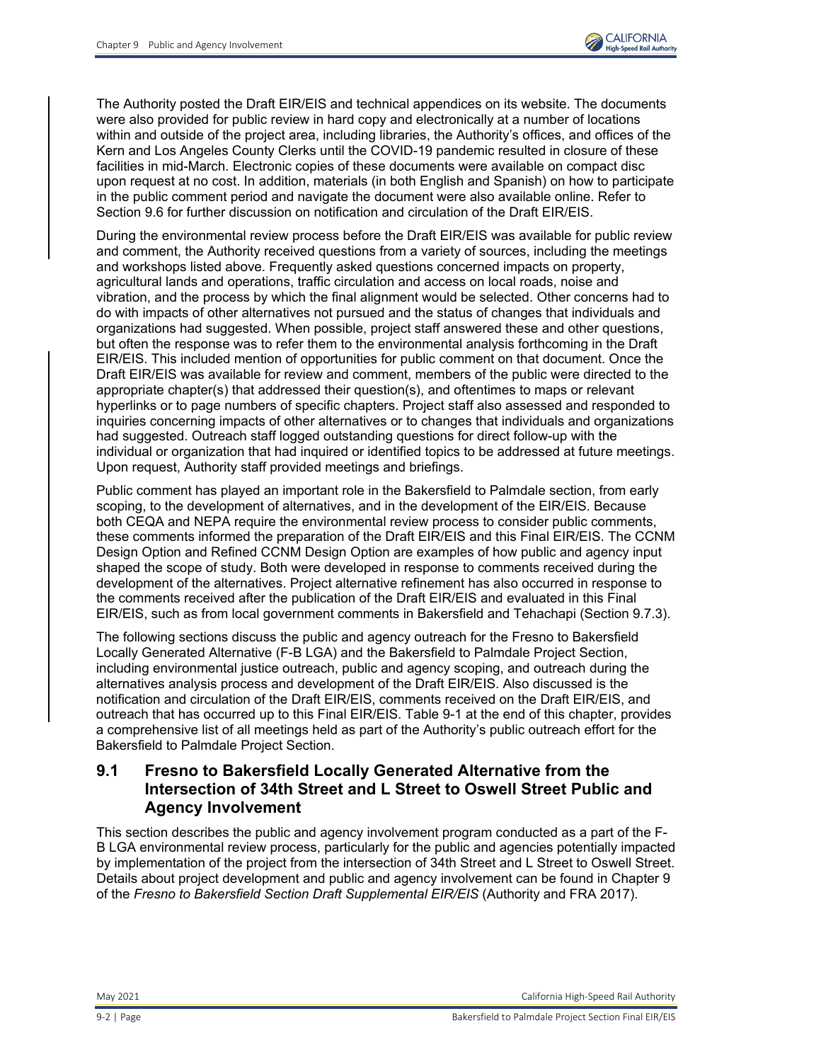The Authority posted the Draft EIR/EIS and technical appendices on its website. The documents were also provided for public review in hard copy and electronically at a number of locations within and outside of the project area, including libraries, the Authority's offices, and offices of the Kern and Los Angeles County Clerks until the COVID-19 pandemic resulted in closure of these facilities in mid-March. Electronic copies of these documents were available on compact disc upon request at no cost. In addition, materials (in both English and Spanish) on how to participate in the public comment period and navigate the document were also available online. Refer to Section 9.6 for further discussion on notification and circulation of the Draft EIR/EIS.

During the environmental review process before the Draft EIR/EIS was available for public review and comment, the Authority received questions from a variety of sources, including the meetings and workshops listed above. Frequently asked questions concerned impacts on property, agricultural lands and operations, traffic circulation and access on local roads, noise and vibration, and the process by which the final alignment would be selected. Other concerns had to do with impacts of other alternatives not pursued and the status of changes that individuals and organizations had suggested. When possible, project staff answered these and other questions, but often the response was to refer them to the environmental analysis forthcoming in the Draft EIR/EIS. This included mention of opportunities for public comment on that document. Once the Draft EIR/EIS was available for review and comment, members of the public were directed to the appropriate chapter(s) that addressed their question(s), and oftentimes to maps or relevant hyperlinks or to page numbers of specific chapters. Project staff also assessed and responded to inquiries concerning impacts of other alternatives or to changes that individuals and organizations had suggested. Outreach staff logged outstanding questions for direct follow-up with the individual or organization that had inquired or identified topics to be addressed at future meetings. Upon request, Authority staff provided meetings and briefings.

Public comment has played an important role in the Bakersfield to Palmdale section, from early scoping, to the development of alternatives, and in the development of the EIR/EIS. Because both CEQA and NEPA require the environmental review process to consider public comments, these comments informed the preparation of the Draft EIR/EIS and this Final EIR/EIS. The CCNM Design Option and Refined CCNM Design Option are examples of how public and agency input shaped the scope of study. Both were developed in response to comments received during the development of the alternatives. Project alternative refinement has also occurred in response to the comments received after the publication of the Draft EIR/EIS and evaluated in this Final EIR/EIS, such as from local government comments in Bakersfield and Tehachapi (Section 9.7.3).

The following sections discuss the public and agency outreach for the Fresno to Bakersfield Locally Generated Alternative (F-B LGA) and the Bakersfield to Palmdale Project Section, including environmental justice outreach, public and agency scoping, and outreach during the alternatives analysis process and development of the Draft EIR/EIS. Also discussed is the notification and circulation of the Draft EIR/EIS, comments received on the Draft EIR/EIS, and outreach that has occurred up to this Final EIR/EIS. Table 9-1 at the end of this chapter, provides a comprehensive list of all meetings held as part of the Authority's public outreach effort for the Bakersfield to Palmdale Project Section.

## 9.1 Fresno to Bakersfield Locally Generated Alternative from the Intersection of 34th Street and L Street to Oswell Street Public and Agency Involvement

This section describes the public and agency involvement program conducted as a part of the F-B LGA environmental review process, particularly for the public and agencies potentially impacted by implementation of the project from the intersection of 34th Street and L Street to Oswell Street. Details about project development and public and agency involvement can be found in Chapter 9 of the *Fresno to Bakersfield Section Draft Supplemental EIR/EIS* (Authority and FRA 2017).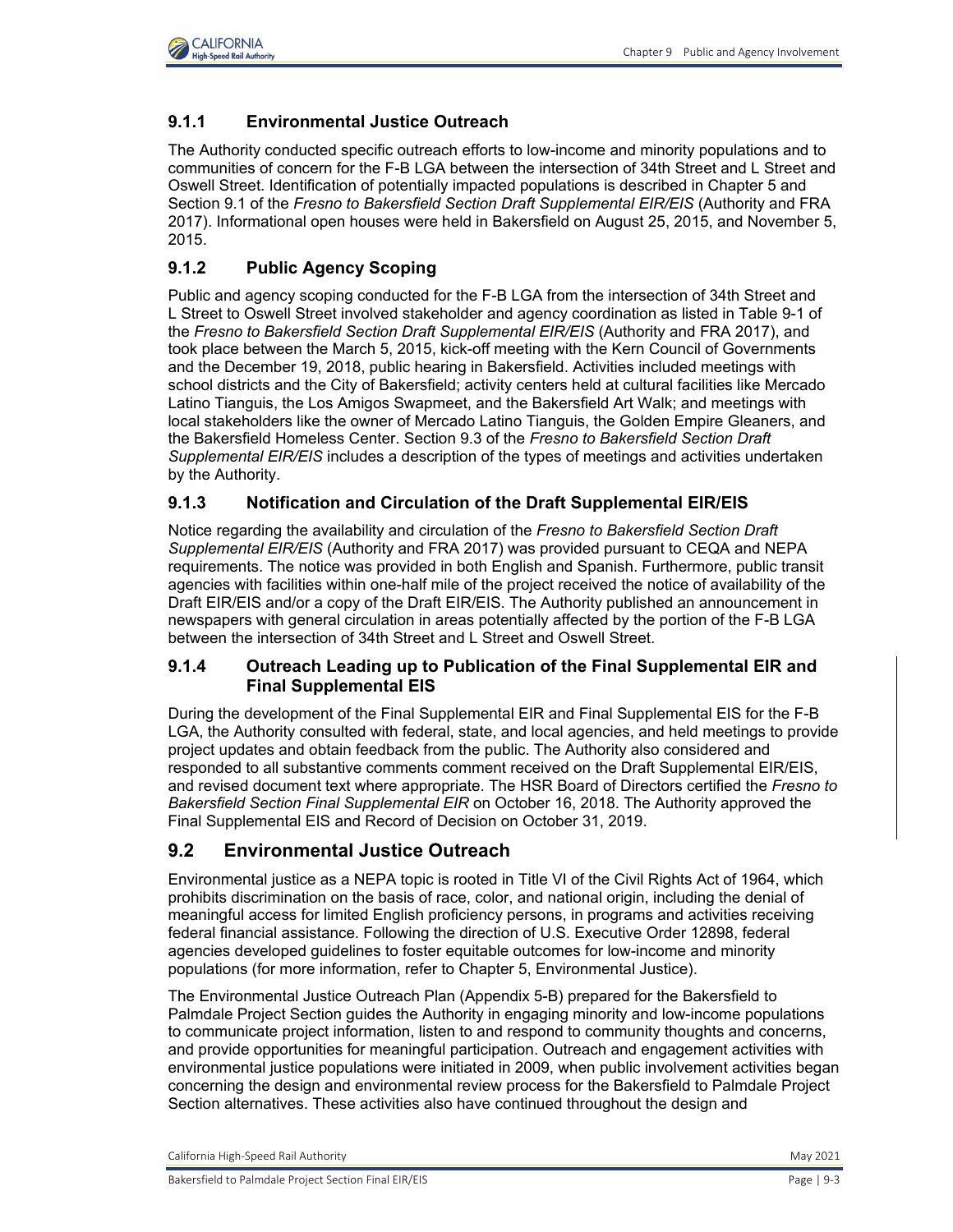### 9.1.1 Environmental Justice Outreach

The Authority conducted specific outreach efforts to low-income and minority populations and to communities of concern for the F-B LGA between the intersection of 34th Street and L Street and Oswell Street. Identification of potentially impacted populations is described in Chapter 5 and Section 9.1 of the *Fresno to Bakersfield Section Draft Supplemental EIR/EIS* (Authority and FRA 2017). Informational open houses were held in Bakersfield on August 25, 2015, and November 5, 2015.

### 9.1.2 Public Agency Scoping

Public and agency scoping conducted for the F-B LGA from the intersection of 34th Street and L Street to Oswell Street involved stakeholder and agency coordination as listed in Table 9-1 of the *Fresno to Bakersfield Section Draft Supplemental EIR/EIS* (Authority and FRA 2017), and took place between the March 5, 2015, kick-off meeting with the Kern Council of Governments and the December 19, 2018, public hearing in Bakersfield. Activities included meetings with school districts and the City of Bakersfield; activity centers held at cultural facilities like Mercado Latino Tianguis, the Los Amigos Swapmeet, and the Bakersfield Art Walk; and meetings with local stakeholders like the owner of Mercado Latino Tianguis, the Golden Empire Gleaners, and the Bakersfield Homeless Center. Section 9.3 of the *Fresno to Bakersfield Section Draft Supplemental EIR/EIS* includes a description of the types of meetings and activities undertaken by the Authority.

### 9.1.3 Notification and Circulation of the Draft Supplemental EIR/EIS

Notice regarding the availability and circulation of the *Fresno to Bakersfield Section Draft Supplemental EIR/EIS* (Authority and FRA 2017) was provided pursuant to CEQA and NEPA requirements. The notice was provided in both English and Spanish. Furthermore, public transit agencies with facilities within one-half mile of the project received the notice of availability of the Draft EIR/EIS and/or a copy of the Draft EIR/EIS. The Authority published an announcement in newspapers with general circulation in areas potentially affected by the portion of the F-B LGA between the intersection of 34th Street and L Street and Oswell Street.

### 9.1.4 Outreach Leading up to Publication of the Final Supplemental EIR and Final Supplemental EIS

During the development of the Final Supplemental EIR and Final Supplemental EIS for the F-B LGA, the Authority consulted with federal, state, and local agencies, and held meetings to provide project updates and obtain feedback from the public. The Authority also considered and responded to all substantive comments comment received on the Draft Supplemental EIR/EIS, and revised document text where appropriate. The HSR Board of Directors certified the *Fresno to Bakersfield Section Final Supplemental EIR* on October 16, 2018. The Authority approved the Final Supplemental EIS and Record of Decision on October 31, 2019.

## 9.2 Environmental Justice Outreach

Environmental justice as a NEPA topic is rooted in Title VI of the Civil Rights Act of 1964, which prohibits discrimination on the basis of race, color, and national origin, including the denial of meaningful access for limited English proficiency persons, in programs and activities receiving federal financial assistance. Following the direction of U.S. Executive Order 12898, federal agencies developed guidelines to foster equitable outcomes for low-income and minority populations (for more information, refer to Chapter 5, Environmental Justice).

The Environmental Justice Outreach Plan (Appendix 5-B) prepared for the Bakersfield to Palmdale Project Section guides the Authority in engaging minority and low-income populations to communicate project information, listen to and respond to community thoughts and concerns, and provide opportunities for meaningful participation. Outreach and engagement activities with environmental justice populations were initiated in 2009, when public involvement activities began concerning the design and environmental review process for the Bakersfield to Palmdale Project Section alternatives. These activities also have continued throughout the design and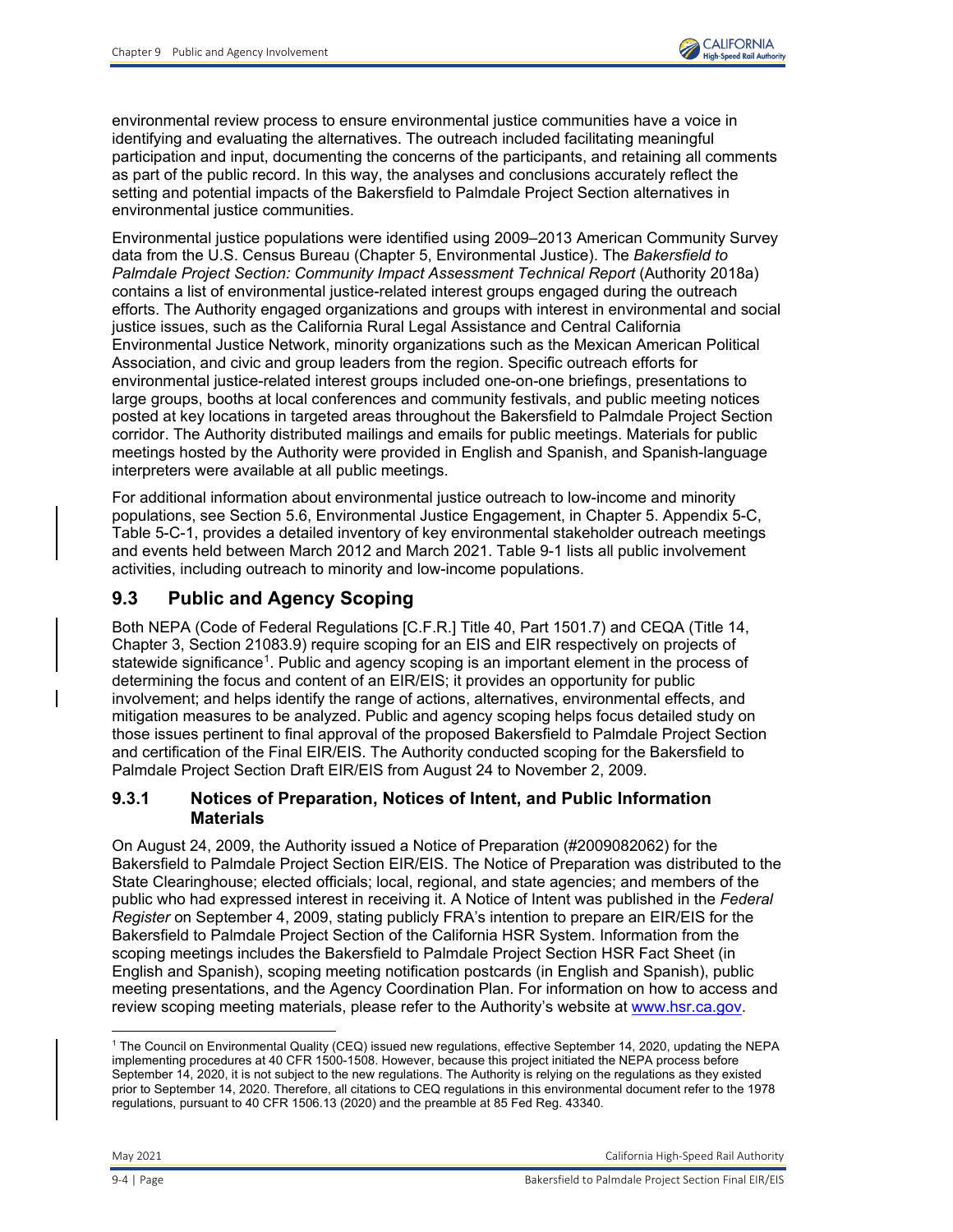environmental review process to ensure environmental justice communities have a voice in identifying and evaluating the alternatives. The outreach included facilitating meaningful participation and input, documenting the concerns of the participants, and retaining all comments as part of the public record. In this way, the analyses and conclusions accurately reflect the setting and potential impacts of the Bakersfield to Palmdale Project Section alternatives in environmental justice communities.

Environmental justice populations were identified using 2009–2013 American Community Survey data from the U.S. Census Bureau (Chapter 5, Environmental Justice). The *Bakersfield to Palmdale Project Section: Community Impact Assessment Technical Report* (Authority 2018a) contains a list of environmental justice-related interest groups engaged during the outreach efforts. The Authority engaged organizations and groups with interest in environmental and social justice issues, such as the California Rural Legal Assistance and Central California Environmental Justice Network, minority organizations such as the Mexican American Political Association, and civic and group leaders from the region. Specific outreach efforts for environmental justice-related interest groups included one-on-one briefings, presentations to large groups, booths at local conferences and community festivals, and public meeting notices posted at key locations in targeted areas throughout the Bakersfield to Palmdale Project Section corridor. The Authority distributed mailings and emails for public meetings. Materials for public meetings hosted by the Authority were provided in English and Spanish, and Spanish-language interpreters were available at all public meetings.

For additional information about environmental justice outreach to low-income and minority populations, see Section 5.6, Environmental Justice Engagement, in Chapter 5. Appendix 5-C, Table 5-C-1, provides a detailed inventory of key environmental stakeholder outreach meetings and events held between March 2012 and March 2021. Table 9-1 lists all public involvement activities, including outreach to minority and low-income populations.

## 9.3 Public and Agency Scoping

Both NEPA (Code of Federal Regulations [C.F.R.] Title 40, Part 1501.7) and CEQA (Title 14, Chapter 3, Section 21083.9) require scoping for an EIS and EIR respectively on projects of statewide significance[1]. Public and agency scoping is an important element in the process of determining the focus and content of an EIR/EIS; it provides an opportunity for public involvement; and helps identify the range of actions, alternatives, environmental effects, and mitigation measures to be analyzed. Public and agency scoping helps focus detailed study on those issues pertinent to final approval of the proposed Bakersfield to Palmdale Project Section and certification of the Final EIR/EIS. The Authority conducted scoping for the Bakersfield to Palmdale Project Section Draft EIR/EIS from August 24 to November 2, 2009.

### 9.3.1 Notices of Preparation, Notices of Intent, and Public Information Materials

On August 24, 2009, the Authority issued a Notice of Preparation (#2009082062) for the Bakersfield to Palmdale Project Section EIR/EIS. The Notice of Preparation was distributed to the State Clearinghouse; elected officials; local, regional, and state agencies; and members of the public who had expressed interest in receiving it. A Notice of Intent was published in the *Federal Register* on September 4, 2009, stating publicly FRA's intention to prepare an EIR/EIS for the Bakersfield to Palmdale Project Section of the California HSR System. Information from the scoping meetings includes the Bakersfield to Palmdale Project Section HSR Fact Sheet (in English and Spanish), scoping meeting notification postcards (in English and Spanish), public meeting presentations, and the Agency Coordination Plan. For information on how to access and review scoping meeting materials, please refer to the Authority's website at www.hsr.ca.gov.

[1] The Council on Environmental Quality (CEQ) issued new regulations, effective September 14, 2020, updating the NEPA implementing procedures at 40 CFR 1500-1508. However, because this project initiated the NEPA process before September 14, 2020, it is not subject to the new regulations. The Authority is relying on the regulations as they existed prior to September 14, 2020. Therefore, all citations to CEQ regulations in this environmental document refer to the 1978 regulations, pursuant to 40 CFR 1506.13 (2020) and the preamble at 85 Fed Reg. 43340.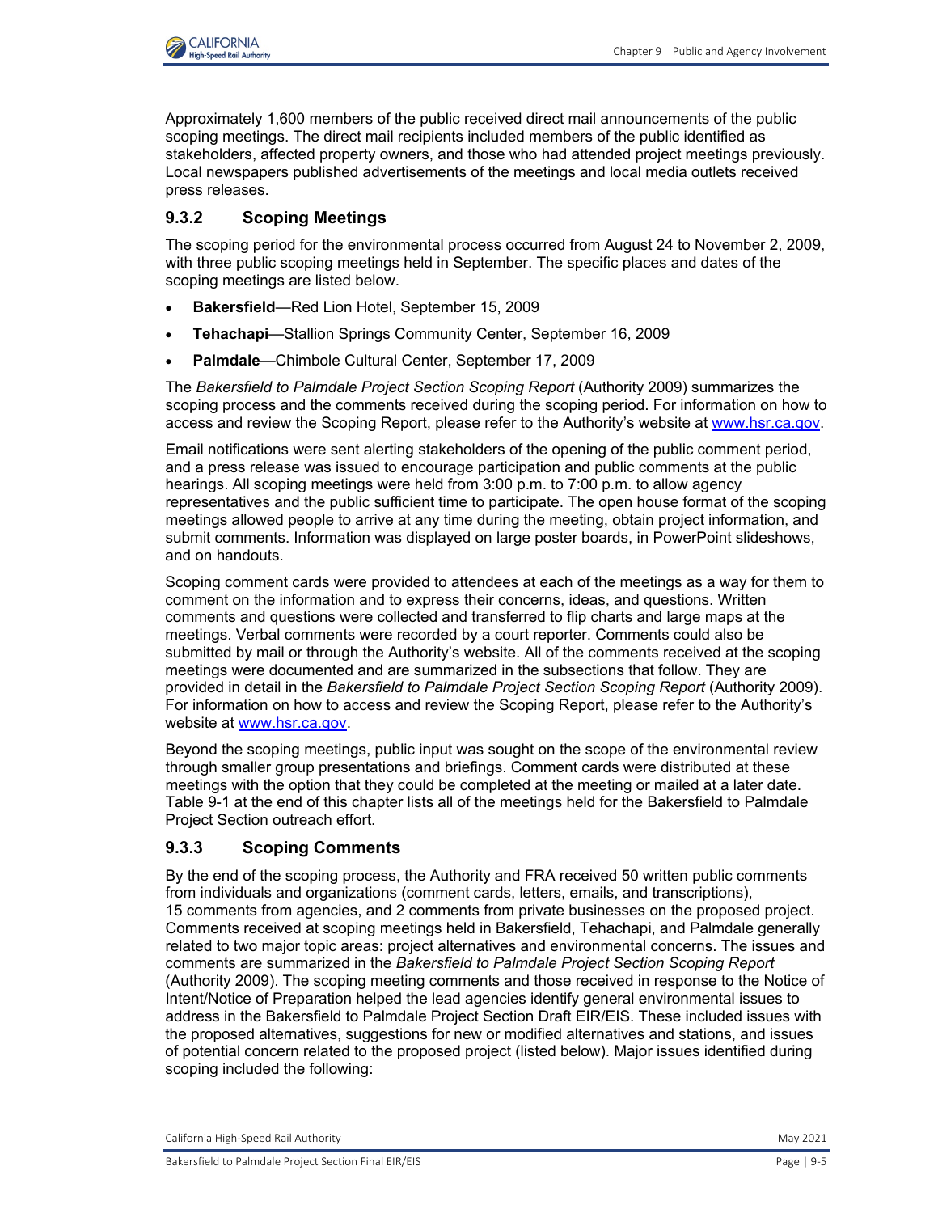Approximately 1,600 members of the public received direct mail announcements of the public scoping meetings. The direct mail recipients included members of the public identified as stakeholders, affected property owners, and those who had attended project meetings previously. Local newspapers published advertisements of the meetings and local media outlets received press releases.

### 9.3.2 Scoping Meetings

The scoping period for the environmental process occurred from August 24 to November 2, 2009, with three public scoping meetings held in September. The specific places and dates of the scoping meetings are listed below.

- **Bakersfield**—Red Lion Hotel, September 15, 2009
- **Tehachapi**—Stallion Springs Community Center, September 16, 2009
- **Palmdale**—Chimbole Cultural Center, September 17, 2009

The *Bakersfield to Palmdale Project Section Scoping Report* (Authority 2009) summarizes the scoping process and the comments received during the scoping period. For information on how to access and review the Scoping Report, please refer to the Authority's website at www.hsr.ca.gov.

Email notifications were sent alerting stakeholders of the opening of the public comment period, and a press release was issued to encourage participation and public comments at the public hearings. All scoping meetings were held from 3:00 p.m. to 7:00 p.m. to allow agency representatives and the public sufficient time to participate. The open house format of the scoping meetings allowed people to arrive at any time during the meeting, obtain project information, and submit comments. Information was displayed on large poster boards, in PowerPoint slideshows, and on handouts.

Scoping comment cards were provided to attendees at each of the meetings as a way for them to comment on the information and to express their concerns, ideas, and questions. Written comments and questions were collected and transferred to flip charts and large maps at the meetings. Verbal comments were recorded by a court reporter. Comments could also be submitted by mail or through the Authority's website. All of the comments received at the scoping meetings were documented and are summarized in the subsections that follow. They are provided in detail in the *Bakersfield to Palmdale Project Section Scoping Report* (Authority 2009). For information on how to access and review the Scoping Report, please refer to the Authority's website at www.hsr.ca.gov.

Beyond the scoping meetings, public input was sought on the scope of the environmental review through smaller group presentations and briefings. Comment cards were distributed at these meetings with the option that they could be completed at the meeting or mailed at a later date. Table 9-1 at the end of this chapter lists all of the meetings held for the Bakersfield to Palmdale Project Section outreach effort.

### 9.3.3 Scoping Comments

By the end of the scoping process, the Authority and FRA received 50 written public comments from individuals and organizations (comment cards, letters, emails, and transcriptions), 15 comments from agencies, and 2 comments from private businesses on the proposed project. Comments received at scoping meetings held in Bakersfield, Tehachapi, and Palmdale generally related to two major topic areas: project alternatives and environmental concerns. The issues and comments are summarized in the *Bakersfield to Palmdale Project Section Scoping Report* (Authority 2009). The scoping meeting comments and those received in response to the Notice of Intent/Notice of Preparation helped the lead agencies identify general environmental issues to address in the Bakersfield to Palmdale Project Section Draft EIR/EIS. These included issues with the proposed alternatives, suggestions for new or modified alternatives and stations, and issues of potential concern related to the proposed project (listed below). Major issues identified during scoping included the following: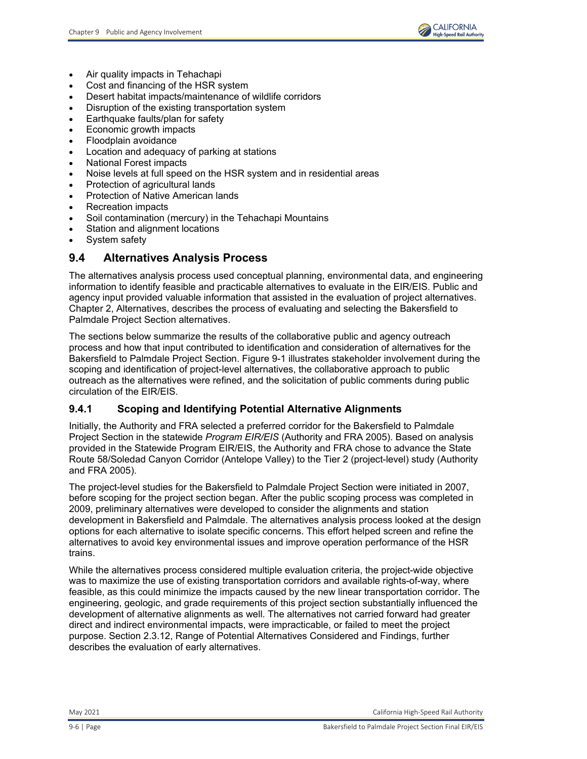- Air quality impacts in Tehachapi
- Cost and financing of the HSR system
- Desert habitat impacts/maintenance of wildlife corridors
- Disruption of the existing transportation system
- Earthquake faults/plan for safety
- Economic growth impacts
- Floodplain avoidance
- Location and adequacy of parking at stations
- National Forest impacts
- Noise levels at full speed on the HSR system and in residential areas
- Protection of agricultural lands
- Protection of Native American lands
- Recreation impacts
- Soil contamination (mercury) in the Tehachapi Mountains
- Station and alignment locations
- System safety

## 9.4 Alternatives Analysis Process

The alternatives analysis process used conceptual planning, environmental data, and engineering information to identify feasible and practicable alternatives to evaluate in the EIR/EIS. Public and agency input provided valuable information that assisted in the evaluation of project alternatives. Chapter 2, Alternatives, describes the process of evaluating and selecting the Bakersfield to Palmdale Project Section alternatives.

The sections below summarize the results of the collaborative public and agency outreach process and how that input contributed to identification and consideration of alternatives for the Bakersfield to Palmdale Project Section. Figure 9-1 illustrates stakeholder involvement during the scoping and identification of project-level alternatives, the collaborative approach to public outreach as the alternatives were refined, and the solicitation of public comments during public circulation of the EIR/EIS.

### 9.4.1 Scoping and Identifying Potential Alternative Alignments

Initially, the Authority and FRA selected a preferred corridor for the Bakersfield to Palmdale Project Section in the statewide *Program EIR/EIS* (Authority and FRA 2005). Based on analysis provided in the Statewide Program EIR/EIS, the Authority and FRA chose to advance the State Route 58/Soledad Canyon Corridor (Antelope Valley) to the Tier 2 (project-level) study (Authority and FRA 2005).

The project-level studies for the Bakersfield to Palmdale Project Section were initiated in 2007, before scoping for the project section began. After the public scoping process was completed in 2009, preliminary alternatives were developed to consider the alignments and station development in Bakersfield and Palmdale. The alternatives analysis process looked at the design options for each alternative to isolate specific concerns. This effort helped screen and refine the alternatives to avoid key environmental issues and improve operation performance of the HSR trains.

While the alternatives process considered multiple evaluation criteria, the project-wide objective was to maximize the use of existing transportation corridors and available rights-of-way, where feasible, as this could minimize the impacts caused by the new linear transportation corridor. The engineering, geologic, and grade requirements of this project section substantially influenced the development of alternative alignments as well. The alternatives not carried forward had greater direct and indirect environmental impacts, were impracticable, or failed to meet the project purpose. Section 2.3.12, Range of Potential Alternatives Considered and Findings, further describes the evaluation of early alternatives.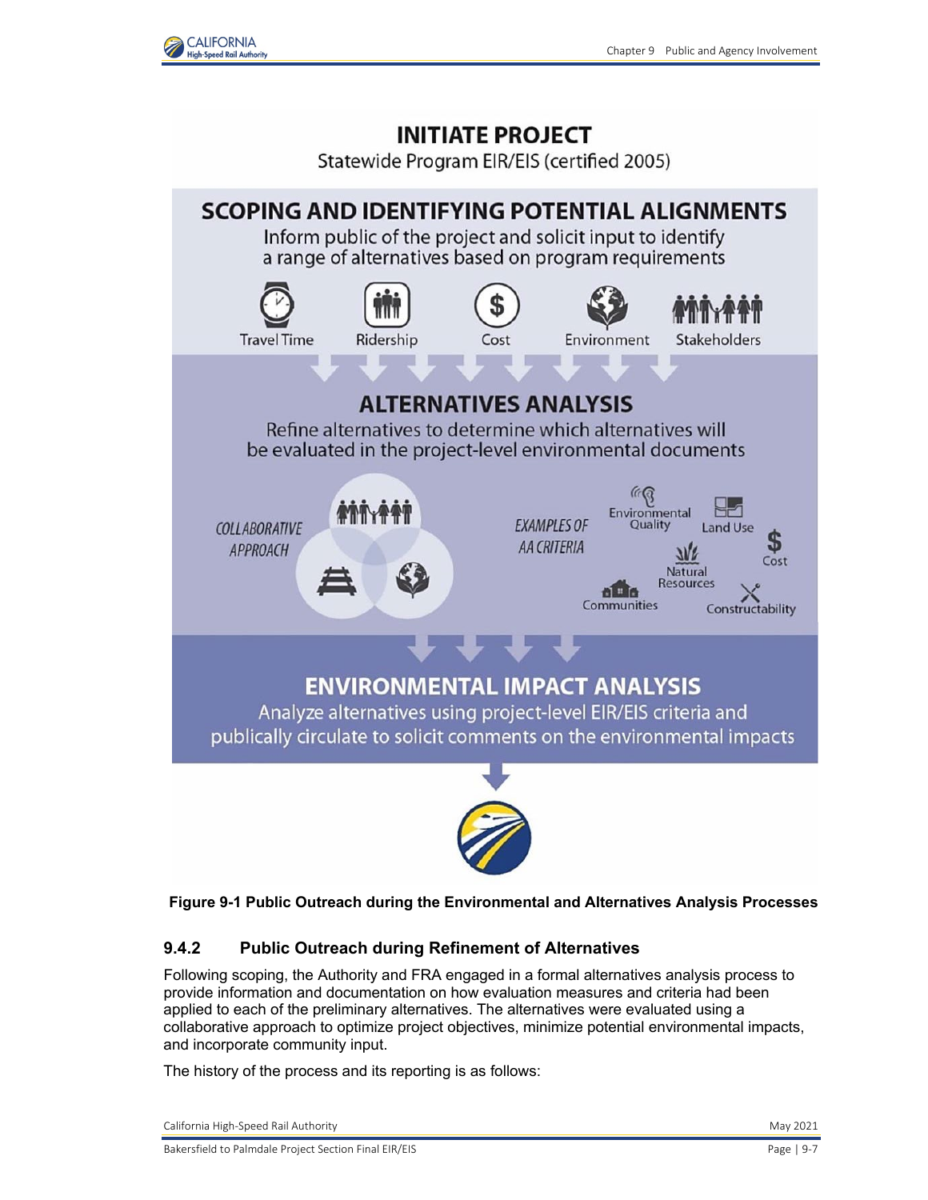INITIATE PROJECT

Statewide Program EIR/EIS (certified 2005)

SCOPING AND IDENTIFYING POTENTIAL ALIGNMENTS

Inform public of the project and solicit input to identify a range of alternatives based on program requirements

Travel Time | Ridership | Cost | Environment | Stakeholders

ALTERNATIVES ANALYSIS

Refine alternatives to determine which alternatives will be evaluated in the project-level environmental documents

COLLABORATIVE APPROACH

EXAMPLES OF AA CRITERIA

Environmental Quality | Land Use | Cost | Natural Resources | Communities | Constructability

ENVIRONMENTAL IMPACT ANALYSIS

Analyze alternatives using project-level EIR/EIS criteria and publically circulate to solicit comments on the environmental impacts

**Figure 9-1 Public Outreach during the Environmental and Alternatives Analysis Processes**

### 9.4.2 Public Outreach during Refinement of Alternatives

Following scoping, the Authority and FRA engaged in a formal alternatives analysis process to provide information and documentation on how evaluation measures and criteria had been applied to each of the preliminary alternatives. The alternatives were evaluated using a collaborative approach to optimize project objectives, minimize potential environmental impacts, and incorporate community input.

The history of the process and its reporting is as follows: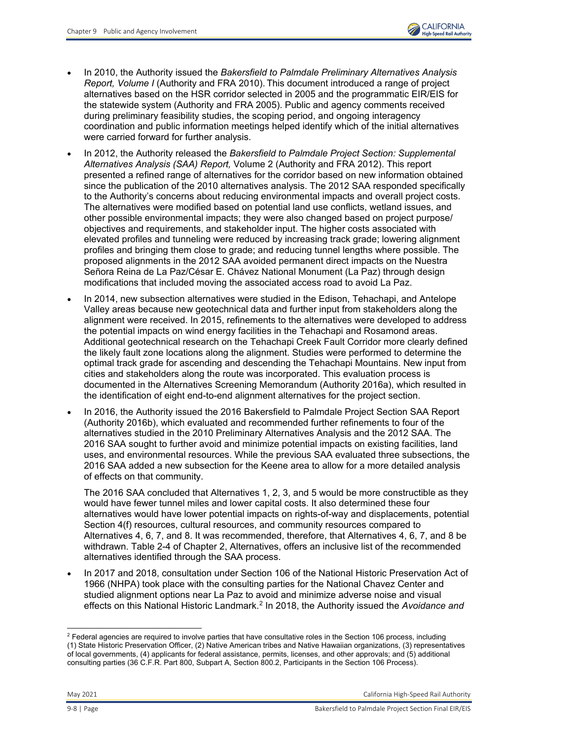- In 2010, the Authority issued the *Bakersfield to Palmdale Preliminary Alternatives Analysis Report, Volume I* (Authority and FRA 2010). This document introduced a range of project alternatives based on the HSR corridor selected in 2005 and the programmatic EIR/EIS for the statewide system (Authority and FRA 2005). Public and agency comments received during preliminary feasibility studies, the scoping period, and ongoing interagency coordination and public information meetings helped identify which of the initial alternatives were carried forward for further analysis.
- In 2012, the Authority released the *Bakersfield to Palmdale Project Section: Supplemental Alternatives Analysis (SAA) Report,* Volume 2 (Authority and FRA 2012). This report presented a refined range of alternatives for the corridor based on new information obtained since the publication of the 2010 alternatives analysis. The 2012 SAA responded specifically to the Authority's concerns about reducing environmental impacts and overall project costs. The alternatives were modified based on potential land use conflicts, wetland issues, and other possible environmental impacts; they were also changed based on project purpose/ objectives and requirements, and stakeholder input. The higher costs associated with elevated profiles and tunneling were reduced by increasing track grade; lowering alignment profiles and bringing them close to grade; and reducing tunnel lengths where possible. The proposed alignments in the 2012 SAA avoided permanent direct impacts on the Nuestra Señora Reina de La Paz/César E. Chávez National Monument (La Paz) through design modifications that included moving the associated access road to avoid La Paz.
- In 2014, new subsection alternatives were studied in the Edison, Tehachapi, and Antelope Valley areas because new geotechnical data and further input from stakeholders along the alignment were received. In 2015, refinements to the alternatives were developed to address the potential impacts on wind energy facilities in the Tehachapi and Rosamond areas. Additional geotechnical research on the Tehachapi Creek Fault Corridor more clearly defined the likely fault zone locations along the alignment. Studies were performed to determine the optimal track grade for ascending and descending the Tehachapi Mountains. New input from cities and stakeholders along the route was incorporated. This evaluation process is documented in the Alternatives Screening Memorandum (Authority 2016a), which resulted in the identification of eight end-to-end alignment alternatives for the project section.
- In 2016, the Authority issued the 2016 Bakersfield to Palmdale Project Section SAA Report (Authority 2016b), which evaluated and recommended further refinements to four of the alternatives studied in the 2010 Preliminary Alternatives Analysis and the 2012 SAA. The 2016 SAA sought to further avoid and minimize potential impacts on existing facilities, land uses, and environmental resources. While the previous SAA evaluated three subsections, the 2016 SAA added a new subsection for the Keene area to allow for a more detailed analysis of effects on that community.

  The 2016 SAA concluded that Alternatives 1, 2, 3, and 5 would be more constructible as they would have fewer tunnel miles and lower capital costs. It also determined these four alternatives would have lower potential impacts on rights-of-way and displacements, potential Section 4(f) resources, cultural resources, and community resources compared to Alternatives 4, 6, 7, and 8. It was recommended, therefore, that Alternatives 4, 6, 7, and 8 be withdrawn. Table 2-4 of Chapter 2, Alternatives, offers an inclusive list of the recommended alternatives identified through the SAA process.
- In 2017 and 2018, consultation under Section 106 of the National Historic Preservation Act of 1966 (NHPA) took place with the consulting parties for the National Chavez Center and studied alignment options near La Paz to avoid and minimize adverse noise and visual effects on this National Historic Landmark.[2] In 2018, the Authority issued the *Avoidance and*

[2] Federal agencies are required to involve parties that have consultative roles in the Section 106 process, including (1) State Historic Preservation Officer, (2) Native American tribes and Native Hawaiian organizations, (3) representatives of local governments, (4) applicants for federal assistance, permits, licenses, and other approvals; and (5) additional consulting parties (36 C.F.R. Part 800, Subpart A, Section 800.2, Participants in the Section 106 Process).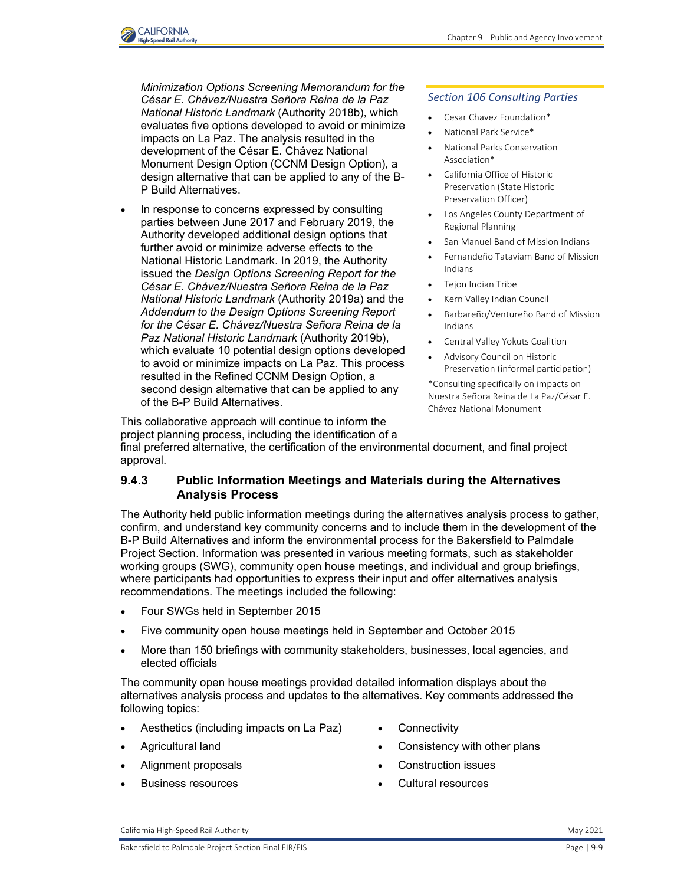*Minimization Options Screening Memorandum for the César E. Chávez/Nuestra Señora Reina de la Paz National Historic Landmark* (Authority 2018b), which evaluates five options developed to avoid or minimize impacts on La Paz. The analysis resulted in the development of the César E. Chávez National Monument Design Option (CCNM Design Option), a design alternative that can be applied to any of the B-P Build Alternatives.

- In response to concerns expressed by consulting parties between June 2017 and February 2019, the Authority developed additional design options that further avoid or minimize adverse effects to the National Historic Landmark. In 2019, the Authority issued the *Design Options Screening Report for the César E. Chávez/Nuestra Señora Reina de la Paz National Historic Landmark* (Authority 2019a) and the *Addendum to the Design Options Screening Report for the César E. Chávez/Nuestra Señora Reina de la Paz National Historic Landmark* (Authority 2019b), which evaluate 10 potential design options developed to avoid or minimize impacts on La Paz. This process resulted in the Refined CCNM Design Option, a second design alternative that can be applied to any of the B-P Build Alternatives.

This collaborative approach will continue to inform the project planning process, including the identification of a final preferred alternative, the certification of the environmental document, and final project approval.

*Section 106 Consulting Parties*

- Cesar Chavez Foundation*
- National Park Service*
- National Parks Conservation Association*
- California Office of Historic Preservation (State Historic Preservation Officer)
- Los Angeles County Department of Regional Planning
- San Manuel Band of Mission Indians
- Fernandeño Tataviam Band of Mission Indians
- Tejon Indian Tribe
- Kern Valley Indian Council
- Barbareño/Ventureño Band of Mission Indians
- Central Valley Yokuts Coalition
- Advisory Council on Historic Preservation (informal participation)

*Consulting specifically on impacts on Nuestra Señora Reina de La Paz/César E. Chávez National Monument

### 9.4.3 Public Information Meetings and Materials during the Alternatives Analysis Process

The Authority held public information meetings during the alternatives analysis process to gather, confirm, and understand key community concerns and to include them in the development of the B-P Build Alternatives and inform the environmental process for the Bakersfield to Palmdale Project Section. Information was presented in various meeting formats, such as stakeholder working groups (SWG), community open house meetings, and individual and group briefings, where participants had opportunities to express their input and offer alternatives analysis recommendations. The meetings included the following:

- Four SWGs held in September 2015
- Five community open house meetings held in September and October 2015
- More than 150 briefings with community stakeholders, businesses, local agencies, and elected officials

The community open house meetings provided detailed information displays about the alternatives analysis process and updates to the alternatives. Key comments addressed the following topics:

- Aesthetics (including impacts on La Paz)
- Agricultural land
- Alignment proposals
- Business resources
- Connectivity
- Consistency with other plans
- Construction issues
- Cultural resources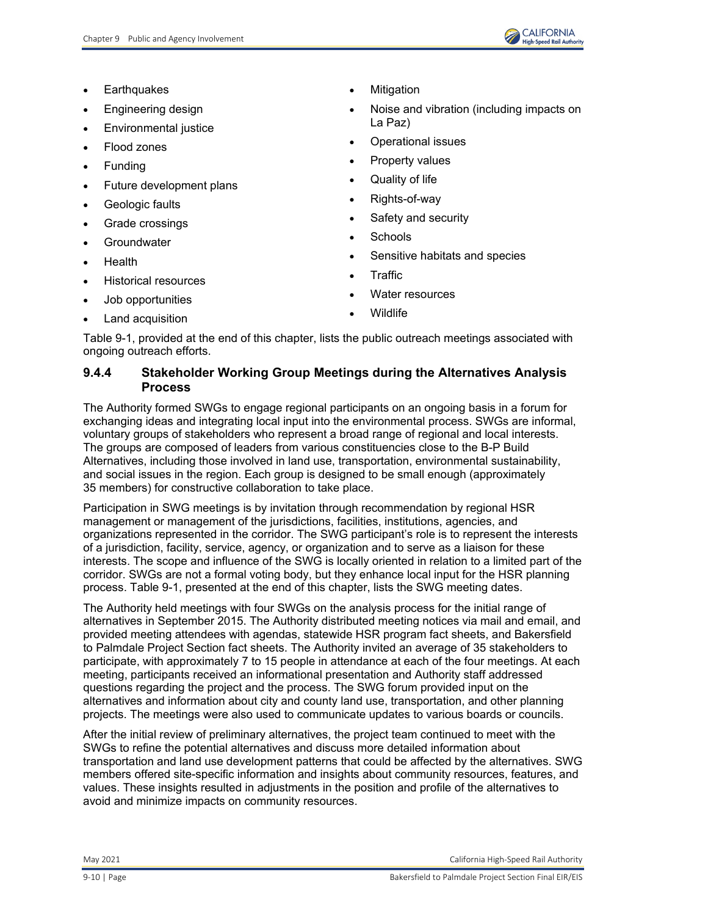- Earthquakes
- Engineering design
- Environmental justice
- Flood zones
- Funding
- Future development plans
- Geologic faults
- Grade crossings
- Groundwater
- Health
- Historical resources
- Job opportunities
- Land acquisition
- Mitigation
- Noise and vibration (including impacts on La Paz)
- Operational issues
- Property values
- Quality of life
- Rights-of-way
- Safety and security
- Schools
- Sensitive habitats and species
- Traffic
- Water resources
- Wildlife

Table 9-1, provided at the end of this chapter, lists the public outreach meetings associated with ongoing outreach efforts.

### 9.4.4 Stakeholder Working Group Meetings during the Alternatives Analysis Process

The Authority formed SWGs to engage regional participants on an ongoing basis in a forum for exchanging ideas and integrating local input into the environmental process. SWGs are informal, voluntary groups of stakeholders who represent a broad range of regional and local interests. The groups are composed of leaders from various constituencies close to the B-P Build Alternatives, including those involved in land use, transportation, environmental sustainability, and social issues in the region. Each group is designed to be small enough (approximately 35 members) for constructive collaboration to take place.

Participation in SWG meetings is by invitation through recommendation by regional HSR management or management of the jurisdictions, facilities, institutions, agencies, and organizations represented in the corridor. The SWG participant's role is to represent the interests of a jurisdiction, facility, service, agency, or organization and to serve as a liaison for these interests. The scope and influence of the SWG is locally oriented in relation to a limited part of the corridor. SWGs are not a formal voting body, but they enhance local input for the HSR planning process. Table 9-1, presented at the end of this chapter, lists the SWG meeting dates.

The Authority held meetings with four SWGs on the analysis process for the initial range of alternatives in September 2015. The Authority distributed meeting notices via mail and email, and provided meeting attendees with agendas, statewide HSR program fact sheets, and Bakersfield to Palmdale Project Section fact sheets. The Authority invited an average of 35 stakeholders to participate, with approximately 7 to 15 people in attendance at each of the four meetings. At each meeting, participants received an informational presentation and Authority staff addressed questions regarding the project and the process. The SWG forum provided input on the alternatives and information about city and county land use, transportation, and other planning projects. The meetings were also used to communicate updates to various boards or councils.

After the initial review of preliminary alternatives, the project team continued to meet with the SWGs to refine the potential alternatives and discuss more detailed information about transportation and land use development patterns that could be affected by the alternatives. SWG members offered site-specific information and insights about community resources, features, and values. These insights resulted in adjustments in the position and profile of the alternatives to avoid and minimize impacts on community resources.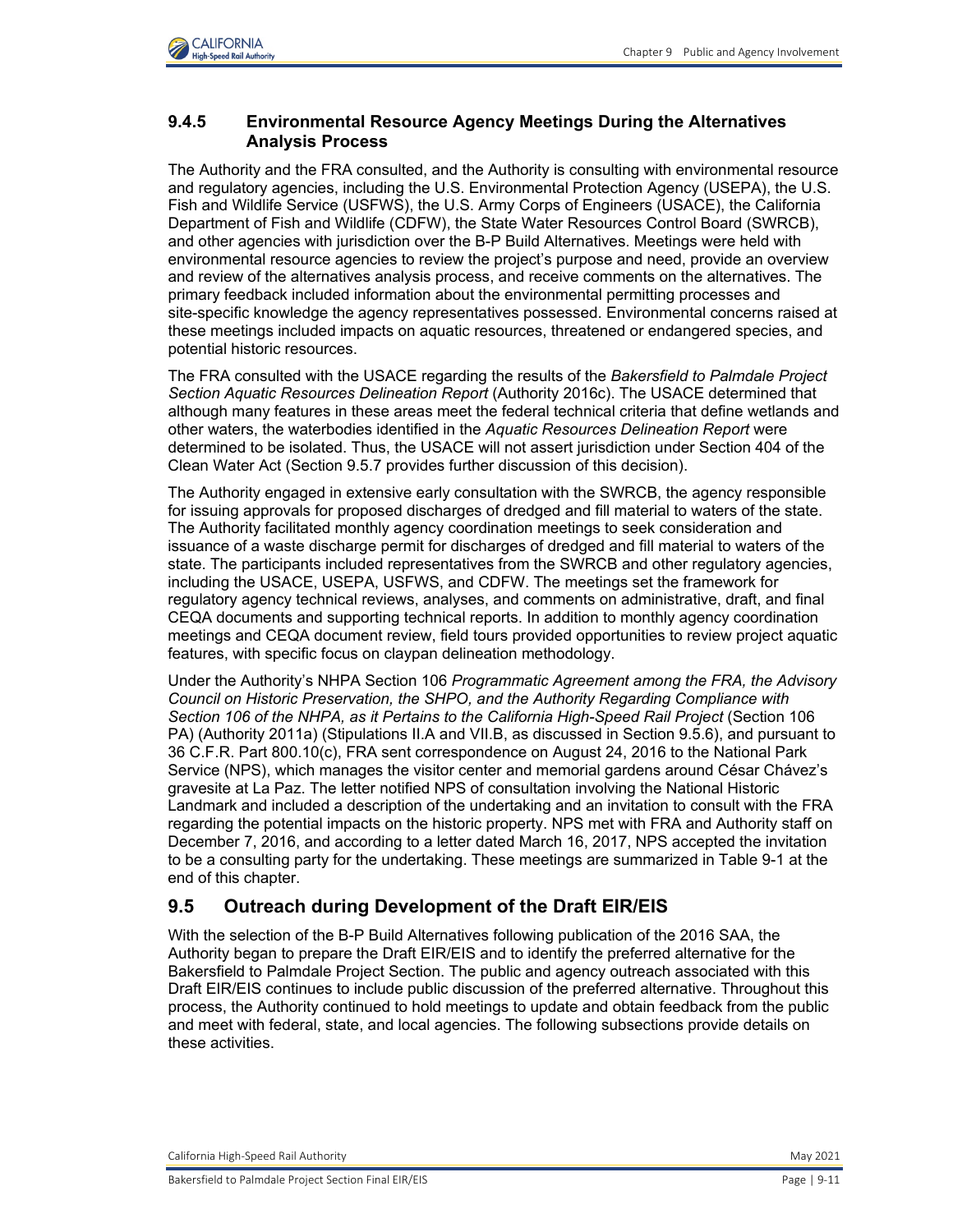### 9.4.5 Environmental Resource Agency Meetings During the Alternatives Analysis Process

The Authority and the FRA consulted, and the Authority is consulting with environmental resource and regulatory agencies, including the U.S. Environmental Protection Agency (USEPA), the U.S. Fish and Wildlife Service (USFWS), the U.S. Army Corps of Engineers (USACE), the California Department of Fish and Wildlife (CDFW), the State Water Resources Control Board (SWRCB), and other agencies with jurisdiction over the B-P Build Alternatives. Meetings were held with environmental resource agencies to review the project's purpose and need, provide an overview and review of the alternatives analysis process, and receive comments on the alternatives. The primary feedback included information about the environmental permitting processes and site-specific knowledge the agency representatives possessed. Environmental concerns raised at these meetings included impacts on aquatic resources, threatened or endangered species, and potential historic resources.

The FRA consulted with the USACE regarding the results of the *Bakersfield to Palmdale Project Section Aquatic Resources Delineation Report* (Authority 2016c). The USACE determined that although many features in these areas meet the federal technical criteria that define wetlands and other waters, the waterbodies identified in the *Aquatic Resources Delineation Report* were determined to be isolated. Thus, the USACE will not assert jurisdiction under Section 404 of the Clean Water Act (Section 9.5.7 provides further discussion of this decision).

The Authority engaged in extensive early consultation with the SWRCB, the agency responsible for issuing approvals for proposed discharges of dredged and fill material to waters of the state. The Authority facilitated monthly agency coordination meetings to seek consideration and issuance of a waste discharge permit for discharges of dredged and fill material to waters of the state. The participants included representatives from the SWRCB and other regulatory agencies, including the USACE, USEPA, USFWS, and CDFW. The meetings set the framework for regulatory agency technical reviews, analyses, and comments on administrative, draft, and final CEQA documents and supporting technical reports. In addition to monthly agency coordination meetings and CEQA document review, field tours provided opportunities to review project aquatic features, with specific focus on claypan delineation methodology.

Under the Authority's NHPA Section 106 *Programmatic Agreement among the FRA, the Advisory Council on Historic Preservation, the SHPO, and the Authority Regarding Compliance with Section 106 of the NHPA, as it Pertains to the California High-Speed Rail Project* (Section 106 PA) (Authority 2011a) (Stipulations II.A and VII.B, as discussed in Section 9.5.6), and pursuant to 36 C.F.R. Part 800.10(c), FRA sent correspondence on August 24, 2016 to the National Park Service (NPS), which manages the visitor center and memorial gardens around César Chávez's gravesite at La Paz. The letter notified NPS of consultation involving the National Historic Landmark and included a description of the undertaking and an invitation to consult with the FRA regarding the potential impacts on the historic property. NPS met with FRA and Authority staff on December 7, 2016, and according to a letter dated March 16, 2017, NPS accepted the invitation to be a consulting party for the undertaking. These meetings are summarized in Table 9-1 at the end of this chapter.

## 9.5 Outreach during Development of the Draft EIR/EIS

With the selection of the B-P Build Alternatives following publication of the 2016 SAA, the Authority began to prepare the Draft EIR/EIS and to identify the preferred alternative for the Bakersfield to Palmdale Project Section. The public and agency outreach associated with this Draft EIR/EIS continues to include public discussion of the preferred alternative. Throughout this process, the Authority continued to hold meetings to update and obtain feedback from the public and meet with federal, state, and local agencies. The following subsections provide details on these activities.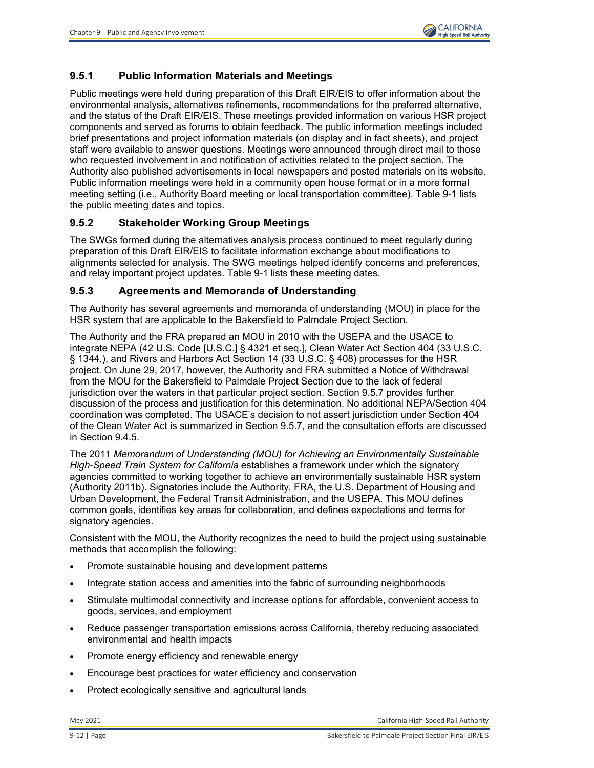### 9.5.1 Public Information Materials and Meetings

Public meetings were held during preparation of this Draft EIR/EIS to offer information about the environmental analysis, alternatives refinements, recommendations for the preferred alternative, and the status of the Draft EIR/EIS. These meetings provided information on various HSR project components and served as forums to obtain feedback. The public information meetings included brief presentations and project information materials (on display and in fact sheets), and project staff were available to answer questions. Meetings were announced through direct mail to those who requested involvement in and notification of activities related to the project section. The Authority also published advertisements in local newspapers and posted materials on its website. Public information meetings were held in a community open house format or in a more formal meeting setting (i.e., Authority Board meeting or local transportation committee). Table 9-1 lists the public meeting dates and topics.

### 9.5.2 Stakeholder Working Group Meetings

The SWGs formed during the alternatives analysis process continued to meet regularly during preparation of this Draft EIR/EIS to facilitate information exchange about modifications to alignments selected for analysis. The SWG meetings helped identify concerns and preferences, and relay important project updates. Table 9-1 lists these meeting dates.

### 9.5.3 Agreements and Memoranda of Understanding

The Authority has several agreements and memoranda of understanding (MOU) in place for the HSR system that are applicable to the Bakersfield to Palmdale Project Section.

The Authority and the FRA prepared an MOU in 2010 with the USEPA and the USACE to integrate NEPA (42 U.S. Code [U.S.C.] § 4321 et seq.], Clean Water Act Section 404 (33 U.S.C. § 1344.), and Rivers and Harbors Act Section 14 (33 U.S.C. § 408) processes for the HSR project. On June 29, 2017, however, the Authority and FRA submitted a Notice of Withdrawal from the MOU for the Bakersfield to Palmdale Project Section due to the lack of federal jurisdiction over the waters in that particular project section. Section 9.5.7 provides further discussion of the process and justification for this determination. No additional NEPA/Section 404 coordination was completed. The USACE's decision to not assert jurisdiction under Section 404 of the Clean Water Act is summarized in Section 9.5.7, and the consultation efforts are discussed in Section 9.4.5.

The 2011 *Memorandum of Understanding (MOU) for Achieving an Environmentally Sustainable High-Speed Train System for California* establishes a framework under which the signatory agencies committed to working together to achieve an environmentally sustainable HSR system (Authority 2011b). Signatories include the Authority, FRA, the U.S. Department of Housing and Urban Development, the Federal Transit Administration, and the USEPA. This MOU defines common goals, identifies key areas for collaboration, and defines expectations and terms for signatory agencies.

Consistent with the MOU, the Authority recognizes the need to build the project using sustainable methods that accomplish the following:

- Promote sustainable housing and development patterns
- Integrate station access and amenities into the fabric of surrounding neighborhoods
- Stimulate multimodal connectivity and increase options for affordable, convenient access to goods, services, and employment
- Reduce passenger transportation emissions across California, thereby reducing associated environmental and health impacts
- Promote energy efficiency and renewable energy
- Encourage best practices for water efficiency and conservation
- Protect ecologically sensitive and agricultural lands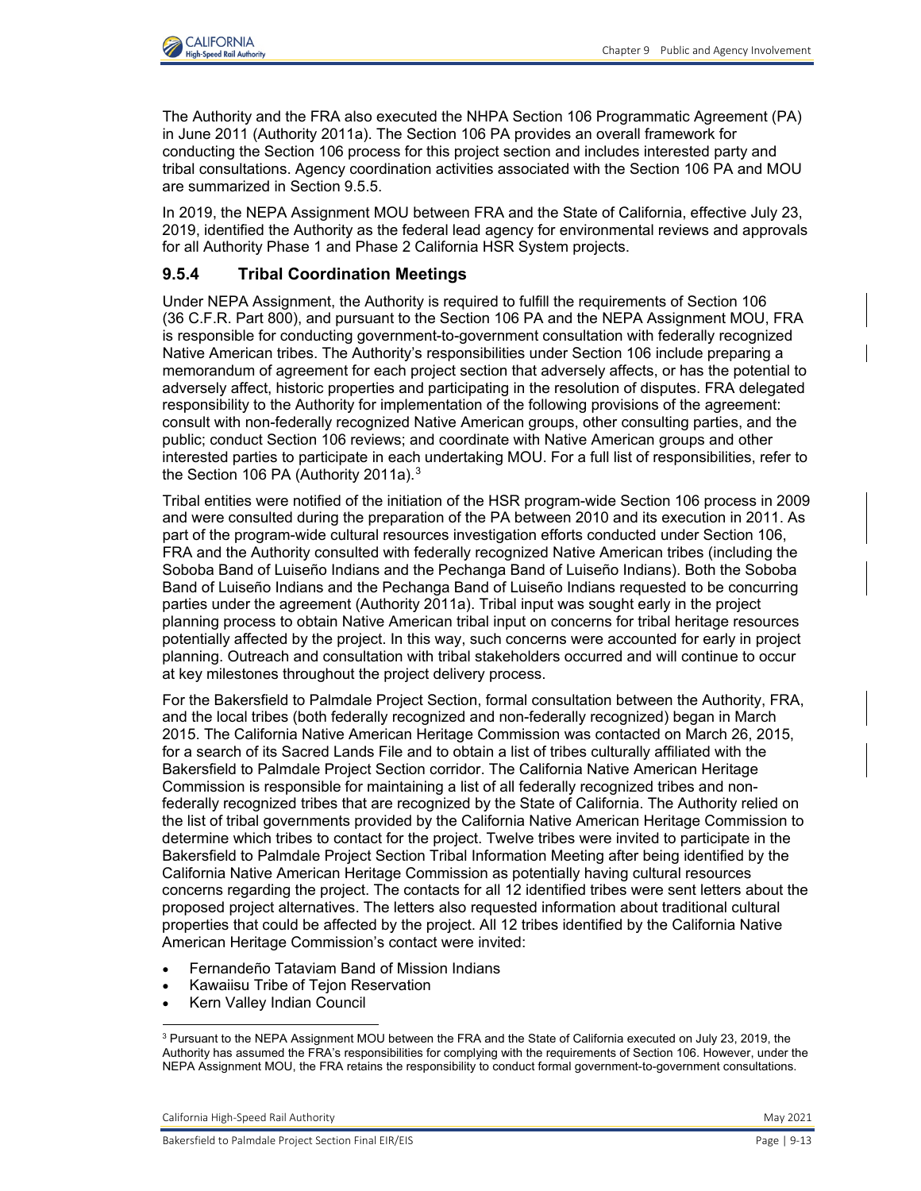The Authority and the FRA also executed the NHPA Section 106 Programmatic Agreement (PA) in June 2011 (Authority 2011a). The Section 106 PA provides an overall framework for conducting the Section 106 process for this project section and includes interested party and tribal consultations. Agency coordination activities associated with the Section 106 PA and MOU are summarized in Section 9.5.5.

In 2019, the NEPA Assignment MOU between FRA and the State of California, effective July 23, 2019, identified the Authority as the federal lead agency for environmental reviews and approvals for all Authority Phase 1 and Phase 2 California HSR System projects.

### 9.5.4 Tribal Coordination Meetings

Under NEPA Assignment, the Authority is required to fulfill the requirements of Section 106 (36 C.F.R. Part 800), and pursuant to the Section 106 PA and the NEPA Assignment MOU, FRA is responsible for conducting government-to-government consultation with federally recognized Native American tribes. The Authority's responsibilities under Section 106 include preparing a memorandum of agreement for each project section that adversely affects, or has the potential to adversely affect, historic properties and participating in the resolution of disputes. FRA delegated responsibility to the Authority for implementation of the following provisions of the agreement: consult with non-federally recognized Native American groups, other consulting parties, and the public; conduct Section 106 reviews; and coordinate with Native American groups and other interested parties to participate in each undertaking MOU. For a full list of responsibilities, refer to the Section 106 PA (Authority 2011a).[3]

Tribal entities were notified of the initiation of the HSR program-wide Section 106 process in 2009 and were consulted during the preparation of the PA between 2010 and its execution in 2011. As part of the program-wide cultural resources investigation efforts conducted under Section 106, FRA and the Authority consulted with federally recognized Native American tribes (including the Soboba Band of Luiseño Indians and the Pechanga Band of Luiseño Indians). Both the Soboba Band of Luiseño Indians and the Pechanga Band of Luiseño Indians requested to be concurring parties under the agreement (Authority 2011a). Tribal input was sought early in the project planning process to obtain Native American tribal input on concerns for tribal heritage resources potentially affected by the project. In this way, such concerns were accounted for early in project planning. Outreach and consultation with tribal stakeholders occurred and will continue to occur at key milestones throughout the project delivery process.

For the Bakersfield to Palmdale Project Section, formal consultation between the Authority, FRA, and the local tribes (both federally recognized and non-federally recognized) began in March 2015. The California Native American Heritage Commission was contacted on March 26, 2015, for a search of its Sacred Lands File and to obtain a list of tribes culturally affiliated with the Bakersfield to Palmdale Project Section corridor. The California Native American Heritage Commission is responsible for maintaining a list of all federally recognized tribes and non-federally recognized tribes that are recognized by the State of California. The Authority relied on the list of tribal governments provided by the California Native American Heritage Commission to determine which tribes to contact for the project. Twelve tribes were invited to participate in the Bakersfield to Palmdale Project Section Tribal Information Meeting after being identified by the California Native American Heritage Commission as potentially having cultural resources concerns regarding the project. The contacts for all 12 identified tribes were sent letters about the proposed project alternatives. The letters also requested information about traditional cultural properties that could be affected by the project. All 12 tribes identified by the California Native American Heritage Commission's contact were invited:

- Fernandeño Tataviam Band of Mission Indians
- Kawaiisu Tribe of Tejon Reservation
- Kern Valley Indian Council

[3] Pursuant to the NEPA Assignment MOU between the FRA and the State of California executed on July 23, 2019, the Authority has assumed the FRA's responsibilities for complying with the requirements of Section 106. However, under the NEPA Assignment MOU, the FRA retains the responsibility to conduct formal government-to-government consultations.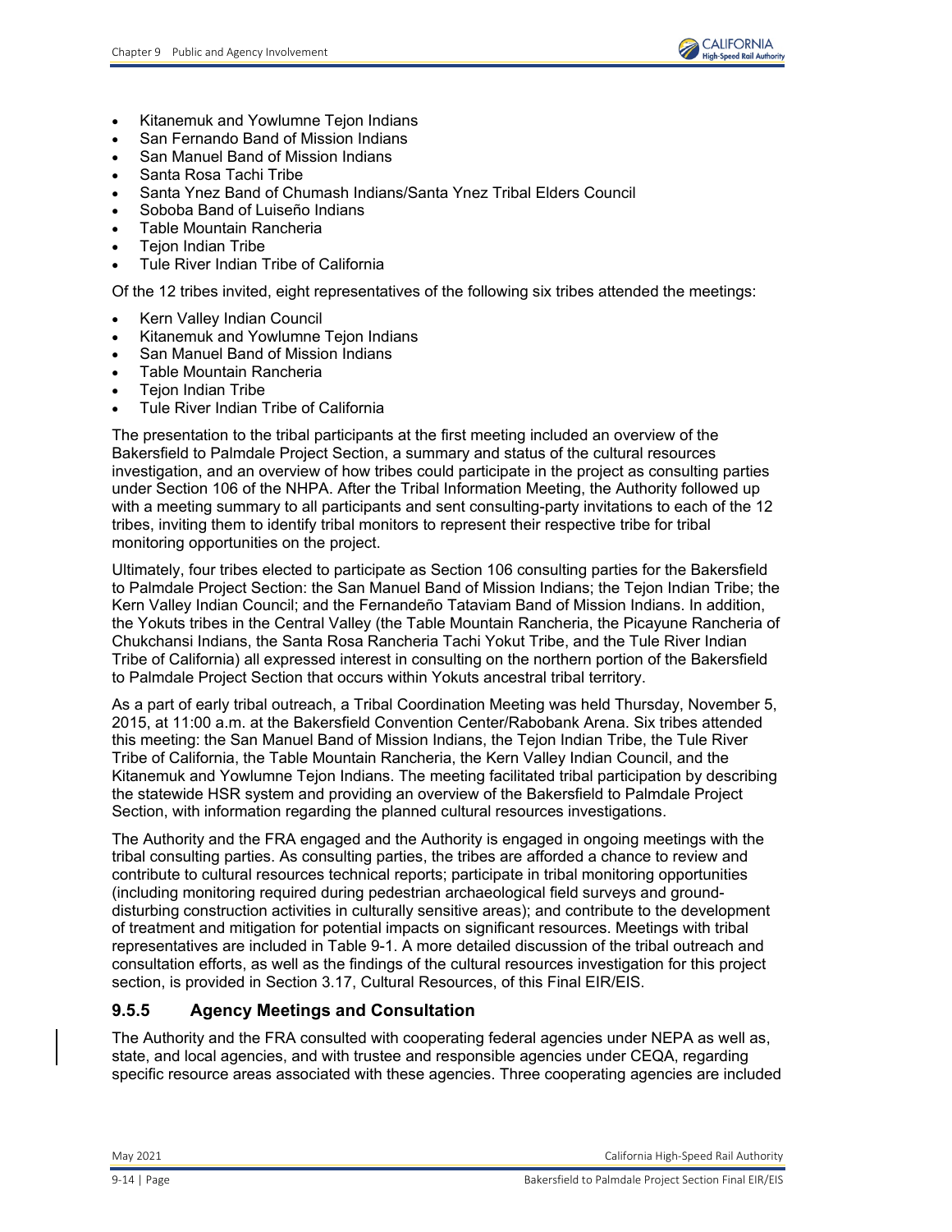- Kitanemuk and Yowlumne Tejon Indians
- San Fernando Band of Mission Indians
- San Manuel Band of Mission Indians
- Santa Rosa Tachi Tribe
- Santa Ynez Band of Chumash Indians/Santa Ynez Tribal Elders Council
- Soboba Band of Luiseño Indians
- Table Mountain Rancheria
- Tejon Indian Tribe
- Tule River Indian Tribe of California

Of the 12 tribes invited, eight representatives of the following six tribes attended the meetings:

- Kern Valley Indian Council
- Kitanemuk and Yowlumne Tejon Indians
- San Manuel Band of Mission Indians
- Table Mountain Rancheria
- Tejon Indian Tribe
- Tule River Indian Tribe of California

The presentation to the tribal participants at the first meeting included an overview of the Bakersfield to Palmdale Project Section, a summary and status of the cultural resources investigation, and an overview of how tribes could participate in the project as consulting parties under Section 106 of the NHPA. After the Tribal Information Meeting, the Authority followed up with a meeting summary to all participants and sent consulting-party invitations to each of the 12 tribes, inviting them to identify tribal monitors to represent their respective tribe for tribal monitoring opportunities on the project.

Ultimately, four tribes elected to participate as Section 106 consulting parties for the Bakersfield to Palmdale Project Section: the San Manuel Band of Mission Indians; the Tejon Indian Tribe; the Kern Valley Indian Council; and the Fernandeño Tataviam Band of Mission Indians. In addition, the Yokuts tribes in the Central Valley (the Table Mountain Rancheria, the Picayune Rancheria of Chukchansi Indians, the Santa Rosa Rancheria Tachi Yokut Tribe, and the Tule River Indian Tribe of California) all expressed interest in consulting on the northern portion of the Bakersfield to Palmdale Project Section that occurs within Yokuts ancestral tribal territory.

As a part of early tribal outreach, a Tribal Coordination Meeting was held Thursday, November 5, 2015, at 11:00 a.m. at the Bakersfield Convention Center/Rabobank Arena. Six tribes attended this meeting: the San Manuel Band of Mission Indians, the Tejon Indian Tribe, the Tule River Tribe of California, the Table Mountain Rancheria, the Kern Valley Indian Council, and the Kitanemuk and Yowlumne Tejon Indians. The meeting facilitated tribal participation by describing the statewide HSR system and providing an overview of the Bakersfield to Palmdale Project Section, with information regarding the planned cultural resources investigations.

The Authority and the FRA engaged and the Authority is engaged in ongoing meetings with the tribal consulting parties. As consulting parties, the tribes are afforded a chance to review and contribute to cultural resources technical reports; participate in tribal monitoring opportunities (including monitoring required during pedestrian archaeological field surveys and ground-disturbing construction activities in culturally sensitive areas); and contribute to the development of treatment and mitigation for potential impacts on significant resources. Meetings with tribal representatives are included in Table 9-1. A more detailed discussion of the tribal outreach and consultation efforts, as well as the findings of the cultural resources investigation for this project section, is provided in Section 3.17, Cultural Resources, of this Final EIR/EIS.

### 9.5.5 Agency Meetings and Consultation

The Authority and the FRA consulted with cooperating federal agencies under NEPA as well as, state, and local agencies, and with trustee and responsible agencies under CEQA, regarding specific resource areas associated with these agencies. Three cooperating agencies are included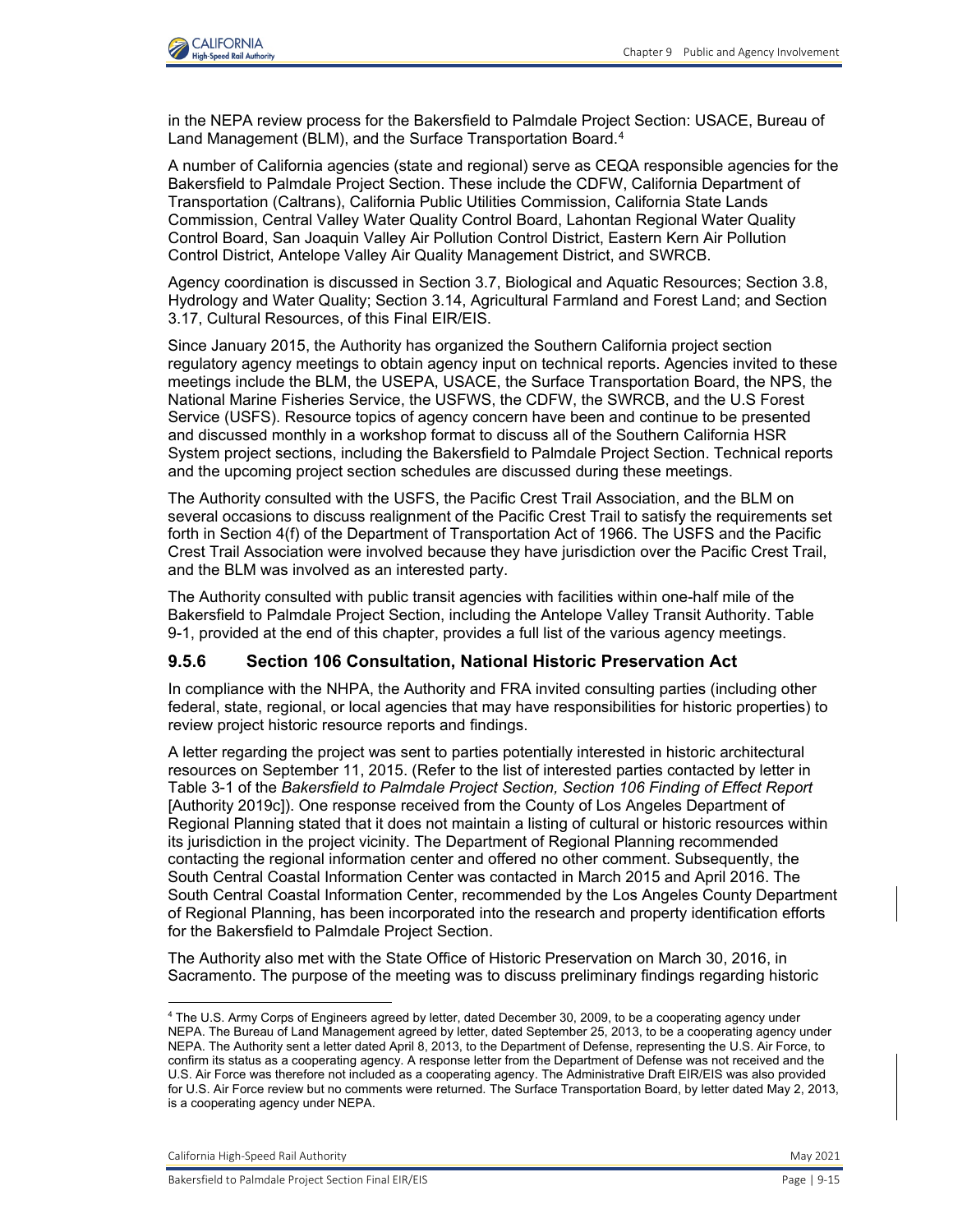in the NEPA review process for the Bakersfield to Palmdale Project Section: USACE, Bureau of Land Management (BLM), and the Surface Transportation Board.[4]

A number of California agencies (state and regional) serve as CEQA responsible agencies for the Bakersfield to Palmdale Project Section. These include the CDFW, California Department of Transportation (Caltrans), California Public Utilities Commission, California State Lands Commission, Central Valley Water Quality Control Board, Lahontan Regional Water Quality Control Board, San Joaquin Valley Air Pollution Control District, Eastern Kern Air Pollution Control District, Antelope Valley Air Quality Management District, and SWRCB.

Agency coordination is discussed in Section 3.7, Biological and Aquatic Resources; Section 3.8, Hydrology and Water Quality; Section 3.14, Agricultural Farmland and Forest Land; and Section 3.17, Cultural Resources, of this Final EIR/EIS.

Since January 2015, the Authority has organized the Southern California project section regulatory agency meetings to obtain agency input on technical reports. Agencies invited to these meetings include the BLM, the USEPA, USACE, the Surface Transportation Board, the NPS, the National Marine Fisheries Service, the USFWS, the CDFW, the SWRCB, and the U.S Forest Service (USFS). Resource topics of agency concern have been and continue to be presented and discussed monthly in a workshop format to discuss all of the Southern California HSR System project sections, including the Bakersfield to Palmdale Project Section. Technical reports and the upcoming project section schedules are discussed during these meetings.

The Authority consulted with the USFS, the Pacific Crest Trail Association, and the BLM on several occasions to discuss realignment of the Pacific Crest Trail to satisfy the requirements set forth in Section 4(f) of the Department of Transportation Act of 1966. The USFS and the Pacific Crest Trail Association were involved because they have jurisdiction over the Pacific Crest Trail, and the BLM was involved as an interested party.

The Authority consulted with public transit agencies with facilities within one-half mile of the Bakersfield to Palmdale Project Section, including the Antelope Valley Transit Authority. Table 9-1, provided at the end of this chapter, provides a full list of the various agency meetings.

### 9.5.6 Section 106 Consultation, National Historic Preservation Act

In compliance with the NHPA, the Authority and FRA invited consulting parties (including other federal, state, regional, or local agencies that may have responsibilities for historic properties) to review project historic resource reports and findings.

A letter regarding the project was sent to parties potentially interested in historic architectural resources on September 11, 2015. (Refer to the list of interested parties contacted by letter in Table 3-1 of the *Bakersfield to Palmdale Project Section, Section 106 Finding of Effect Report* [Authority 2019c]). One response received from the County of Los Angeles Department of Regional Planning stated that it does not maintain a listing of cultural or historic resources within its jurisdiction in the project vicinity. The Department of Regional Planning recommended contacting the regional information center and offered no other comment. Subsequently, the South Central Coastal Information Center was contacted in March 2015 and April 2016. The South Central Coastal Information Center, recommended by the Los Angeles County Department of Regional Planning, has been incorporated into the research and property identification efforts for the Bakersfield to Palmdale Project Section.

The Authority also met with the State Office of Historic Preservation on March 30, 2016, in Sacramento. The purpose of the meeting was to discuss preliminary findings regarding historic

[4] The U.S. Army Corps of Engineers agreed by letter, dated December 30, 2009, to be a cooperating agency under NEPA. The Bureau of Land Management agreed by letter, dated September 25, 2013, to be a cooperating agency under NEPA. The Authority sent a letter dated April 8, 2013, to the Department of Defense, representing the U.S. Air Force, to confirm its status as a cooperating agency. A response letter from the Department of Defense was not received and the U.S. Air Force was therefore not included as a cooperating agency. The Administrative Draft EIR/EIS was also provided for U.S. Air Force review but no comments were returned. The Surface Transportation Board, by letter dated May 2, 2013, is a cooperating agency under NEPA.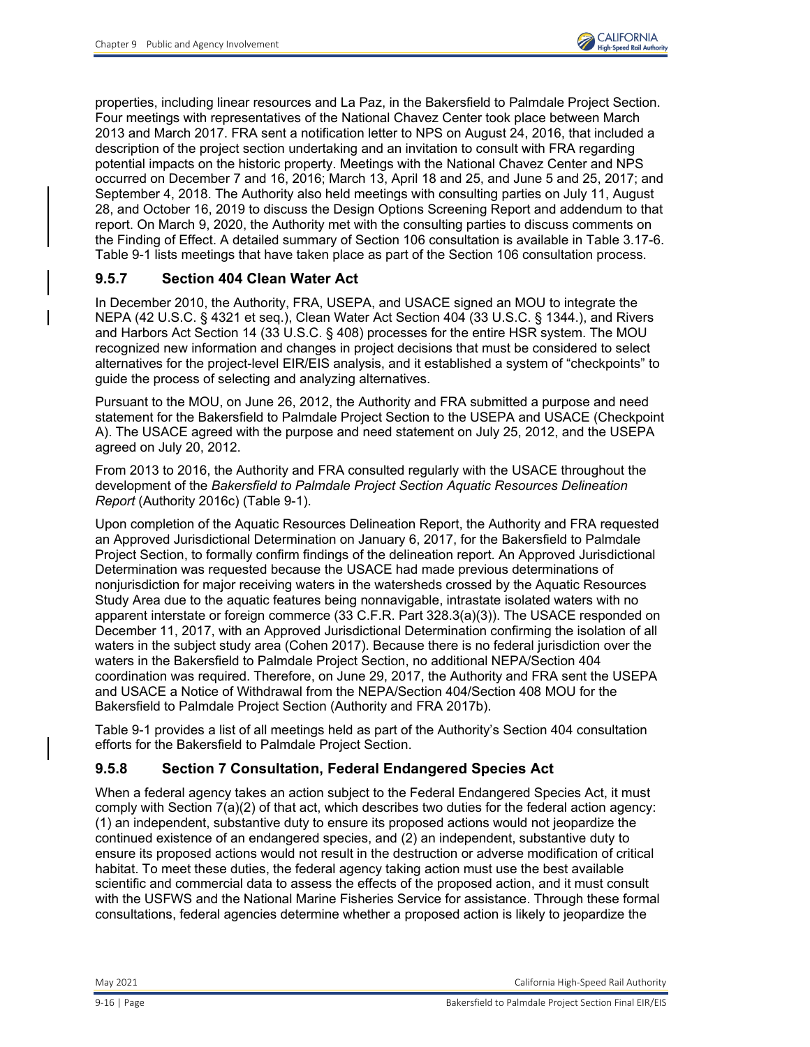properties, including linear resources and La Paz, in the Bakersfield to Palmdale Project Section. Four meetings with representatives of the National Chavez Center took place between March 2013 and March 2017. FRA sent a notification letter to NPS on August 24, 2016, that included a description of the project section undertaking and an invitation to consult with FRA regarding potential impacts on the historic property. Meetings with the National Chavez Center and NPS occurred on December 7 and 16, 2016; March 13, April 18 and 25, and June 5 and 25, 2017; and September 4, 2018. The Authority also held meetings with consulting parties on July 11, August 28, and October 16, 2019 to discuss the Design Options Screening Report and addendum to that report. On March 9, 2020, the Authority met with the consulting parties to discuss comments on the Finding of Effect. A detailed summary of Section 106 consultation is available in Table 3.17-6. Table 9-1 lists meetings that have taken place as part of the Section 106 consultation process.

### 9.5.7 Section 404 Clean Water Act

In December 2010, the Authority, FRA, USEPA, and USACE signed an MOU to integrate the NEPA (42 U.S.C. § 4321 et seq.), Clean Water Act Section 404 (33 U.S.C. § 1344.), and Rivers and Harbors Act Section 14 (33 U.S.C. § 408) processes for the entire HSR system. The MOU recognized new information and changes in project decisions that must be considered to select alternatives for the project-level EIR/EIS analysis, and it established a system of “checkpoints” to guide the process of selecting and analyzing alternatives.

Pursuant to the MOU, on June 26, 2012, the Authority and FRA submitted a purpose and need statement for the Bakersfield to Palmdale Project Section to the USEPA and USACE (Checkpoint A). The USACE agreed with the purpose and need statement on July 25, 2012, and the USEPA agreed on July 20, 2012.

From 2013 to 2016, the Authority and FRA consulted regularly with the USACE throughout the development of the *Bakersfield to Palmdale Project Section Aquatic Resources Delineation Report* (Authority 2016c) (Table 9-1).

Upon completion of the Aquatic Resources Delineation Report, the Authority and FRA requested an Approved Jurisdictional Determination on January 6, 2017, for the Bakersfield to Palmdale Project Section, to formally confirm findings of the delineation report. An Approved Jurisdictional Determination was requested because the USACE had made previous determinations of nonjurisdiction for major receiving waters in the watersheds crossed by the Aquatic Resources Study Area due to the aquatic features being nonnavigable, intrastate isolated waters with no apparent interstate or foreign commerce (33 C.F.R. Part 328.3(a)(3)). The USACE responded on December 11, 2017, with an Approved Jurisdictional Determination confirming the isolation of all waters in the subject study area (Cohen 2017). Because there is no federal jurisdiction over the waters in the Bakersfield to Palmdale Project Section, no additional NEPA/Section 404 coordination was required. Therefore, on June 29, 2017, the Authority and FRA sent the USEPA and USACE a Notice of Withdrawal from the NEPA/Section 404/Section 408 MOU for the Bakersfield to Palmdale Project Section (Authority and FRA 2017b).

Table 9-1 provides a list of all meetings held as part of the Authority’s Section 404 consultation efforts for the Bakersfield to Palmdale Project Section.

### 9.5.8 Section 7 Consultation, Federal Endangered Species Act

When a federal agency takes an action subject to the Federal Endangered Species Act, it must comply with Section 7(a)(2) of that act, which describes two duties for the federal action agency: (1) an independent, substantive duty to ensure its proposed actions would not jeopardize the continued existence of an endangered species, and (2) an independent, substantive duty to ensure its proposed actions would not result in the destruction or adverse modification of critical habitat. To meet these duties, the federal agency taking action must use the best available scientific and commercial data to assess the effects of the proposed action, and it must consult with the USFWS and the National Marine Fisheries Service for assistance. Through these formal consultations, federal agencies determine whether a proposed action is likely to jeopardize the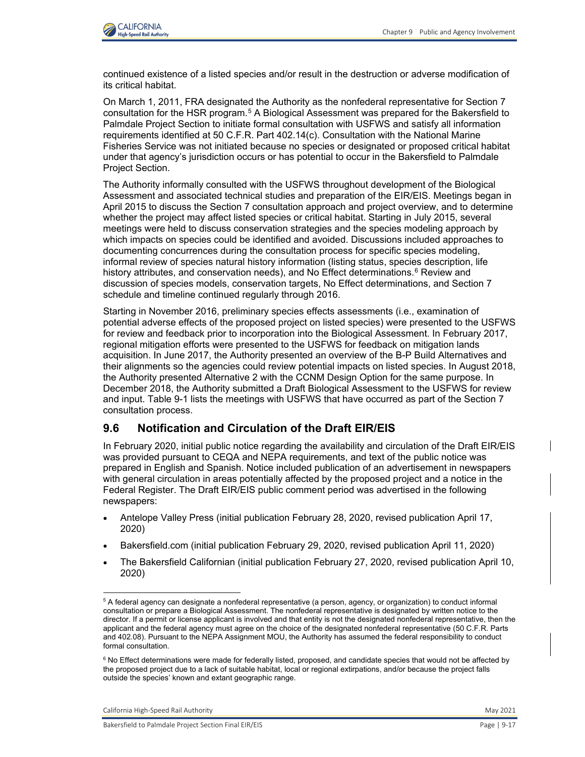continued existence of a listed species and/or result in the destruction or adverse modification of its critical habitat.

On March 1, 2011, FRA designated the Authority as the nonfederal representative for Section 7 consultation for the HSR program.[5] A Biological Assessment was prepared for the Bakersfield to Palmdale Project Section to initiate formal consultation with USFWS and satisfy all information requirements identified at 50 C.F.R. Part 402.14(c). Consultation with the National Marine Fisheries Service was not initiated because no species or designated or proposed critical habitat under that agency's jurisdiction occurs or has potential to occur in the Bakersfield to Palmdale Project Section.

The Authority informally consulted with the USFWS throughout development of the Biological Assessment and associated technical studies and preparation of the EIR/EIS. Meetings began in April 2015 to discuss the Section 7 consultation approach and project overview, and to determine whether the project may affect listed species or critical habitat. Starting in July 2015, several meetings were held to discuss conservation strategies and the species modeling approach by which impacts on species could be identified and avoided. Discussions included approaches to documenting concurrences during the consultation process for specific species modeling, informal review of species natural history information (listing status, species description, life history attributes, and conservation needs), and No Effect determinations.[6] Review and discussion of species models, conservation targets, No Effect determinations, and Section 7 schedule and timeline continued regularly through 2016.

Starting in November 2016, preliminary species effects assessments (i.e., examination of potential adverse effects of the proposed project on listed species) were presented to the USFWS for review and feedback prior to incorporation into the Biological Assessment. In February 2017, regional mitigation efforts were presented to the USFWS for feedback on mitigation lands acquisition. In June 2017, the Authority presented an overview of the B-P Build Alternatives and their alignments so the agencies could review potential impacts on listed species. In August 2018, the Authority presented Alternative 2 with the CCNM Design Option for the same purpose. In December 2018, the Authority submitted a Draft Biological Assessment to the USFWS for review and input. Table 9-1 lists the meetings with USFWS that have occurred as part of the Section 7 consultation process.

## 9.6 Notification and Circulation of the Draft EIR/EIS

In February 2020, initial public notice regarding the availability and circulation of the Draft EIR/EIS was provided pursuant to CEQA and NEPA requirements, and text of the public notice was prepared in English and Spanish. Notice included publication of an advertisement in newspapers with general circulation in areas potentially affected by the proposed project and a notice in the Federal Register. The Draft EIR/EIS public comment period was advertised in the following newspapers:

- Antelope Valley Press (initial publication February 28, 2020, revised publication April 17, 2020)
- Bakersfield.com (initial publication February 29, 2020, revised publication April 11, 2020)
- The Bakersfield Californian (initial publication February 27, 2020, revised publication April 10, 2020)

[5] A federal agency can designate a nonfederal representative (a person, agency, or organization) to conduct informal consultation or prepare a Biological Assessment. The nonfederal representative is designated by written notice to the director. If a permit or license applicant is involved and that entity is not the designated nonfederal representative, then the applicant and the federal agency must agree on the choice of the designated nonfederal representative (50 C.F.R. Parts and 402.08). Pursuant to the NEPA Assignment MOU, the Authority has assumed the federal responsibility to conduct formal consultation.

[6] No Effect determinations were made for federally listed, proposed, and candidate species that would not be affected by the proposed project due to a lack of suitable habitat, local or regional extirpations, and/or because the project falls outside the species' known and extant geographic range.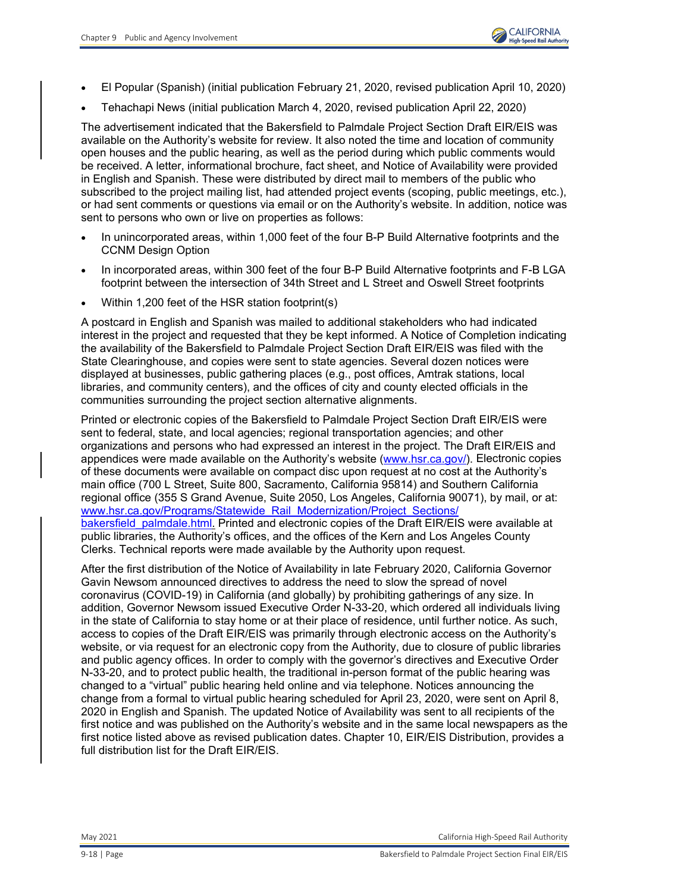- El Popular (Spanish) (initial publication February 21, 2020, revised publication April 10, 2020)
- Tehachapi News (initial publication March 4, 2020, revised publication April 22, 2020)

The advertisement indicated that the Bakersfield to Palmdale Project Section Draft EIR/EIS was available on the Authority's website for review. It also noted the time and location of community open houses and the public hearing, as well as the period during which public comments would be received. A letter, informational brochure, fact sheet, and Notice of Availability were provided in English and Spanish. These were distributed by direct mail to members of the public who subscribed to the project mailing list, had attended project events (scoping, public meetings, etc.), or had sent comments or questions via email or on the Authority's website. In addition, notice was sent to persons who own or live on properties as follows:

- In unincorporated areas, within 1,000 feet of the four B-P Build Alternative footprints and the CCNM Design Option
- In incorporated areas, within 300 feet of the four B-P Build Alternative footprints and F-B LGA footprint between the intersection of 34th Street and L Street and Oswell Street footprints
- Within 1,200 feet of the HSR station footprint(s)

A postcard in English and Spanish was mailed to additional stakeholders who had indicated interest in the project and requested that they be kept informed. A Notice of Completion indicating the availability of the Bakersfield to Palmdale Project Section Draft EIR/EIS was filed with the State Clearinghouse, and copies were sent to state agencies. Several dozen notices were displayed at businesses, public gathering places (e.g., post offices, Amtrak stations, local libraries, and community centers), and the offices of city and county elected officials in the communities surrounding the project section alternative alignments.

Printed or electronic copies of the Bakersfield to Palmdale Project Section Draft EIR/EIS were sent to federal, state, and local agencies; regional transportation agencies; and other organizations and persons who had expressed an interest in the project. The Draft EIR/EIS and appendices were made available on the Authority's website (www.hsr.ca.gov/). Electronic copies of these documents were available on compact disc upon request at no cost at the Authority's main office (700 L Street, Suite 800, Sacramento, California 95814) and Southern California regional office (355 S Grand Avenue, Suite 2050, Los Angeles, California 90071), by mail, or at: www.hsr.ca.gov/Programs/Statewide_Rail_Modernization/Project_Sections/bakersfield_palmdale.html. Printed and electronic copies of the Draft EIR/EIS were available at public libraries, the Authority's offices, and the offices of the Kern and Los Angeles County Clerks. Technical reports were made available by the Authority upon request.

After the first distribution of the Notice of Availability in late February 2020, California Governor Gavin Newsom announced directives to address the need to slow the spread of novel coronavirus (COVID-19) in California (and globally) by prohibiting gatherings of any size. In addition, Governor Newsom issued Executive Order N-33-20, which ordered all individuals living in the state of California to stay home or at their place of residence, until further notice. As such, access to copies of the Draft EIR/EIS was primarily through electronic access on the Authority's website, or via request for an electronic copy from the Authority, due to closure of public libraries and public agency offices. In order to comply with the governor's directives and Executive Order N-33-20, and to protect public health, the traditional in-person format of the public hearing was changed to a "virtual" public hearing held online and via telephone. Notices announcing the change from a formal to virtual public hearing scheduled for April 23, 2020, were sent on April 8, 2020 in English and Spanish. The updated Notice of Availability was sent to all recipients of the first notice and was published on the Authority's website and in the same local newspapers as the first notice listed above as revised publication dates. Chapter 10, EIR/EIS Distribution, provides a full distribution list for the Draft EIR/EIS.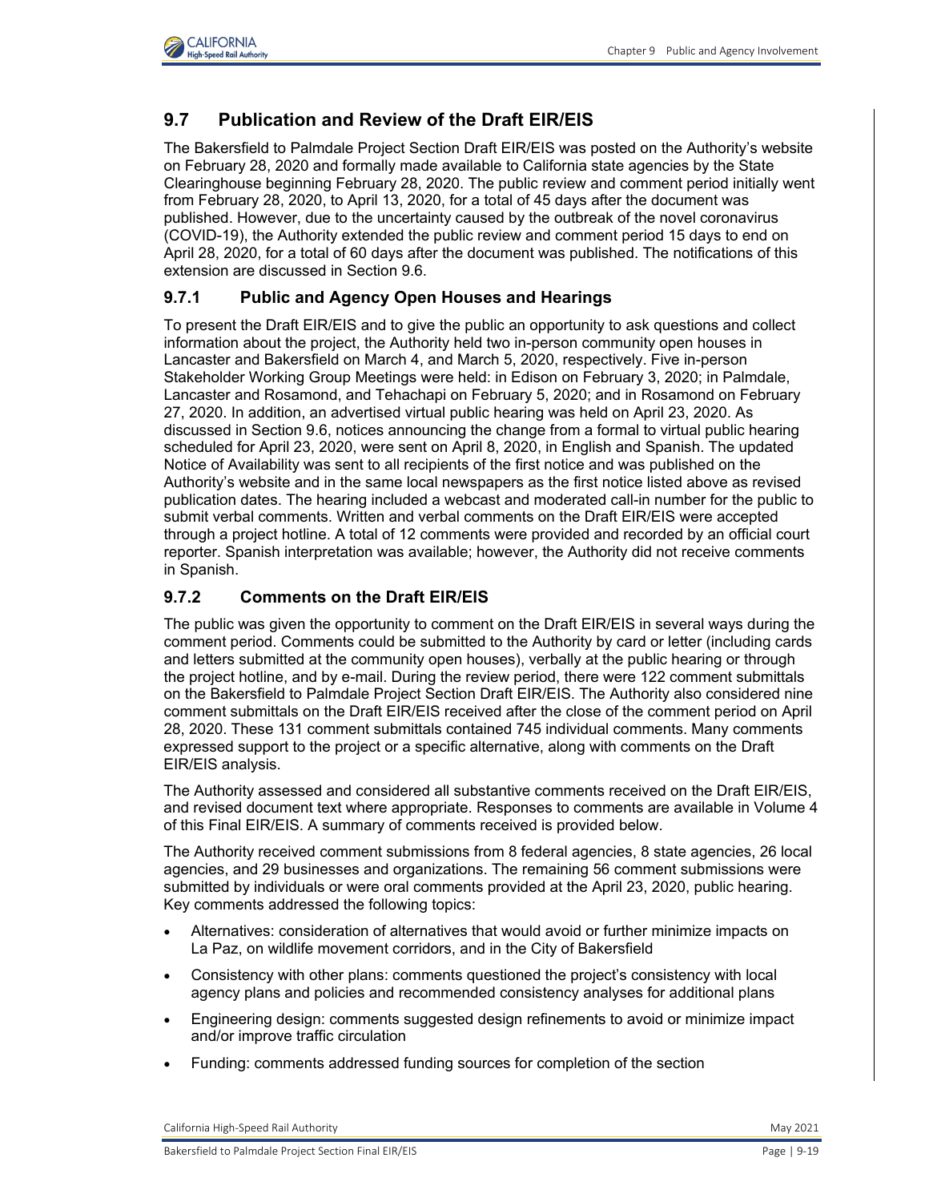## 9.7 Publication and Review of the Draft EIR/EIS

The Bakersfield to Palmdale Project Section Draft EIR/EIS was posted on the Authority's website on February 28, 2020 and formally made available to California state agencies by the State Clearinghouse beginning February 28, 2020. The public review and comment period initially went from February 28, 2020, to April 13, 2020, for a total of 45 days after the document was published. However, due to the uncertainty caused by the outbreak of the novel coronavirus (COVID-19), the Authority extended the public review and comment period 15 days to end on April 28, 2020, for a total of 60 days after the document was published. The notifications of this extension are discussed in Section 9.6.

### 9.7.1 Public and Agency Open Houses and Hearings

To present the Draft EIR/EIS and to give the public an opportunity to ask questions and collect information about the project, the Authority held two in-person community open houses in Lancaster and Bakersfield on March 4, and March 5, 2020, respectively. Five in-person Stakeholder Working Group Meetings were held: in Edison on February 3, 2020; in Palmdale, Lancaster and Rosamond, and Tehachapi on February 5, 2020; and in Rosamond on February 27, 2020. In addition, an advertised virtual public hearing was held on April 23, 2020. As discussed in Section 9.6, notices announcing the change from a formal to virtual public hearing scheduled for April 23, 2020, were sent on April 8, 2020, in English and Spanish. The updated Notice of Availability was sent to all recipients of the first notice and was published on the Authority's website and in the same local newspapers as the first notice listed above as revised publication dates. The hearing included a webcast and moderated call-in number for the public to submit verbal comments. Written and verbal comments on the Draft EIR/EIS were accepted through a project hotline. A total of 12 comments were provided and recorded by an official court reporter. Spanish interpretation was available; however, the Authority did not receive comments in Spanish.

### 9.7.2 Comments on the Draft EIR/EIS

The public was given the opportunity to comment on the Draft EIR/EIS in several ways during the comment period. Comments could be submitted to the Authority by card or letter (including cards and letters submitted at the community open houses), verbally at the public hearing or through the project hotline, and by e-mail. During the review period, there were 122 comment submittals on the Bakersfield to Palmdale Project Section Draft EIR/EIS. The Authority also considered nine comment submittals on the Draft EIR/EIS received after the close of the comment period on April 28, 2020. These 131 comment submittals contained 745 individual comments. Many comments expressed support to the project or a specific alternative, along with comments on the Draft EIR/EIS analysis.

The Authority assessed and considered all substantive comments received on the Draft EIR/EIS, and revised document text where appropriate. Responses to comments are available in Volume 4 of this Final EIR/EIS. A summary of comments received is provided below.

The Authority received comment submissions from 8 federal agencies, 8 state agencies, 26 local agencies, and 29 businesses and organizations. The remaining 56 comment submissions were submitted by individuals or were oral comments provided at the April 23, 2020, public hearing. Key comments addressed the following topics:

- Alternatives: consideration of alternatives that would avoid or further minimize impacts on La Paz, on wildlife movement corridors, and in the City of Bakersfield
- Consistency with other plans: comments questioned the project's consistency with local agency plans and policies and recommended consistency analyses for additional plans
- Engineering design: comments suggested design refinements to avoid or minimize impact and/or improve traffic circulation
- Funding: comments addressed funding sources for completion of the section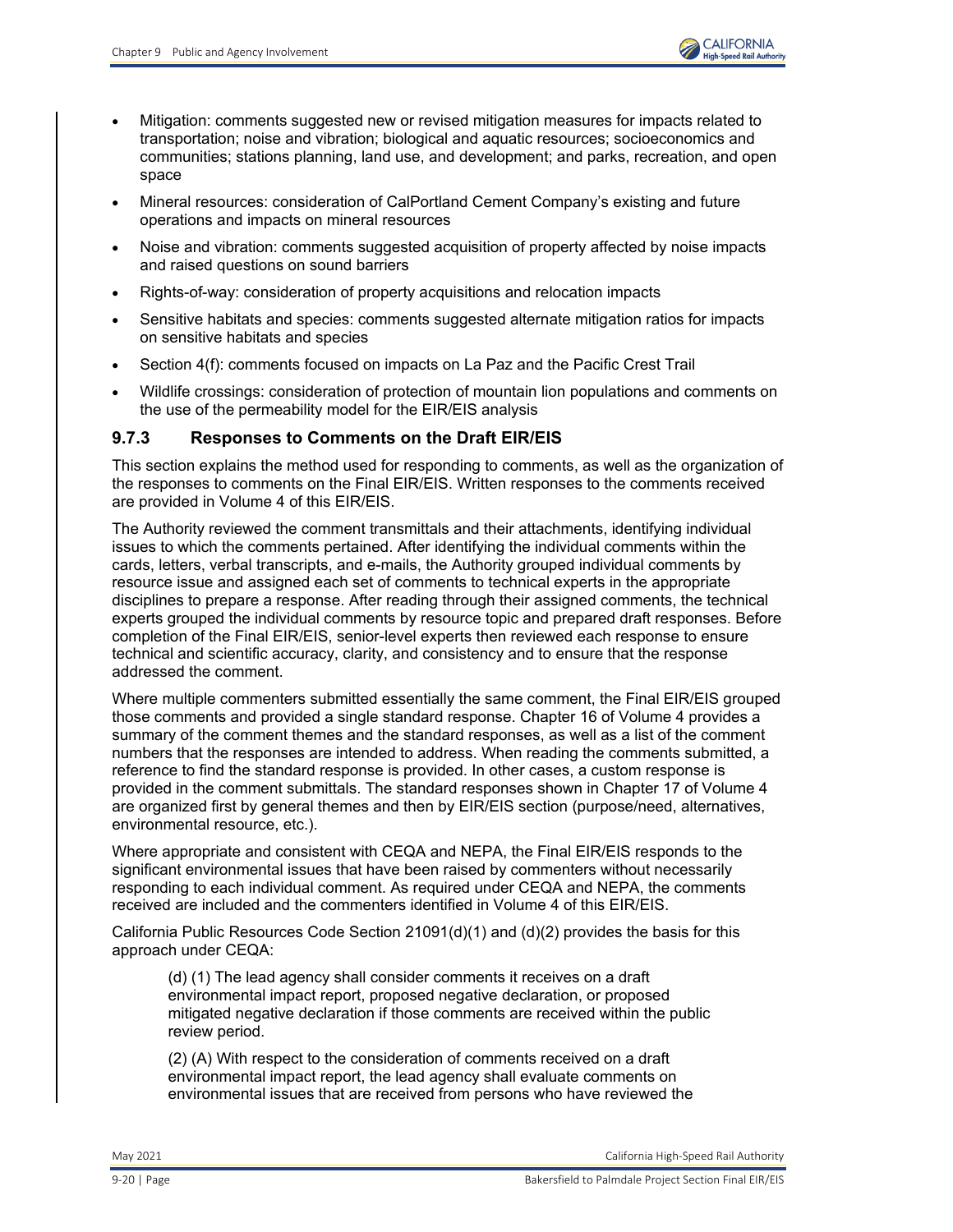- Mitigation: comments suggested new or revised mitigation measures for impacts related to transportation; noise and vibration; biological and aquatic resources; socioeconomics and communities; stations planning, land use, and development; and parks, recreation, and open space
- Mineral resources: consideration of CalPortland Cement Company's existing and future operations and impacts on mineral resources
- Noise and vibration: comments suggested acquisition of property affected by noise impacts and raised questions on sound barriers
- Rights-of-way: consideration of property acquisitions and relocation impacts
- Sensitive habitats and species: comments suggested alternate mitigation ratios for impacts on sensitive habitats and species
- Section 4(f): comments focused on impacts on La Paz and the Pacific Crest Trail
- Wildlife crossings: consideration of protection of mountain lion populations and comments on the use of the permeability model for the EIR/EIS analysis

### 9.7.3 Responses to Comments on the Draft EIR/EIS

This section explains the method used for responding to comments, as well as the organization of the responses to comments on the Final EIR/EIS. Written responses to the comments received are provided in Volume 4 of this EIR/EIS.

The Authority reviewed the comment transmittals and their attachments, identifying individual issues to which the comments pertained. After identifying the individual comments within the cards, letters, verbal transcripts, and e-mails, the Authority grouped individual comments by resource issue and assigned each set of comments to technical experts in the appropriate disciplines to prepare a response. After reading through their assigned comments, the technical experts grouped the individual comments by resource topic and prepared draft responses. Before completion of the Final EIR/EIS, senior-level experts then reviewed each response to ensure technical and scientific accuracy, clarity, and consistency and to ensure that the response addressed the comment.

Where multiple commenters submitted essentially the same comment, the Final EIR/EIS grouped those comments and provided a single standard response. Chapter 16 of Volume 4 provides a summary of the comment themes and the standard responses, as well as a list of the comment numbers that the responses are intended to address. When reading the comments submitted, a reference to find the standard response is provided. In other cases, a custom response is provided in the comment submittals. The standard responses shown in Chapter 17 of Volume 4 are organized first by general themes and then by EIR/EIS section (purpose/need, alternatives, environmental resource, etc.).

Where appropriate and consistent with CEQA and NEPA, the Final EIR/EIS responds to the significant environmental issues that have been raised by commenters without necessarily responding to each individual comment. As required under CEQA and NEPA, the comments received are included and the commenters identified in Volume 4 of this EIR/EIS.

California Public Resources Code Section 21091(d)(1) and (d)(2) provides the basis for this approach under CEQA:

> (d) (1) The lead agency shall consider comments it receives on a draft environmental impact report, proposed negative declaration, or proposed mitigated negative declaration if those comments are received within the public review period.
>
> (2) (A) With respect to the consideration of comments received on a draft environmental impact report, the lead agency shall evaluate comments on environmental issues that are received from persons who have reviewed the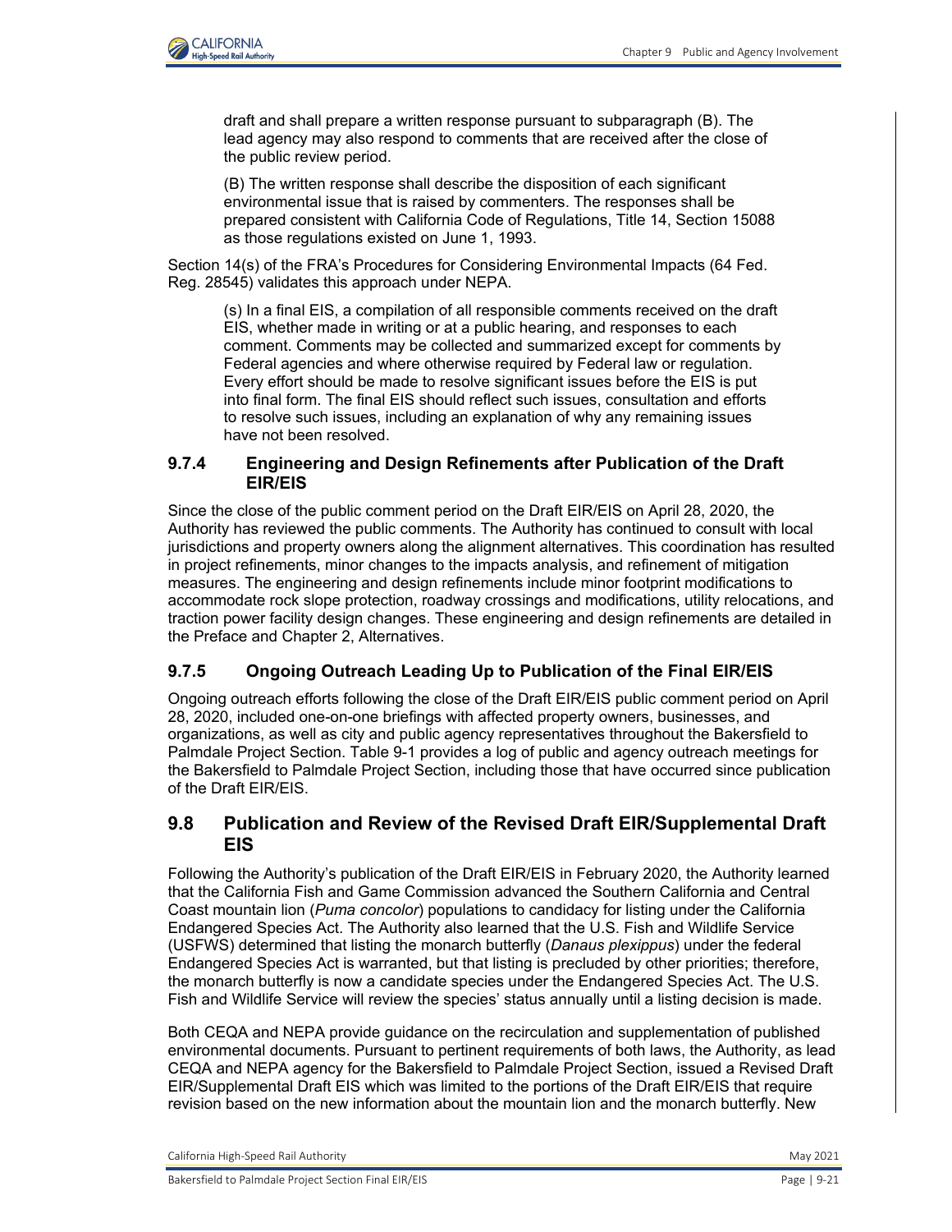draft and shall prepare a written response pursuant to subparagraph (B). The lead agency may also respond to comments that are received after the close of the public review period.

(B) The written response shall describe the disposition of each significant environmental issue that is raised by commenters. The responses shall be prepared consistent with California Code of Regulations, Title 14, Section 15088 as those regulations existed on June 1, 1993.

Section 14(s) of the FRA's Procedures for Considering Environmental Impacts (64 Fed. Reg. 28545) validates this approach under NEPA.

(s) In a final EIS, a compilation of all responsible comments received on the draft EIS, whether made in writing or at a public hearing, and responses to each comment. Comments may be collected and summarized except for comments by Federal agencies and where otherwise required by Federal law or regulation. Every effort should be made to resolve significant issues before the EIS is put into final form. The final EIS should reflect such issues, consultation and efforts to resolve such issues, including an explanation of why any remaining issues have not been resolved.

### 9.7.4 Engineering and Design Refinements after Publication of the Draft EIR/EIS

Since the close of the public comment period on the Draft EIR/EIS on April 28, 2020, the Authority has reviewed the public comments. The Authority has continued to consult with local jurisdictions and property owners along the alignment alternatives. This coordination has resulted in project refinements, minor changes to the impacts analysis, and refinement of mitigation measures. The engineering and design refinements include minor footprint modifications to accommodate rock slope protection, roadway crossings and modifications, utility relocations, and traction power facility design changes. These engineering and design refinements are detailed in the Preface and Chapter 2, Alternatives.

### 9.7.5 Ongoing Outreach Leading Up to Publication of the Final EIR/EIS

Ongoing outreach efforts following the close of the Draft EIR/EIS public comment period on April 28, 2020, included one-on-one briefings with affected property owners, businesses, and organizations, as well as city and public agency representatives throughout the Bakersfield to Palmdale Project Section. Table 9-1 provides a log of public and agency outreach meetings for the Bakersfield to Palmdale Project Section, including those that have occurred since publication of the Draft EIR/EIS.

## 9.8 Publication and Review of the Revised Draft EIR/Supplemental Draft EIS

Following the Authority's publication of the Draft EIR/EIS in February 2020, the Authority learned that the California Fish and Game Commission advanced the Southern California and Central Coast mountain lion (*Puma concolor*) populations to candidacy for listing under the California Endangered Species Act. The Authority also learned that the U.S. Fish and Wildlife Service (USFWS) determined that listing the monarch butterfly (*Danaus plexippus*) under the federal Endangered Species Act is warranted, but that listing is precluded by other priorities; therefore, the monarch butterfly is now a candidate species under the Endangered Species Act. The U.S. Fish and Wildlife Service will review the species' status annually until a listing decision is made.

Both CEQA and NEPA provide guidance on the recirculation and supplementation of published environmental documents. Pursuant to pertinent requirements of both laws, the Authority, as lead CEQA and NEPA agency for the Bakersfield to Palmdale Project Section, issued a Revised Draft EIR/Supplemental Draft EIS which was limited to the portions of the Draft EIR/EIS that require revision based on the new information about the mountain lion and the monarch butterfly. New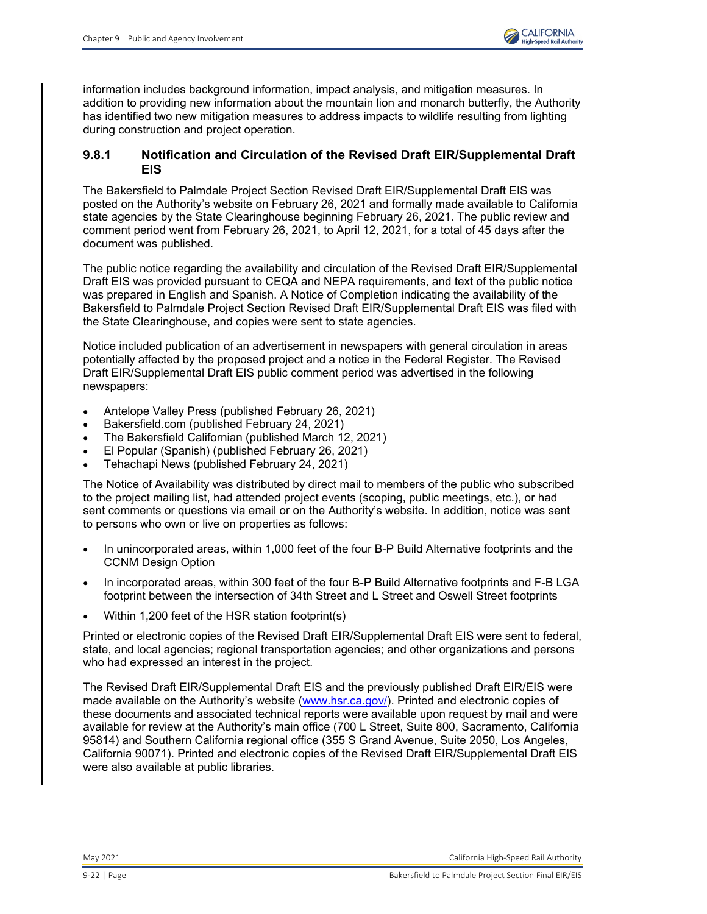information includes background information, impact analysis, and mitigation measures. In addition to providing new information about the mountain lion and monarch butterfly, the Authority has identified two new mitigation measures to address impacts to wildlife resulting from lighting during construction and project operation.

### 9.8.1 Notification and Circulation of the Revised Draft EIR/Supplemental Draft EIS

The Bakersfield to Palmdale Project Section Revised Draft EIR/Supplemental Draft EIS was posted on the Authority's website on February 26, 2021 and formally made available to California state agencies by the State Clearinghouse beginning February 26, 2021. The public review and comment period went from February 26, 2021, to April 12, 2021, for a total of 45 days after the document was published.

The public notice regarding the availability and circulation of the Revised Draft EIR/Supplemental Draft EIS was provided pursuant to CEQA and NEPA requirements, and text of the public notice was prepared in English and Spanish. A Notice of Completion indicating the availability of the Bakersfield to Palmdale Project Section Revised Draft EIR/Supplemental Draft EIS was filed with the State Clearinghouse, and copies were sent to state agencies.

Notice included publication of an advertisement in newspapers with general circulation in areas potentially affected by the proposed project and a notice in the Federal Register. The Revised Draft EIR/Supplemental Draft EIS public comment period was advertised in the following newspapers:

- Antelope Valley Press (published February 26, 2021)
- Bakersfield.com (published February 24, 2021)
- The Bakersfield Californian (published March 12, 2021)
- El Popular (Spanish) (published February 26, 2021)
- Tehachapi News (published February 24, 2021)

The Notice of Availability was distributed by direct mail to members of the public who subscribed to the project mailing list, had attended project events (scoping, public meetings, etc.), or had sent comments or questions via email or on the Authority's website. In addition, notice was sent to persons who own or live on properties as follows:

- In unincorporated areas, within 1,000 feet of the four B-P Build Alternative footprints and the CCNM Design Option
- In incorporated areas, within 300 feet of the four B-P Build Alternative footprints and F-B LGA footprint between the intersection of 34th Street and L Street and Oswell Street footprints
- Within 1,200 feet of the HSR station footprint(s)

Printed or electronic copies of the Revised Draft EIR/Supplemental Draft EIS were sent to federal, state, and local agencies; regional transportation agencies; and other organizations and persons who had expressed an interest in the project.

The Revised Draft EIR/Supplemental Draft EIS and the previously published Draft EIR/EIS were made available on the Authority's website (www.hsr.ca.gov/). Printed and electronic copies of these documents and associated technical reports were available upon request by mail and were available for review at the Authority's main office (700 L Street, Suite 800, Sacramento, California 95814) and Southern California regional office (355 S Grand Avenue, Suite 2050, Los Angeles, California 90071). Printed and electronic copies of the Revised Draft EIR/Supplemental Draft EIS were also available at public libraries.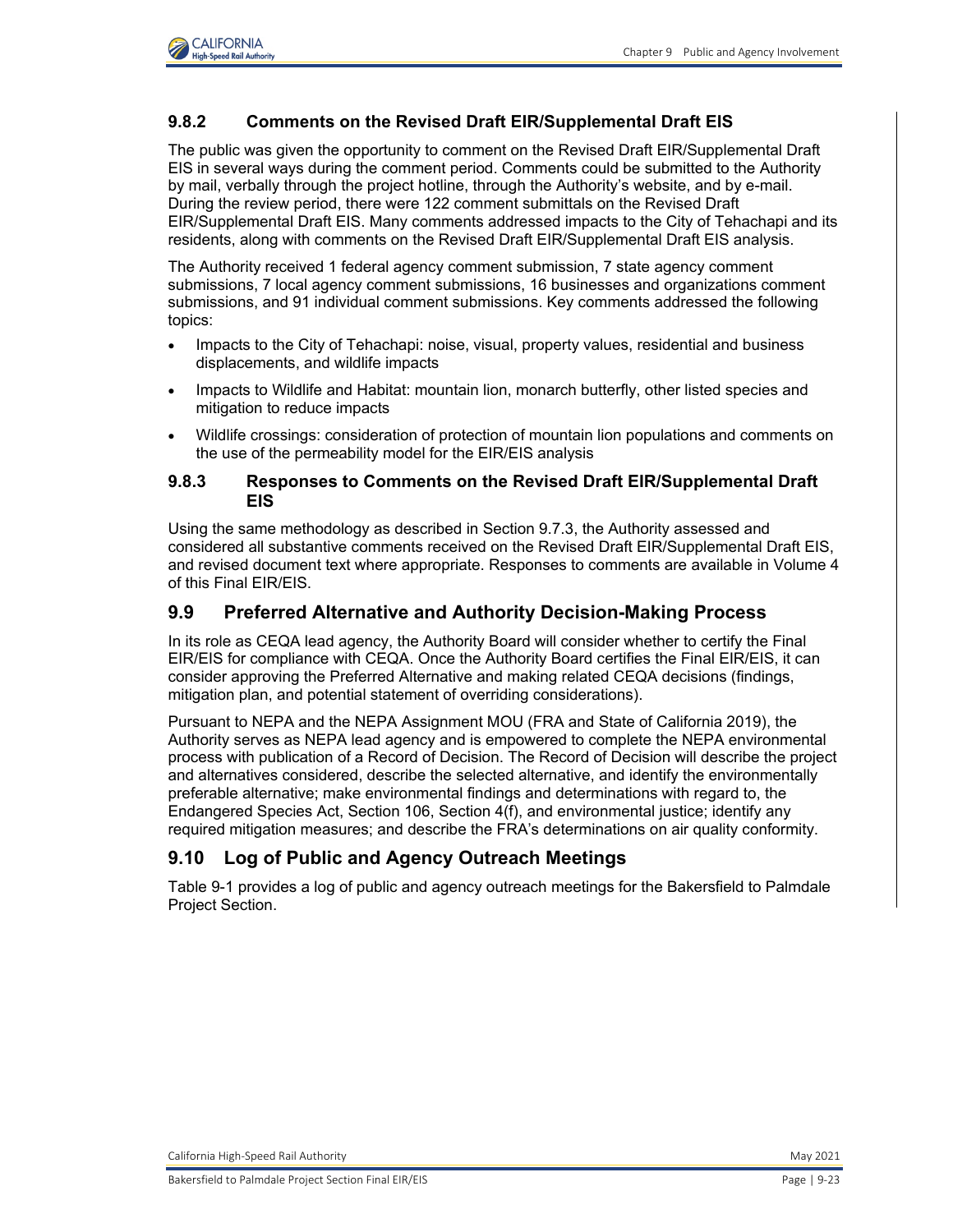### 9.8.2 Comments on the Revised Draft EIR/Supplemental Draft EIS

The public was given the opportunity to comment on the Revised Draft EIR/Supplemental Draft EIS in several ways during the comment period. Comments could be submitted to the Authority by mail, verbally through the project hotline, through the Authority's website, and by e-mail. During the review period, there were 122 comment submittals on the Revised Draft EIR/Supplemental Draft EIS. Many comments addressed impacts to the City of Tehachapi and its residents, along with comments on the Revised Draft EIR/Supplemental Draft EIS analysis.

The Authority received 1 federal agency comment submission, 7 state agency comment submissions, 7 local agency comment submissions, 16 businesses and organizations comment submissions, and 91 individual comment submissions. Key comments addressed the following topics:

- Impacts to the City of Tehachapi: noise, visual, property values, residential and business displacements, and wildlife impacts
- Impacts to Wildlife and Habitat: mountain lion, monarch butterfly, other listed species and mitigation to reduce impacts
- Wildlife crossings: consideration of protection of mountain lion populations and comments on the use of the permeability model for the EIR/EIS analysis

### 9.8.3 Responses to Comments on the Revised Draft EIR/Supplemental Draft EIS

Using the same methodology as described in Section 9.7.3, the Authority assessed and considered all substantive comments received on the Revised Draft EIR/Supplemental Draft EIS, and revised document text where appropriate. Responses to comments are available in Volume 4 of this Final EIR/EIS.

## 9.9 Preferred Alternative and Authority Decision-Making Process

In its role as CEQA lead agency, the Authority Board will consider whether to certify the Final EIR/EIS for compliance with CEQA. Once the Authority Board certifies the Final EIR/EIS, it can consider approving the Preferred Alternative and making related CEQA decisions (findings, mitigation plan, and potential statement of overriding considerations).

Pursuant to NEPA and the NEPA Assignment MOU (FRA and State of California 2019), the Authority serves as NEPA lead agency and is empowered to complete the NEPA environmental process with publication of a Record of Decision. The Record of Decision will describe the project and alternatives considered, describe the selected alternative, and identify the environmentally preferable alternative; make environmental findings and determinations with regard to, the Endangered Species Act, Section 106, Section 4(f), and environmental justice; identify any required mitigation measures; and describe the FRA's determinations on air quality conformity.

## 9.10 Log of Public and Agency Outreach Meetings

Table 9-1 provides a log of public and agency outreach meetings for the Bakersfield to Palmdale Project Section.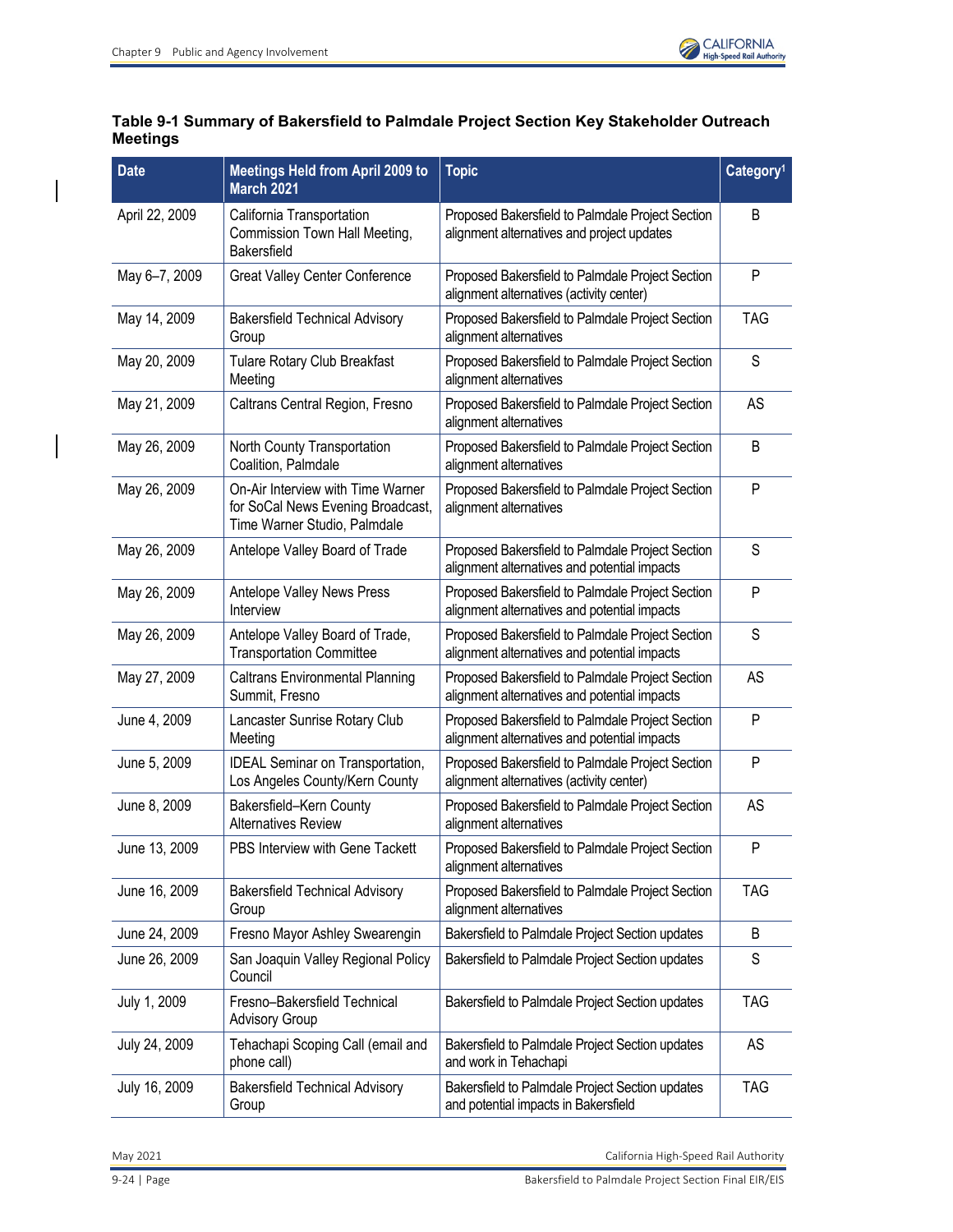**Table 9-1 Summary of Bakersfield to Palmdale Project Section Key Stakeholder Outreach Meetings**

| Date | Meetings Held from April 2009 to March 2021 | Topic | Category[1] |
|---|---|---|---|
| April 22, 2009 | California Transportation Commission Town Hall Meeting, Bakersfield | Proposed Bakersfield to Palmdale Project Section alignment alternatives and project updates | B |
| May 6–7, 2009 | Great Valley Center Conference | Proposed Bakersfield to Palmdale Project Section alignment alternatives (activity center) | P |
| May 14, 2009 | Bakersfield Technical Advisory Group | Proposed Bakersfield to Palmdale Project Section alignment alternatives | TAG |
| May 20, 2009 | Tulare Rotary Club Breakfast Meeting | Proposed Bakersfield to Palmdale Project Section alignment alternatives | S |
| May 21, 2009 | Caltrans Central Region, Fresno | Proposed Bakersfield to Palmdale Project Section alignment alternatives | AS |
| May 26, 2009 | North County Transportation Coalition, Palmdale | Proposed Bakersfield to Palmdale Project Section alignment alternatives | B |
| May 26, 2009 | On-Air Interview with Time Warner for SoCal News Evening Broadcast, Time Warner Studio, Palmdale | Proposed Bakersfield to Palmdale Project Section alignment alternatives | P |
| May 26, 2009 | Antelope Valley Board of Trade | Proposed Bakersfield to Palmdale Project Section alignment alternatives and potential impacts | S |
| May 26, 2009 | Antelope Valley News Press Interview | Proposed Bakersfield to Palmdale Project Section alignment alternatives and potential impacts | P |
| May 26, 2009 | Antelope Valley Board of Trade, Transportation Committee | Proposed Bakersfield to Palmdale Project Section alignment alternatives and potential impacts | S |
| May 27, 2009 | Caltrans Environmental Planning Summit, Fresno | Proposed Bakersfield to Palmdale Project Section alignment alternatives and potential impacts | AS |
| June 4, 2009 | Lancaster Sunrise Rotary Club Meeting | Proposed Bakersfield to Palmdale Project Section alignment alternatives and potential impacts | P |
| June 5, 2009 | IDEAL Seminar on Transportation, Los Angeles County/Kern County | Proposed Bakersfield to Palmdale Project Section alignment alternatives (activity center) | P |
| June 8, 2009 | Bakersfield–Kern County Alternatives Review | Proposed Bakersfield to Palmdale Project Section alignment alternatives | AS |
| June 13, 2009 | PBS Interview with Gene Tackett | Proposed Bakersfield to Palmdale Project Section alignment alternatives | P |
| June 16, 2009 | Bakersfield Technical Advisory Group | Proposed Bakersfield to Palmdale Project Section alignment alternatives | TAG |
| June 24, 2009 | Fresno Mayor Ashley Swearengin | Bakersfield to Palmdale Project Section updates | B |
| June 26, 2009 | San Joaquin Valley Regional Policy Council | Bakersfield to Palmdale Project Section updates | S |
| July 1, 2009 | Fresno–Bakersfield Technical Advisory Group | Bakersfield to Palmdale Project Section updates | TAG |
| July 24, 2009 | Tehachapi Scoping Call (email and phone call) | Bakersfield to Palmdale Project Section updates and work in Tehachapi | AS |
| July 16, 2009 | Bakersfield Technical Advisory Group | Bakersfield to Palmdale Project Section updates and potential impacts in Bakersfield | TAG |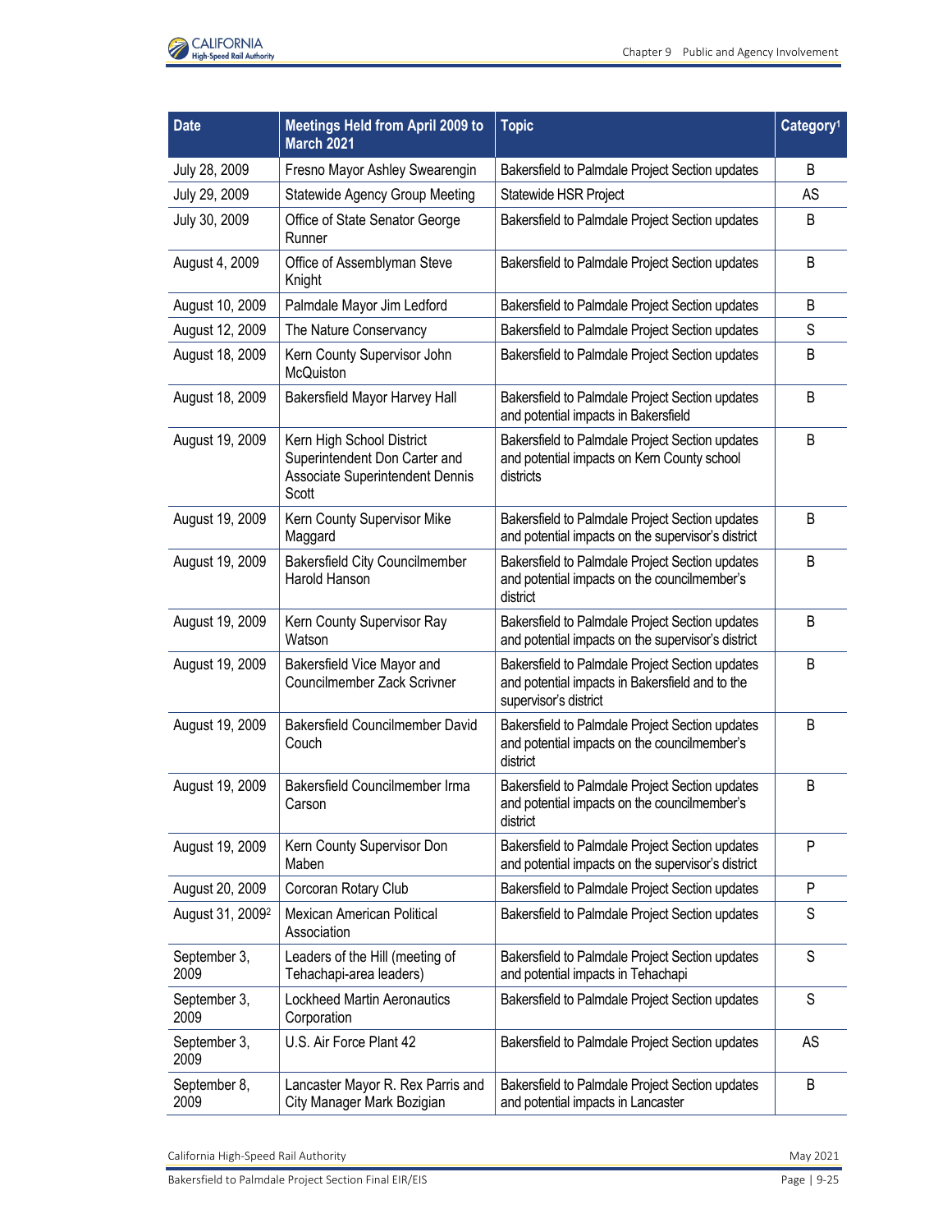| Date | Meetings Held from April 2009 to March 2021 | Topic | Category[1] |
|---|---|---|---|
| July 28, 2009 | Fresno Mayor Ashley Swearengin | Bakersfield to Palmdale Project Section updates | B |
| July 29, 2009 | Statewide Agency Group Meeting | Statewide HSR Project | AS |
| July 30, 2009 | Office of State Senator George Runner | Bakersfield to Palmdale Project Section updates | B |
| August 4, 2009 | Office of Assemblyman Steve Knight | Bakersfield to Palmdale Project Section updates | B |
| August 10, 2009 | Palmdale Mayor Jim Ledford | Bakersfield to Palmdale Project Section updates | B |
| August 12, 2009 | The Nature Conservancy | Bakersfield to Palmdale Project Section updates | S |
| August 18, 2009 | Kern County Supervisor John McQuiston | Bakersfield to Palmdale Project Section updates | B |
| August 18, 2009 | Bakersfield Mayor Harvey Hall | Bakersfield to Palmdale Project Section updates and potential impacts in Bakersfield | B |
| August 19, 2009 | Kern High School District Superintendent Don Carter and Associate Superintendent Dennis Scott | Bakersfield to Palmdale Project Section updates and potential impacts on Kern County school districts | B |
| August 19, 2009 | Kern County Supervisor Mike Maggard | Bakersfield to Palmdale Project Section updates and potential impacts on the supervisor's district | B |
| August 19, 2009 | Bakersfield City Councilmember Harold Hanson | Bakersfield to Palmdale Project Section updates and potential impacts on the councilmember's district | B |
| August 19, 2009 | Kern County Supervisor Ray Watson | Bakersfield to Palmdale Project Section updates and potential impacts on the supervisor's district | B |
| August 19, 2009 | Bakersfield Vice Mayor and Councilmember Zack Scrivner | Bakersfield to Palmdale Project Section updates and potential impacts in Bakersfield and to the supervisor's district | B |
| August 19, 2009 | Bakersfield Councilmember David Couch | Bakersfield to Palmdale Project Section updates and potential impacts on the councilmember's district | B |
| August 19, 2009 | Bakersfield Councilmember Irma Carson | Bakersfield to Palmdale Project Section updates and potential impacts on the councilmember's district | B |
| August 19, 2009 | Kern County Supervisor Don Maben | Bakersfield to Palmdale Project Section updates and potential impacts on the supervisor's district | P |
| August 20, 2009 | Corcoran Rotary Club | Bakersfield to Palmdale Project Section updates | P |
| August 31, 2009[2] | Mexican American Political Association | Bakersfield to Palmdale Project Section updates | S |
| September 3, 2009 | Leaders of the Hill (meeting of Tehachapi-area leaders) | Bakersfield to Palmdale Project Section updates and potential impacts in Tehachapi | S |
| September 3, 2009 | Lockheed Martin Aeronautics Corporation | Bakersfield to Palmdale Project Section updates | S |
| September 3, 2009 | U.S. Air Force Plant 42 | Bakersfield to Palmdale Project Section updates | AS |
| September 8, 2009 | Lancaster Mayor R. Rex Parris and City Manager Mark Bozigian | Bakersfield to Palmdale Project Section updates and potential impacts in Lancaster | B |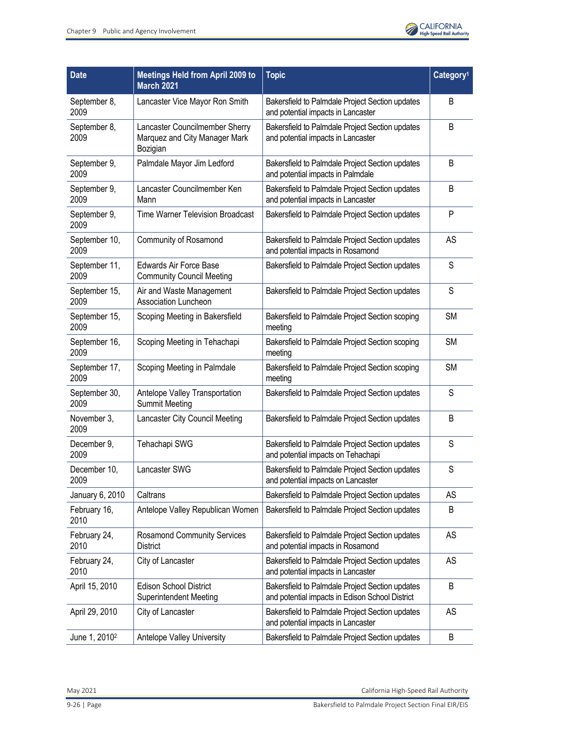| Date | Meetings Held from April 2009 to March 2021 | Topic | Category[1] |
|---|---|---|---|
| September 8, 2009 | Lancaster Vice Mayor Ron Smith | Bakersfield to Palmdale Project Section updates and potential impacts in Lancaster | B |
| September 8, 2009 | Lancaster Councilmember Sherry Marquez and City Manager Mark Bozigian | Bakersfield to Palmdale Project Section updates and potential impacts in Lancaster | B |
| September 9, 2009 | Palmdale Mayor Jim Ledford | Bakersfield to Palmdale Project Section updates and potential impacts in Palmdale | B |
| September 9, 2009 | Lancaster Councilmember Ken Mann | Bakersfield to Palmdale Project Section updates and potential impacts in Lancaster | B |
| September 9, 2009 | Time Warner Television Broadcast | Bakersfield to Palmdale Project Section updates | P |
| September 10, 2009 | Community of Rosamond | Bakersfield to Palmdale Project Section updates and potential impacts in Rosamond | AS |
| September 11, 2009 | Edwards Air Force Base Community Council Meeting | Bakersfield to Palmdale Project Section updates | S |
| September 15, 2009 | Air and Waste Management Association Luncheon | Bakersfield to Palmdale Project Section updates | S |
| September 15, 2009 | Scoping Meeting in Bakersfield | Bakersfield to Palmdale Project Section scoping meeting | SM |
| September 16, 2009 | Scoping Meeting in Tehachapi | Bakersfield to Palmdale Project Section scoping meeting | SM |
| September 17, 2009 | Scoping Meeting in Palmdale | Bakersfield to Palmdale Project Section scoping meeting | SM |
| September 30, 2009 | Antelope Valley Transportation Summit Meeting | Bakersfield to Palmdale Project Section updates | S |
| November 3, 2009 | Lancaster City Council Meeting | Bakersfield to Palmdale Project Section updates | B |
| December 9, 2009 | Tehachapi SWG | Bakersfield to Palmdale Project Section updates and potential impacts on Tehachapi | S |
| December 10, 2009 | Lancaster SWG | Bakersfield to Palmdale Project Section updates and potential impacts on Lancaster | S |
| January 6, 2010 | Caltrans | Bakersfield to Palmdale Project Section updates | AS |
| February 16, 2010 | Antelope Valley Republican Women | Bakersfield to Palmdale Project Section updates | B |
| February 24, 2010 | Rosamond Community Services District | Bakersfield to Palmdale Project Section updates and potential impacts in Rosamond | AS |
| February 24, 2010 | City of Lancaster | Bakersfield to Palmdale Project Section updates and potential impacts in Lancaster | AS |
| April 15, 2010 | Edison School District Superintendent Meeting | Bakersfield to Palmdale Project Section updates and potential impacts in Edison School District | B |
| April 29, 2010 | City of Lancaster | Bakersfield to Palmdale Project Section updates and potential impacts in Lancaster | AS |
| June 1, 2010[2] | Antelope Valley University | Bakersfield to Palmdale Project Section updates | B |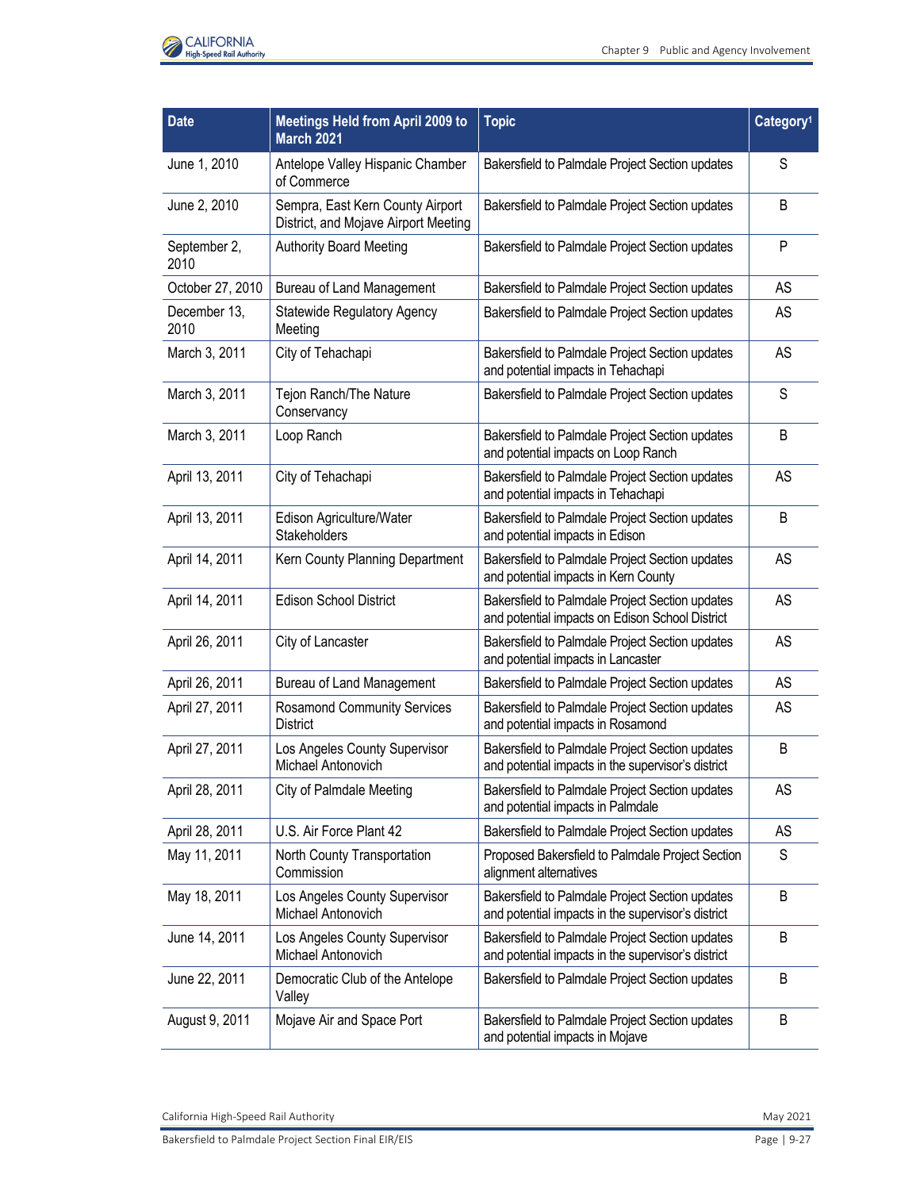| Date | Meetings Held from April 2009 to March 2021 | Topic | Category[1] |
|---|---|---|---|
| June 1, 2010 | Antelope Valley Hispanic Chamber of Commerce | Bakersfield to Palmdale Project Section updates | S |
| June 2, 2010 | Sempra, East Kern County Airport District, and Mojave Airport Meeting | Bakersfield to Palmdale Project Section updates | B |
| September 2, 2010 | Authority Board Meeting | Bakersfield to Palmdale Project Section updates | P |
| October 27, 2010 | Bureau of Land Management | Bakersfield to Palmdale Project Section updates | AS |
| December 13, 2010 | Statewide Regulatory Agency Meeting | Bakersfield to Palmdale Project Section updates | AS |
| March 3, 2011 | City of Tehachapi | Bakersfield to Palmdale Project Section updates and potential impacts in Tehachapi | AS |
| March 3, 2011 | Tejon Ranch/The Nature Conservancy | Bakersfield to Palmdale Project Section updates | S |
| March 3, 2011 | Loop Ranch | Bakersfield to Palmdale Project Section updates and potential impacts on Loop Ranch | B |
| April 13, 2011 | City of Tehachapi | Bakersfield to Palmdale Project Section updates and potential impacts in Tehachapi | AS |
| April 13, 2011 | Edison Agriculture/Water Stakeholders | Bakersfield to Palmdale Project Section updates and potential impacts in Edison | B |
| April 14, 2011 | Kern County Planning Department | Bakersfield to Palmdale Project Section updates and potential impacts in Kern County | AS |
| April 14, 2011 | Edison School District | Bakersfield to Palmdale Project Section updates and potential impacts on Edison School District | AS |
| April 26, 2011 | City of Lancaster | Bakersfield to Palmdale Project Section updates and potential impacts in Lancaster | AS |
| April 26, 2011 | Bureau of Land Management | Bakersfield to Palmdale Project Section updates | AS |
| April 27, 2011 | Rosamond Community Services District | Bakersfield to Palmdale Project Section updates and potential impacts in Rosamond | AS |
| April 27, 2011 | Los Angeles County Supervisor Michael Antonovich | Bakersfield to Palmdale Project Section updates and potential impacts in the supervisor's district | B |
| April 28, 2011 | City of Palmdale Meeting | Bakersfield to Palmdale Project Section updates and potential impacts in Palmdale | AS |
| April 28, 2011 | U.S. Air Force Plant 42 | Bakersfield to Palmdale Project Section updates | AS |
| May 11, 2011 | North County Transportation Commission | Proposed Bakersfield to Palmdale Project Section alignment alternatives | S |
| May 18, 2011 | Los Angeles County Supervisor Michael Antonovich | Bakersfield to Palmdale Project Section updates and potential impacts in the supervisor's district | B |
| June 14, 2011 | Los Angeles County Supervisor Michael Antonovich | Bakersfield to Palmdale Project Section updates and potential impacts in the supervisor's district | B |
| June 22, 2011 | Democratic Club of the Antelope Valley | Bakersfield to Palmdale Project Section updates | B |
| August 9, 2011 | Mojave Air and Space Port | Bakersfield to Palmdale Project Section updates and potential impacts in Mojave | B |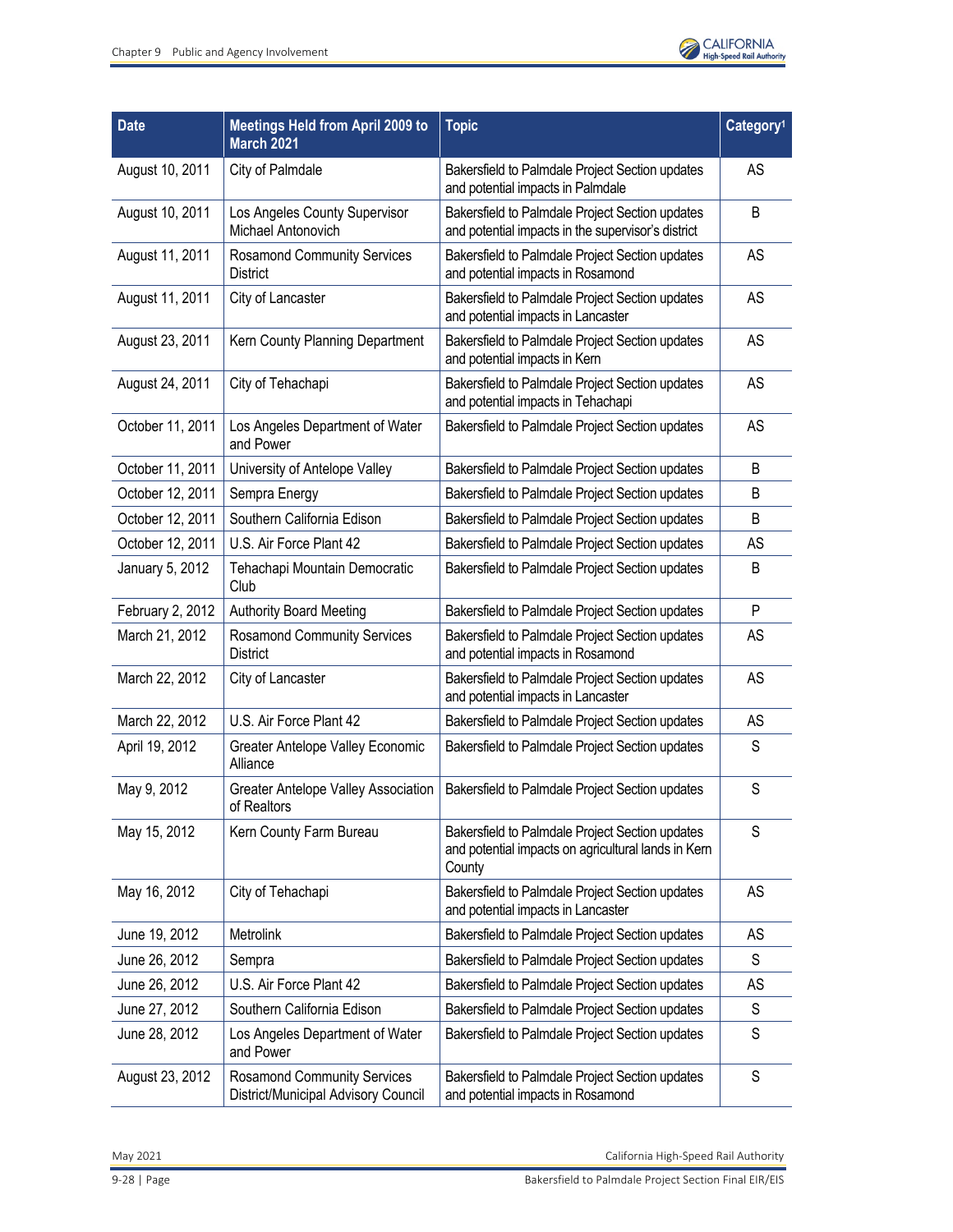| Date | Meetings Held from April 2009 to March 2021 | Topic | Category[1] |
|---|---|---|---|
| August 10, 2011 | City of Palmdale | Bakersfield to Palmdale Project Section updates and potential impacts in Palmdale | AS |
| August 10, 2011 | Los Angeles County Supervisor Michael Antonovich | Bakersfield to Palmdale Project Section updates and potential impacts in the supervisor's district | B |
| August 11, 2011 | Rosamond Community Services District | Bakersfield to Palmdale Project Section updates and potential impacts in Rosamond | AS |
| August 11, 2011 | City of Lancaster | Bakersfield to Palmdale Project Section updates and potential impacts in Lancaster | AS |
| August 23, 2011 | Kern County Planning Department | Bakersfield to Palmdale Project Section updates and potential impacts in Kern | AS |
| August 24, 2011 | City of Tehachapi | Bakersfield to Palmdale Project Section updates and potential impacts in Tehachapi | AS |
| October 11, 2011 | Los Angeles Department of Water and Power | Bakersfield to Palmdale Project Section updates | AS |
| October 11, 2011 | University of Antelope Valley | Bakersfield to Palmdale Project Section updates | B |
| October 12, 2011 | Sempra Energy | Bakersfield to Palmdale Project Section updates | B |
| October 12, 2011 | Southern California Edison | Bakersfield to Palmdale Project Section updates | B |
| October 12, 2011 | U.S. Air Force Plant 42 | Bakersfield to Palmdale Project Section updates | AS |
| January 5, 2012 | Tehachapi Mountain Democratic Club | Bakersfield to Palmdale Project Section updates | B |
| February 2, 2012 | Authority Board Meeting | Bakersfield to Palmdale Project Section updates | P |
| March 21, 2012 | Rosamond Community Services District | Bakersfield to Palmdale Project Section updates and potential impacts in Rosamond | AS |
| March 22, 2012 | City of Lancaster | Bakersfield to Palmdale Project Section updates and potential impacts in Lancaster | AS |
| March 22, 2012 | U.S. Air Force Plant 42 | Bakersfield to Palmdale Project Section updates | AS |
| April 19, 2012 | Greater Antelope Valley Economic Alliance | Bakersfield to Palmdale Project Section updates | S |
| May 9, 2012 | Greater Antelope Valley Association of Realtors | Bakersfield to Palmdale Project Section updates | S |
| May 15, 2012 | Kern County Farm Bureau | Bakersfield to Palmdale Project Section updates and potential impacts on agricultural lands in Kern County | S |
| May 16, 2012 | City of Tehachapi | Bakersfield to Palmdale Project Section updates and potential impacts in Lancaster | AS |
| June 19, 2012 | Metrolink | Bakersfield to Palmdale Project Section updates | AS |
| June 26, 2012 | Sempra | Bakersfield to Palmdale Project Section updates | S |
| June 26, 2012 | U.S. Air Force Plant 42 | Bakersfield to Palmdale Project Section updates | AS |
| June 27, 2012 | Southern California Edison | Bakersfield to Palmdale Project Section updates | S |
| June 28, 2012 | Los Angeles Department of Water and Power | Bakersfield to Palmdale Project Section updates | S |
| August 23, 2012 | Rosamond Community Services District/Municipal Advisory Council | Bakersfield to Palmdale Project Section updates and potential impacts in Rosamond | S |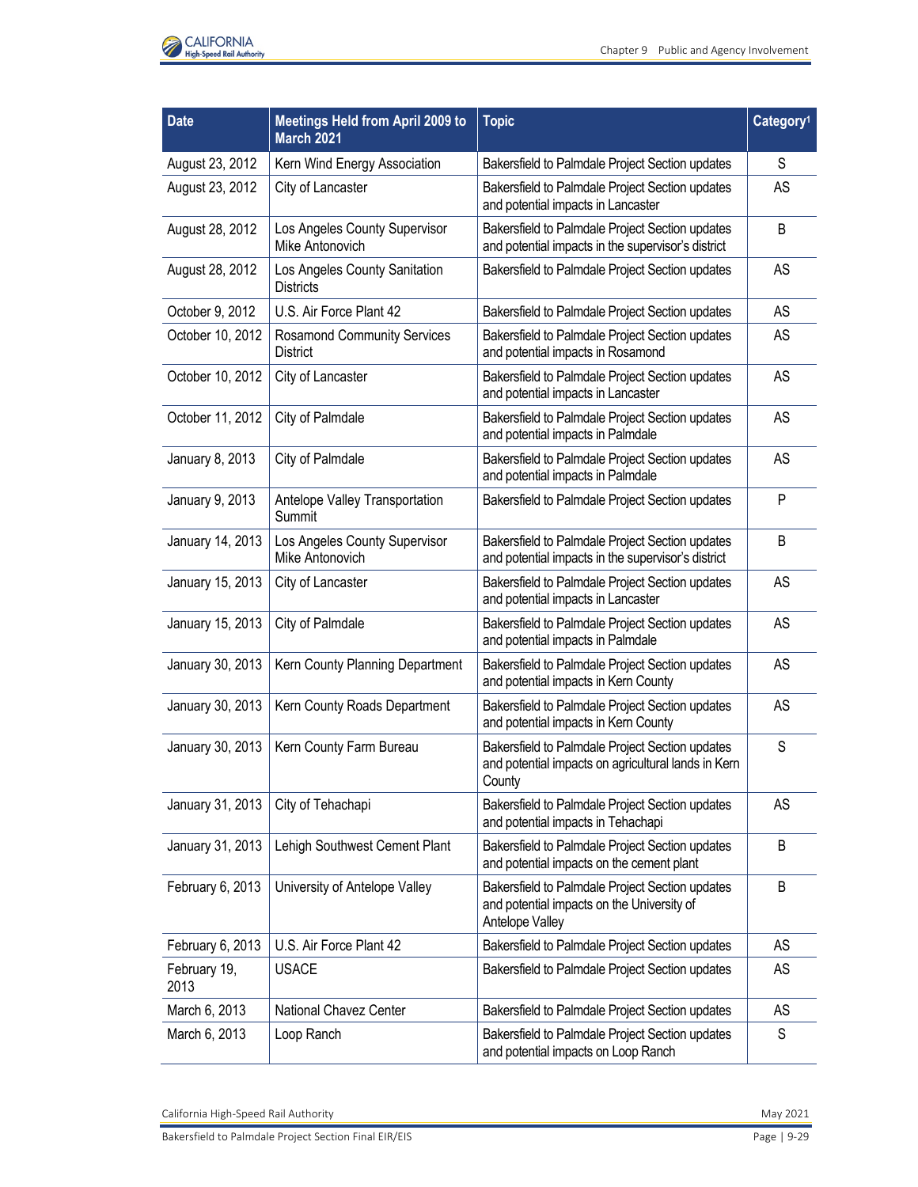| Date | Meetings Held from April 2009 to March 2021 | Topic | Category[1] |
|---|---|---|---|
| August 23, 2012 | Kern Wind Energy Association | Bakersfield to Palmdale Project Section updates | S |
| August 23, 2012 | City of Lancaster | Bakersfield to Palmdale Project Section updates and potential impacts in Lancaster | AS |
| August 28, 2012 | Los Angeles County Supervisor Mike Antonovich | Bakersfield to Palmdale Project Section updates and potential impacts in the supervisor's district | B |
| August 28, 2012 | Los Angeles County Sanitation Districts | Bakersfield to Palmdale Project Section updates | AS |
| October 9, 2012 | U.S. Air Force Plant 42 | Bakersfield to Palmdale Project Section updates | AS |
| October 10, 2012 | Rosamond Community Services District | Bakersfield to Palmdale Project Section updates and potential impacts in Rosamond | AS |
| October 10, 2012 | City of Lancaster | Bakersfield to Palmdale Project Section updates and potential impacts in Lancaster | AS |
| October 11, 2012 | City of Palmdale | Bakersfield to Palmdale Project Section updates and potential impacts in Palmdale | AS |
| January 8, 2013 | City of Palmdale | Bakersfield to Palmdale Project Section updates and potential impacts in Palmdale | AS |
| January 9, 2013 | Antelope Valley Transportation Summit | Bakersfield to Palmdale Project Section updates | P |
| January 14, 2013 | Los Angeles County Supervisor Mike Antonovich | Bakersfield to Palmdale Project Section updates and potential impacts in the supervisor's district | B |
| January 15, 2013 | City of Lancaster | Bakersfield to Palmdale Project Section updates and potential impacts in Lancaster | AS |
| January 15, 2013 | City of Palmdale | Bakersfield to Palmdale Project Section updates and potential impacts in Palmdale | AS |
| January 30, 2013 | Kern County Planning Department | Bakersfield to Palmdale Project Section updates and potential impacts in Kern County | AS |
| January 30, 2013 | Kern County Roads Department | Bakersfield to Palmdale Project Section updates and potential impacts in Kern County | AS |
| January 30, 2013 | Kern County Farm Bureau | Bakersfield to Palmdale Project Section updates and potential impacts on agricultural lands in Kern County | S |
| January 31, 2013 | City of Tehachapi | Bakersfield to Palmdale Project Section updates and potential impacts in Tehachapi | AS |
| January 31, 2013 | Lehigh Southwest Cement Plant | Bakersfield to Palmdale Project Section updates and potential impacts on the cement plant | B |
| February 6, 2013 | University of Antelope Valley | Bakersfield to Palmdale Project Section updates and potential impacts on the University of Antelope Valley | B |
| February 6, 2013 | U.S. Air Force Plant 42 | Bakersfield to Palmdale Project Section updates | AS |
| February 19, 2013 | USACE | Bakersfield to Palmdale Project Section updates | AS |
| March 6, 2013 | National Chavez Center | Bakersfield to Palmdale Project Section updates | AS |
| March 6, 2013 | Loop Ranch | Bakersfield to Palmdale Project Section updates and potential impacts on Loop Ranch | S |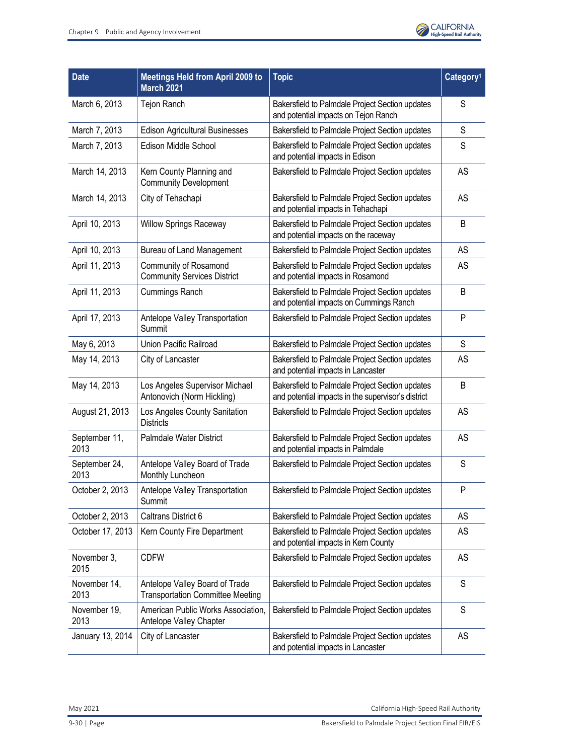| Date | Meetings Held from April 2009 to March 2021 | Topic | Category[1] |
|---|---|---|---|
| March 6, 2013 | Tejon Ranch | Bakersfield to Palmdale Project Section updates and potential impacts on Tejon Ranch | S |
| March 7, 2013 | Edison Agricultural Businesses | Bakersfield to Palmdale Project Section updates | S |
| March 7, 2013 | Edison Middle School | Bakersfield to Palmdale Project Section updates and potential impacts in Edison | S |
| March 14, 2013 | Kern County Planning and Community Development | Bakersfield to Palmdale Project Section updates | AS |
| March 14, 2013 | City of Tehachapi | Bakersfield to Palmdale Project Section updates and potential impacts in Tehachapi | AS |
| April 10, 2013 | Willow Springs Raceway | Bakersfield to Palmdale Project Section updates and potential impacts on the raceway | B |
| April 10, 2013 | Bureau of Land Management | Bakersfield to Palmdale Project Section updates | AS |
| April 11, 2013 | Community of Rosamond Community Services District | Bakersfield to Palmdale Project Section updates and potential impacts in Rosamond | AS |
| April 11, 2013 | Cummings Ranch | Bakersfield to Palmdale Project Section updates and potential impacts on Cummings Ranch | B |
| April 17, 2013 | Antelope Valley Transportation Summit | Bakersfield to Palmdale Project Section updates | P |
| May 6, 2013 | Union Pacific Railroad | Bakersfield to Palmdale Project Section updates | S |
| May 14, 2013 | City of Lancaster | Bakersfield to Palmdale Project Section updates and potential impacts in Lancaster | AS |
| May 14, 2013 | Los Angeles Supervisor Michael Antonovich (Norm Hickling) | Bakersfield to Palmdale Project Section updates and potential impacts in the supervisor's district | B |
| August 21, 2013 | Los Angeles County Sanitation Districts | Bakersfield to Palmdale Project Section updates | AS |
| September 11, 2013 | Palmdale Water District | Bakersfield to Palmdale Project Section updates and potential impacts in Palmdale | AS |
| September 24, 2013 | Antelope Valley Board of Trade Monthly Luncheon | Bakersfield to Palmdale Project Section updates | S |
| October 2, 2013 | Antelope Valley Transportation Summit | Bakersfield to Palmdale Project Section updates | P |
| October 2, 2013 | Caltrans District 6 | Bakersfield to Palmdale Project Section updates | AS |
| October 17, 2013 | Kern County Fire Department | Bakersfield to Palmdale Project Section updates and potential impacts in Kern County | AS |
| November 3, 2015 | CDFW | Bakersfield to Palmdale Project Section updates | AS |
| November 14, 2013 | Antelope Valley Board of Trade Transportation Committee Meeting | Bakersfield to Palmdale Project Section updates | S |
| November 19, 2013 | American Public Works Association, Antelope Valley Chapter | Bakersfield to Palmdale Project Section updates | S |
| January 13, 2014 | City of Lancaster | Bakersfield to Palmdale Project Section updates and potential impacts in Lancaster | AS |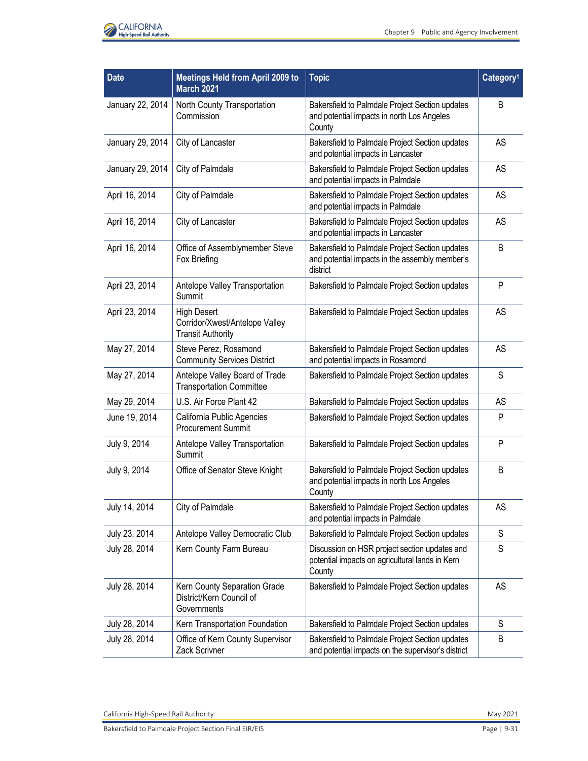| Date | Meetings Held from April 2009 to March 2021 | Topic | Category[1] |
|---|---|---|---|
| January 22, 2014 | North County Transportation Commission | Bakersfield to Palmdale Project Section updates and potential impacts in north Los Angeles County | B |
| January 29, 2014 | City of Lancaster | Bakersfield to Palmdale Project Section updates and potential impacts in Lancaster | AS |
| January 29, 2014 | City of Palmdale | Bakersfield to Palmdale Project Section updates and potential impacts in Palmdale | AS |
| April 16, 2014 | City of Palmdale | Bakersfield to Palmdale Project Section updates and potential impacts in Palmdale | AS |
| April 16, 2014 | City of Lancaster | Bakersfield to Palmdale Project Section updates and potential impacts in Lancaster | AS |
| April 16, 2014 | Office of Assemblymember Steve Fox Briefing | Bakersfield to Palmdale Project Section updates and potential impacts in the assembly member's district | B |
| April 23, 2014 | Antelope Valley Transportation Summit | Bakersfield to Palmdale Project Section updates | P |
| April 23, 2014 | High Desert Corridor/Xwest/Antelope Valley Transit Authority | Bakersfield to Palmdale Project Section updates | AS |
| May 27, 2014 | Steve Perez, Rosamond Community Services District | Bakersfield to Palmdale Project Section updates and potential impacts in Rosamond | AS |
| May 27, 2014 | Antelope Valley Board of Trade Transportation Committee | Bakersfield to Palmdale Project Section updates | S |
| May 29, 2014 | U.S. Air Force Plant 42 | Bakersfield to Palmdale Project Section updates | AS |
| June 19, 2014 | California Public Agencies Procurement Summit | Bakersfield to Palmdale Project Section updates | P |
| July 9, 2014 | Antelope Valley Transportation Summit | Bakersfield to Palmdale Project Section updates | P |
| July 9, 2014 | Office of Senator Steve Knight | Bakersfield to Palmdale Project Section updates and potential impacts in north Los Angeles County | B |
| July 14, 2014 | City of Palmdale | Bakersfield to Palmdale Project Section updates and potential impacts in Palmdale | AS |
| July 23, 2014 | Antelope Valley Democratic Club | Bakersfield to Palmdale Project Section updates | S |
| July 28, 2014 | Kern County Farm Bureau | Discussion on HSR project section updates and potential impacts on agricultural lands in Kern County | S |
| July 28, 2014 | Kern County Separation Grade District/Kern Council of Governments | Bakersfield to Palmdale Project Section updates | AS |
| July 28, 2014 | Kern Transportation Foundation | Bakersfield to Palmdale Project Section updates | S |
| July 28, 2014 | Office of Kern County Supervisor Zack Scrivner | Bakersfield to Palmdale Project Section updates and potential impacts on the supervisor's district | B |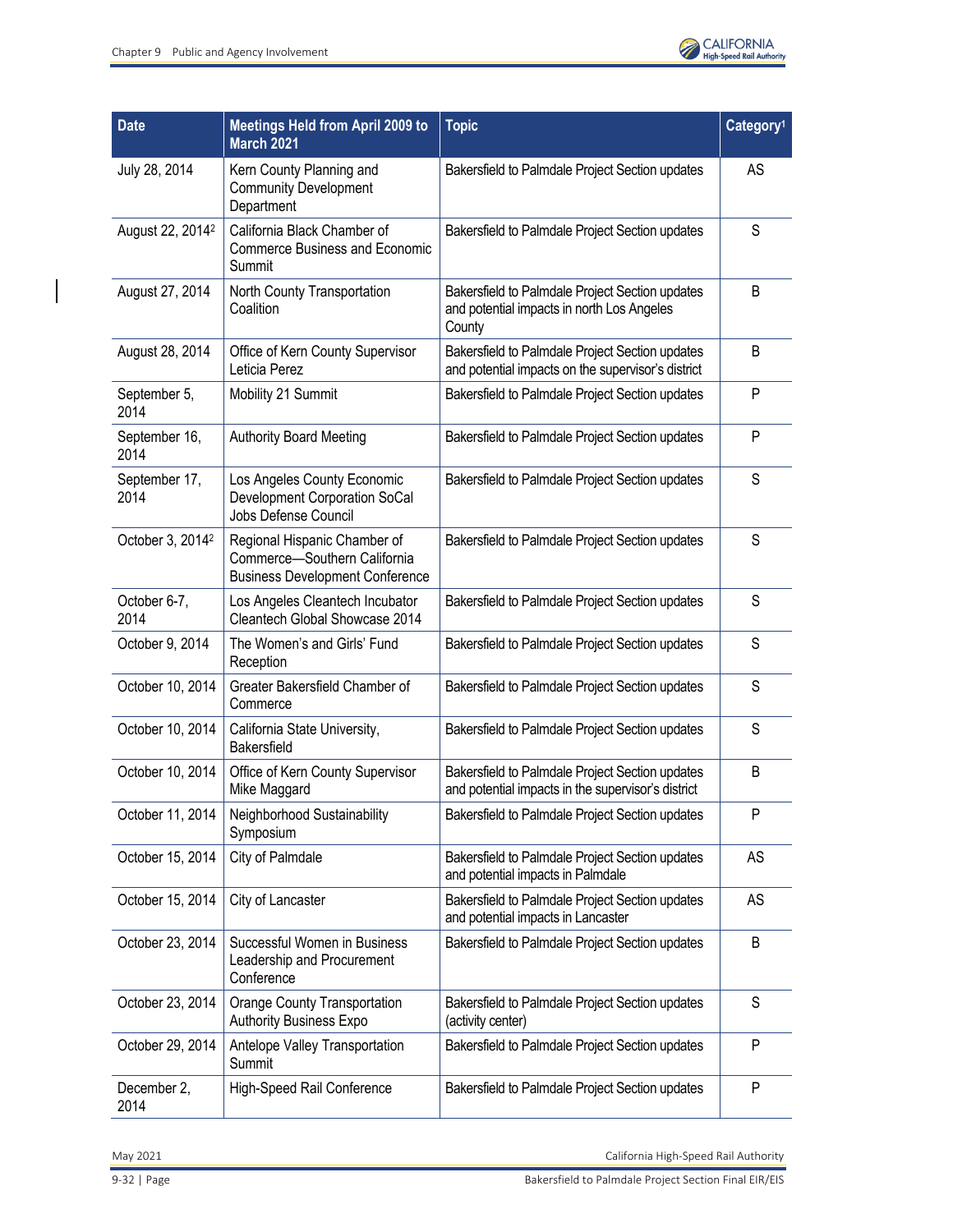| Date | Meetings Held from April 2009 to March 2021 | Topic | Category[1] |
|---|---|---|---|
| July 28, 2014 | Kern County Planning and Community Development Department | Bakersfield to Palmdale Project Section updates | AS |
| August 22, 2014[2] | California Black Chamber of Commerce Business and Economic Summit | Bakersfield to Palmdale Project Section updates | S |
| August 27, 2014 | North County Transportation Coalition | Bakersfield to Palmdale Project Section updates and potential impacts in north Los Angeles County | B |
| August 28, 2014 | Office of Kern County Supervisor Leticia Perez | Bakersfield to Palmdale Project Section updates and potential impacts on the supervisor's district | B |
| September 5, 2014 | Mobility 21 Summit | Bakersfield to Palmdale Project Section updates | P |
| September 16, 2014 | Authority Board Meeting | Bakersfield to Palmdale Project Section updates | P |
| September 17, 2014 | Los Angeles County Economic Development Corporation SoCal Jobs Defense Council | Bakersfield to Palmdale Project Section updates | S |
| October 3, 2014[2] | Regional Hispanic Chamber of Commerce—Southern California Business Development Conference | Bakersfield to Palmdale Project Section updates | S |
| October 6-7, 2014 | Los Angeles Cleantech Incubator Cleantech Global Showcase 2014 | Bakersfield to Palmdale Project Section updates | S |
| October 9, 2014 | The Women's and Girls' Fund Reception | Bakersfield to Palmdale Project Section updates | S |
| October 10, 2014 | Greater Bakersfield Chamber of Commerce | Bakersfield to Palmdale Project Section updates | S |
| October 10, 2014 | California State University, Bakersfield | Bakersfield to Palmdale Project Section updates | S |
| October 10, 2014 | Office of Kern County Supervisor Mike Maggard | Bakersfield to Palmdale Project Section updates and potential impacts in the supervisor's district | B |
| October 11, 2014 | Neighborhood Sustainability Symposium | Bakersfield to Palmdale Project Section updates | P |
| October 15, 2014 | City of Palmdale | Bakersfield to Palmdale Project Section updates and potential impacts in Palmdale | AS |
| October 15, 2014 | City of Lancaster | Bakersfield to Palmdale Project Section updates and potential impacts in Lancaster | AS |
| October 23, 2014 | Successful Women in Business Leadership and Procurement Conference | Bakersfield to Palmdale Project Section updates | B |
| October 23, 2014 | Orange County Transportation Authority Business Expo | Bakersfield to Palmdale Project Section updates (activity center) | S |
| October 29, 2014 | Antelope Valley Transportation Summit | Bakersfield to Palmdale Project Section updates | P |
| December 2, 2014 | High-Speed Rail Conference | Bakersfield to Palmdale Project Section updates | P |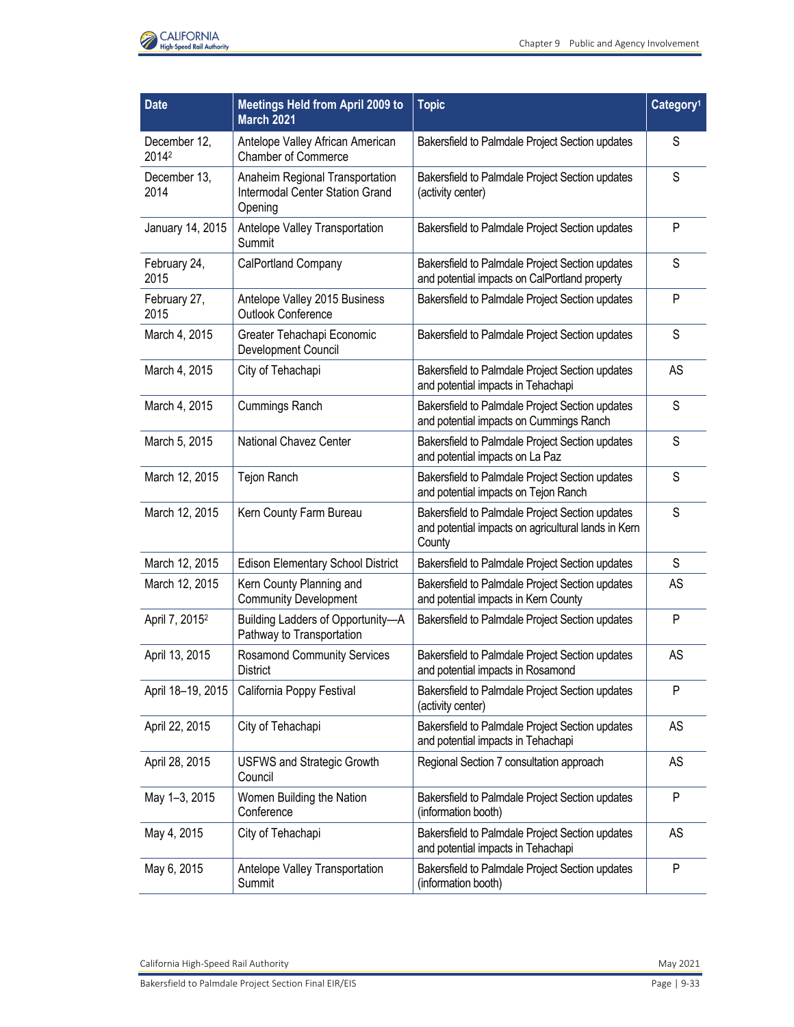| Date | Meetings Held from April 2009 to March 2021 | Topic | Category[1] |
|---|---|---|---|
| December 12, 2014[2] | Antelope Valley African American Chamber of Commerce | Bakersfield to Palmdale Project Section updates | S |
| December 13, 2014 | Anaheim Regional Transportation Intermodal Center Station Grand Opening | Bakersfield to Palmdale Project Section updates (activity center) | S |
| January 14, 2015 | Antelope Valley Transportation Summit | Bakersfield to Palmdale Project Section updates | P |
| February 24, 2015 | CalPortland Company | Bakersfield to Palmdale Project Section updates and potential impacts on CalPortland property | S |
| February 27, 2015 | Antelope Valley 2015 Business Outlook Conference | Bakersfield to Palmdale Project Section updates | P |
| March 4, 2015 | Greater Tehachapi Economic Development Council | Bakersfield to Palmdale Project Section updates | S |
| March 4, 2015 | City of Tehachapi | Bakersfield to Palmdale Project Section updates and potential impacts in Tehachapi | AS |
| March 4, 2015 | Cummings Ranch | Bakersfield to Palmdale Project Section updates and potential impacts on Cummings Ranch | S |
| March 5, 2015 | National Chavez Center | Bakersfield to Palmdale Project Section updates and potential impacts on La Paz | S |
| March 12, 2015 | Tejon Ranch | Bakersfield to Palmdale Project Section updates and potential impacts on Tejon Ranch | S |
| March 12, 2015 | Kern County Farm Bureau | Bakersfield to Palmdale Project Section updates and potential impacts on agricultural lands in Kern County | S |
| March 12, 2015 | Edison Elementary School District | Bakersfield to Palmdale Project Section updates | S |
| March 12, 2015 | Kern County Planning and Community Development | Bakersfield to Palmdale Project Section updates and potential impacts in Kern County | AS |
| April 7, 2015[2] | Building Ladders of Opportunity—A Pathway to Transportation | Bakersfield to Palmdale Project Section updates | P |
| April 13, 2015 | Rosamond Community Services District | Bakersfield to Palmdale Project Section updates and potential impacts in Rosamond | AS |
| April 18–19, 2015 | California Poppy Festival | Bakersfield to Palmdale Project Section updates (activity center) | P |
| April 22, 2015 | City of Tehachapi | Bakersfield to Palmdale Project Section updates and potential impacts in Tehachapi | AS |
| April 28, 2015 | USFWS and Strategic Growth Council | Regional Section 7 consultation approach | AS |
| May 1–3, 2015 | Women Building the Nation Conference | Bakersfield to Palmdale Project Section updates (information booth) | P |
| May 4, 2015 | City of Tehachapi | Bakersfield to Palmdale Project Section updates and potential impacts in Tehachapi | AS |
| May 6, 2015 | Antelope Valley Transportation Summit | Bakersfield to Palmdale Project Section updates (information booth) | P |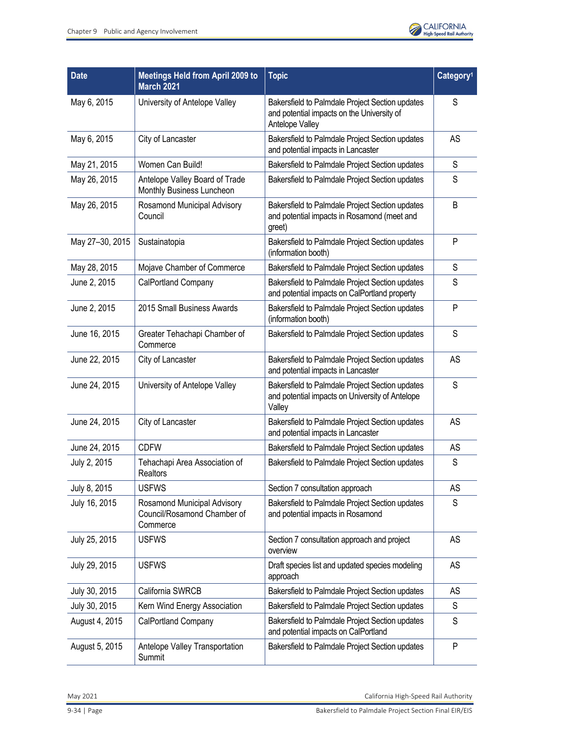| Date | Meetings Held from April 2009 to March 2021 | Topic | Category[1] |
|---|---|---|---|
| May 6, 2015 | University of Antelope Valley | Bakersfield to Palmdale Project Section updates and potential impacts on the University of Antelope Valley | S |
| May 6, 2015 | City of Lancaster | Bakersfield to Palmdale Project Section updates and potential impacts in Lancaster | AS |
| May 21, 2015 | Women Can Build! | Bakersfield to Palmdale Project Section updates | S |
| May 26, 2015 | Antelope Valley Board of Trade Monthly Business Luncheon | Bakersfield to Palmdale Project Section updates | S |
| May 26, 2015 | Rosamond Municipal Advisory Council | Bakersfield to Palmdale Project Section updates and potential impacts in Rosamond (meet and greet) | B |
| May 27–30, 2015 | Sustainatopia | Bakersfield to Palmdale Project Section updates (information booth) | P |
| May 28, 2015 | Mojave Chamber of Commerce | Bakersfield to Palmdale Project Section updates | S |
| June 2, 2015 | CalPortland Company | Bakersfield to Palmdale Project Section updates and potential impacts on CalPortland property | S |
| June 2, 2015 | 2015 Small Business Awards | Bakersfield to Palmdale Project Section updates (information booth) | P |
| June 16, 2015 | Greater Tehachapi Chamber of Commerce | Bakersfield to Palmdale Project Section updates | S |
| June 22, 2015 | City of Lancaster | Bakersfield to Palmdale Project Section updates and potential impacts in Lancaster | AS |
| June 24, 2015 | University of Antelope Valley | Bakersfield to Palmdale Project Section updates and potential impacts on University of Antelope Valley | S |
| June 24, 2015 | City of Lancaster | Bakersfield to Palmdale Project Section updates and potential impacts in Lancaster | AS |
| June 24, 2015 | CDFW | Bakersfield to Palmdale Project Section updates | AS |
| July 2, 2015 | Tehachapi Area Association of Realtors | Bakersfield to Palmdale Project Section updates | S |
| July 8, 2015 | USFWS | Section 7 consultation approach | AS |
| July 16, 2015 | Rosamond Municipal Advisory Council/Rosamond Chamber of Commerce | Bakersfield to Palmdale Project Section updates and potential impacts in Rosamond | S |
| July 25, 2015 | USFWS | Section 7 consultation approach and project overview | AS |
| July 29, 2015 | USFWS | Draft species list and updated species modeling approach | AS |
| July 30, 2015 | California SWRCB | Bakersfield to Palmdale Project Section updates | AS |
| July 30, 2015 | Kern Wind Energy Association | Bakersfield to Palmdale Project Section updates | S |
| August 4, 2015 | CalPortland Company | Bakersfield to Palmdale Project Section updates and potential impacts on CalPortland | S |
| August 5, 2015 | Antelope Valley Transportation Summit | Bakersfield to Palmdale Project Section updates | P |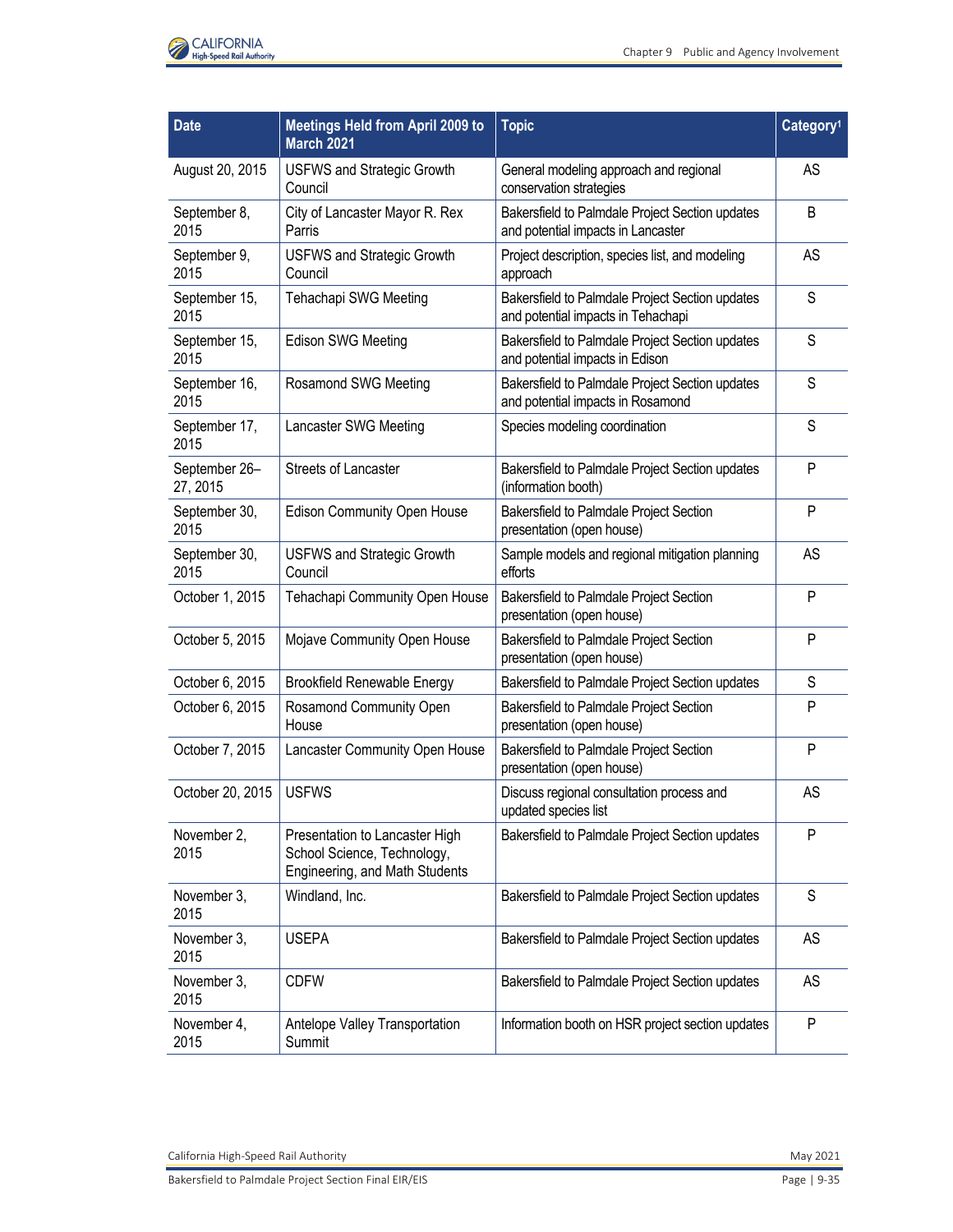| Date | Meetings Held from April 2009 to March 2021 | Topic | Category[1] |
|---|---|---|---|
| August 20, 2015 | USFWS and Strategic Growth Council | General modeling approach and regional conservation strategies | AS |
| September 8, 2015 | City of Lancaster Mayor R. Rex Parris | Bakersfield to Palmdale Project Section updates and potential impacts in Lancaster | B |
| September 9, 2015 | USFWS and Strategic Growth Council | Project description, species list, and modeling approach | AS |
| September 15, 2015 | Tehachapi SWG Meeting | Bakersfield to Palmdale Project Section updates and potential impacts in Tehachapi | S |
| September 15, 2015 | Edison SWG Meeting | Bakersfield to Palmdale Project Section updates and potential impacts in Edison | S |
| September 16, 2015 | Rosamond SWG Meeting | Bakersfield to Palmdale Project Section updates and potential impacts in Rosamond | S |
| September 17, 2015 | Lancaster SWG Meeting | Species modeling coordination | S |
| September 26–27, 2015 | Streets of Lancaster | Bakersfield to Palmdale Project Section updates (information booth) | P |
| September 30, 2015 | Edison Community Open House | Bakersfield to Palmdale Project Section presentation (open house) | P |
| September 30, 2015 | USFWS and Strategic Growth Council | Sample models and regional mitigation planning efforts | AS |
| October 1, 2015 | Tehachapi Community Open House | Bakersfield to Palmdale Project Section presentation (open house) | P |
| October 5, 2015 | Mojave Community Open House | Bakersfield to Palmdale Project Section presentation (open house) | P |
| October 6, 2015 | Brookfield Renewable Energy | Bakersfield to Palmdale Project Section updates | S |
| October 6, 2015 | Rosamond Community Open House | Bakersfield to Palmdale Project Section presentation (open house) | P |
| October 7, 2015 | Lancaster Community Open House | Bakersfield to Palmdale Project Section presentation (open house) | P |
| October 20, 2015 | USFWS | Discuss regional consultation process and updated species list | AS |
| November 2, 2015 | Presentation to Lancaster High School Science, Technology, Engineering, and Math Students | Bakersfield to Palmdale Project Section updates | P |
| November 3, 2015 | Windland, Inc. | Bakersfield to Palmdale Project Section updates | S |
| November 3, 2015 | USEPA | Bakersfield to Palmdale Project Section updates | AS |
| November 3, 2015 | CDFW | Bakersfield to Palmdale Project Section updates | AS |
| November 4, 2015 | Antelope Valley Transportation Summit | Information booth on HSR project section updates | P |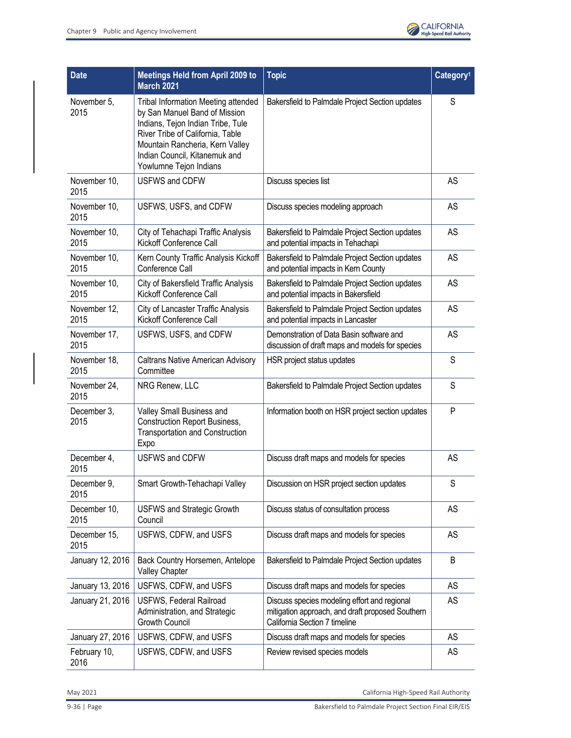| Date | Meetings Held from April 2009 to March 2021 | Topic | Category[1] |
|---|---|---|---|
| November 5, 2015 | Tribal Information Meeting attended by San Manuel Band of Mission Indians, Tejon Indian Tribe, Tule River Tribe of California, Table Mountain Rancheria, Kern Valley Indian Council, Kitanemuk and Yowlumne Tejon Indians | Bakersfield to Palmdale Project Section updates | S |
| November 10, 2015 | USFWS and CDFW | Discuss species list | AS |
| November 10, 2015 | USFWS, USFS, and CDFW | Discuss species modeling approach | AS |
| November 10, 2015 | City of Tehachapi Traffic Analysis Kickoff Conference Call | Bakersfield to Palmdale Project Section updates and potential impacts in Tehachapi | AS |
| November 10, 2015 | Kern County Traffic Analysis Kickoff Conference Call | Bakersfield to Palmdale Project Section updates and potential impacts in Kern County | AS |
| November 10, 2015 | City of Bakersfield Traffic Analysis Kickoff Conference Call | Bakersfield to Palmdale Project Section updates and potential impacts in Bakersfield | AS |
| November 12, 2015 | City of Lancaster Traffic Analysis Kickoff Conference Call | Bakersfield to Palmdale Project Section updates and potential impacts in Lancaster | AS |
| November 17, 2015 | USFWS, USFS, and CDFW | Demonstration of Data Basin software and discussion of draft maps and models for species | AS |
| November 18, 2015 | Caltrans Native American Advisory Committee | HSR project status updates | S |
| November 24, 2015 | NRG Renew, LLC | Bakersfield to Palmdale Project Section updates | S |
| December 3, 2015 | Valley Small Business and Construction Report Business, Transportation and Construction Expo | Information booth on HSR project section updates | P |
| December 4, 2015 | USFWS and CDFW | Discuss draft maps and models for species | AS |
| December 9, 2015 | Smart Growth-Tehachapi Valley | Discussion on HSR project section updates | S |
| December 10, 2015 | USFWS and Strategic Growth Council | Discuss status of consultation process | AS |
| December 15, 2015 | USFWS, CDFW, and USFS | Discuss draft maps and models for species | AS |
| January 12, 2016 | Back Country Horsemen, Antelope Valley Chapter | Bakersfield to Palmdale Project Section updates | B |
| January 13, 2016 | USFWS, CDFW, and USFS | Discuss draft maps and models for species | AS |
| January 21, 2016 | USFWS, Federal Railroad Administration, and Strategic Growth Council | Discuss species modeling effort and regional mitigation approach, and draft proposed Southern California Section 7 timeline | AS |
| January 27, 2016 | USFWS, CDFW, and USFS | Discuss draft maps and models for species | AS |
| February 10, 2016 | USFWS, CDFW, and USFS | Review revised species models | AS |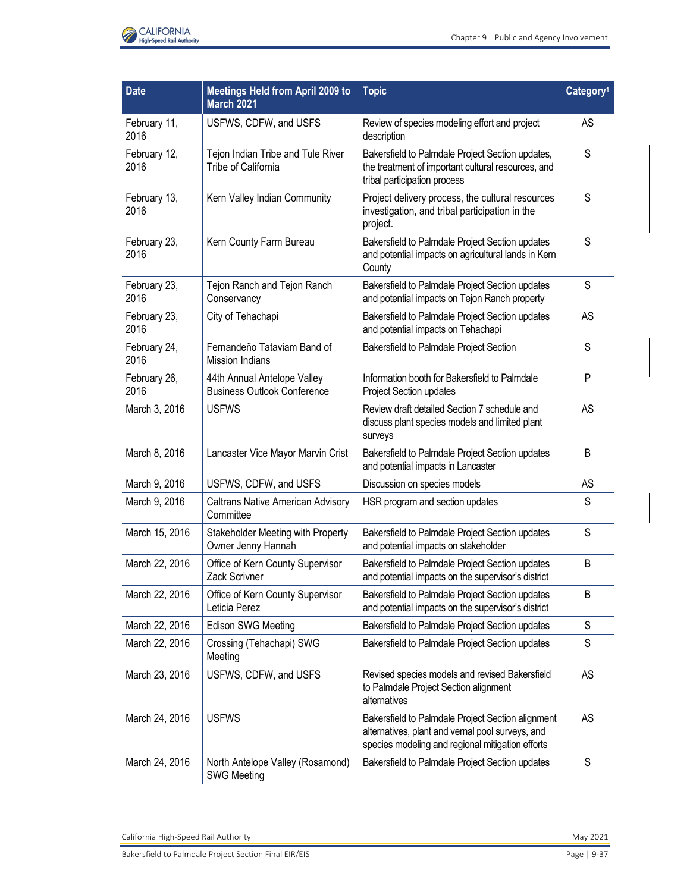| Date | Meetings Held from April 2009 to March 2021 | Topic | Category[1] |
|---|---|---|---|
| February 11, 2016 | USFWS, CDFW, and USFS | Review of species modeling effort and project description | AS |
| February 12, 2016 | Tejon Indian Tribe and Tule River Tribe of California | Bakersfield to Palmdale Project Section updates, the treatment of important cultural resources, and tribal participation process | S |
| February 13, 2016 | Kern Valley Indian Community | Project delivery process, the cultural resources investigation, and tribal participation in the project. | S |
| February 23, 2016 | Kern County Farm Bureau | Bakersfield to Palmdale Project Section updates and potential impacts on agricultural lands in Kern County | S |
| February 23, 2016 | Tejon Ranch and Tejon Ranch Conservancy | Bakersfield to Palmdale Project Section updates and potential impacts on Tejon Ranch property | S |
| February 23, 2016 | City of Tehachapi | Bakersfield to Palmdale Project Section updates and potential impacts on Tehachapi | AS |
| February 24, 2016 | Fernandeño Tataviam Band of Mission Indians | Bakersfield to Palmdale Project Section | S |
| February 26, 2016 | 44th Annual Antelope Valley Business Outlook Conference | Information booth for Bakersfield to Palmdale Project Section updates | P |
| March 3, 2016 | USFWS | Review draft detailed Section 7 schedule and discuss plant species models and limited plant surveys | AS |
| March 8, 2016 | Lancaster Vice Mayor Marvin Crist | Bakersfield to Palmdale Project Section updates and potential impacts in Lancaster | B |
| March 9, 2016 | USFWS, CDFW, and USFS | Discussion on species models | AS |
| March 9, 2016 | Caltrans Native American Advisory Committee | HSR program and section updates | S |
| March 15, 2016 | Stakeholder Meeting with Property Owner Jenny Hannah | Bakersfield to Palmdale Project Section updates and potential impacts on stakeholder | S |
| March 22, 2016 | Office of Kern County Supervisor Zack Scrivner | Bakersfield to Palmdale Project Section updates and potential impacts on the supervisor's district | B |
| March 22, 2016 | Office of Kern County Supervisor Leticia Perez | Bakersfield to Palmdale Project Section updates and potential impacts on the supervisor's district | B |
| March 22, 2016 | Edison SWG Meeting | Bakersfield to Palmdale Project Section updates | S |
| March 22, 2016 | Crossing (Tehachapi) SWG Meeting | Bakersfield to Palmdale Project Section updates | S |
| March 23, 2016 | USFWS, CDFW, and USFS | Revised species models and revised Bakersfield to Palmdale Project Section alignment alternatives | AS |
| March 24, 2016 | USFWS | Bakersfield to Palmdale Project Section alignment alternatives, plant and vernal pool surveys, and species modeling and regional mitigation efforts | AS |
| March 24, 2016 | North Antelope Valley (Rosamond) SWG Meeting | Bakersfield to Palmdale Project Section updates | S |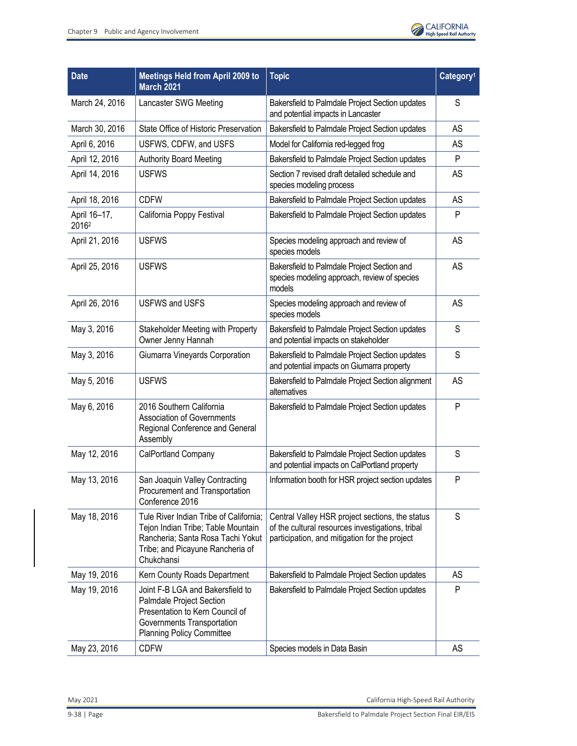| Date | Meetings Held from April 2009 to March 2021 | Topic | Category[1] |
|---|---|---|---|
| March 24, 2016 | Lancaster SWG Meeting | Bakersfield to Palmdale Project Section updates and potential impacts in Lancaster | S |
| March 30, 2016 | State Office of Historic Preservation | Bakersfield to Palmdale Project Section updates | AS |
| April 6, 2016 | USFWS, CDFW, and USFS | Model for California red-legged frog | AS |
| April 12, 2016 | Authority Board Meeting | Bakersfield to Palmdale Project Section updates | P |
| April 14, 2016 | USFWS | Section 7 revised draft detailed schedule and species modeling process | AS |
| April 18, 2016 | CDFW | Bakersfield to Palmdale Project Section updates | AS |
| April 16–17, 2016[2] | California Poppy Festival | Bakersfield to Palmdale Project Section updates | P |
| April 21, 2016 | USFWS | Species modeling approach and review of species models | AS |
| April 25, 2016 | USFWS | Bakersfield to Palmdale Project Section and species modeling approach, review of species models | AS |
| April 26, 2016 | USFWS and USFS | Species modeling approach and review of species models | AS |
| May 3, 2016 | Stakeholder Meeting with Property Owner Jenny Hannah | Bakersfield to Palmdale Project Section updates and potential impacts on stakeholder | S |
| May 3, 2016 | Giumarra Vineyards Corporation | Bakersfield to Palmdale Project Section updates and potential impacts on Giumarra property | S |
| May 5, 2016 | USFWS | Bakersfield to Palmdale Project Section alignment alternatives | AS |
| May 6, 2016 | 2016 Southern California Association of Governments Regional Conference and General Assembly | Bakersfield to Palmdale Project Section updates | P |
| May 12, 2016 | CalPortland Company | Bakersfield to Palmdale Project Section updates and potential impacts on CalPortland property | S |
| May 13, 2016 | San Joaquin Valley Contracting Procurement and Transportation Conference 2016 | Information booth for HSR project section updates | P |
| May 18, 2016 | Tule River Indian Tribe of California; Tejon Indian Tribe; Table Mountain Rancheria; Santa Rosa Tachi Yokut Tribe; and Picayune Rancheria of Chukchansi | Central Valley HSR project sections, the status of the cultural resources investigations, tribal participation, and mitigation for the project | S |
| May 19, 2016 | Kern County Roads Department | Bakersfield to Palmdale Project Section updates | AS |
| May 19, 2016 | Joint F-B LGA and Bakersfield to Palmdale Project Section Presentation to Kern Council of Governments Transportation Planning Policy Committee | Bakersfield to Palmdale Project Section updates | P |
| May 23, 2016 | CDFW | Species models in Data Basin | AS |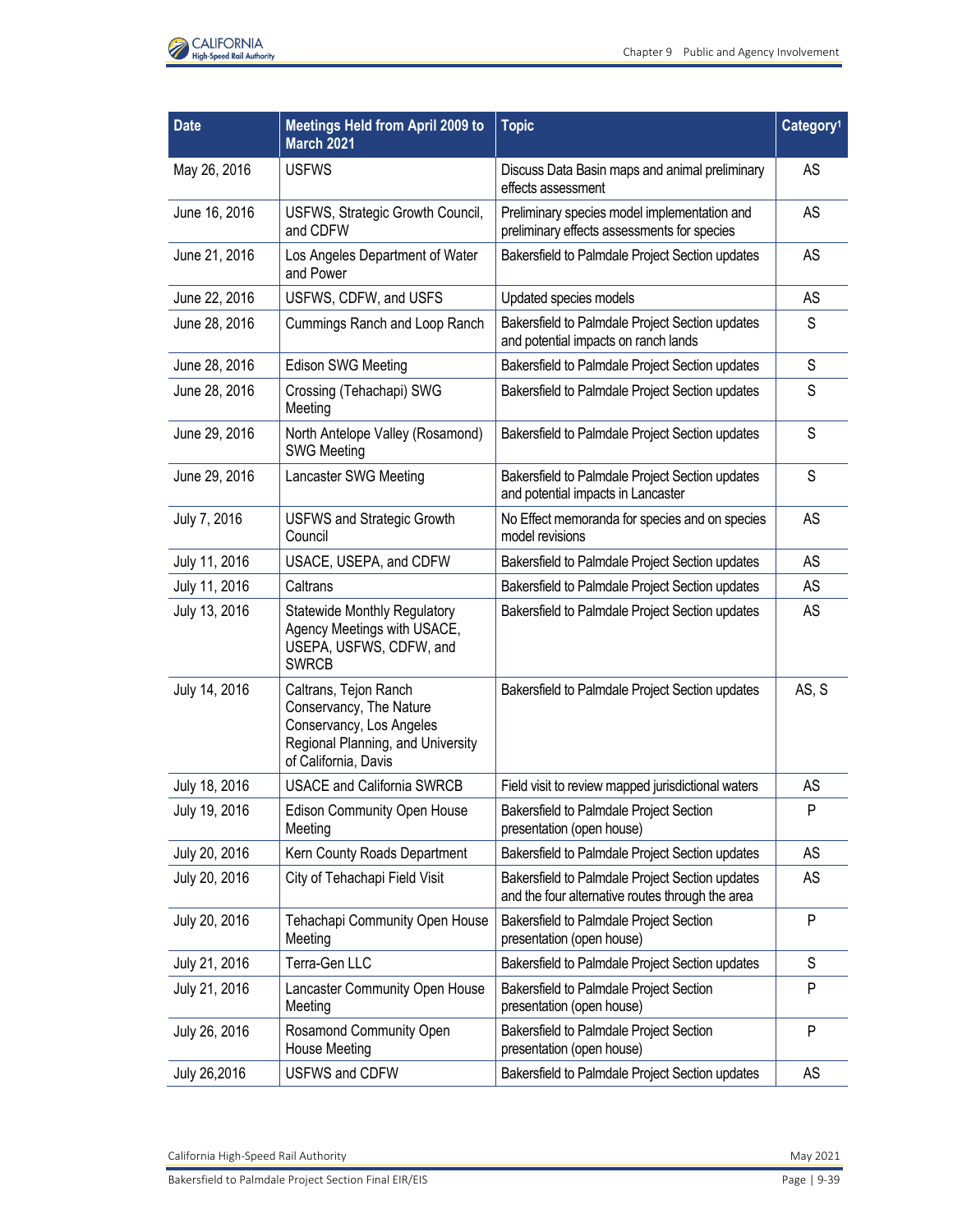| Date | Meetings Held from April 2009 to March 2021 | Topic | Category[1] |
|---|---|---|---|
| May 26, 2016 | USFWS | Discuss Data Basin maps and animal preliminary effects assessment | AS |
| June 16, 2016 | USFWS, Strategic Growth Council, and CDFW | Preliminary species model implementation and preliminary effects assessments for species | AS |
| June 21, 2016 | Los Angeles Department of Water and Power | Bakersfield to Palmdale Project Section updates | AS |
| June 22, 2016 | USFWS, CDFW, and USFS | Updated species models | AS |
| June 28, 2016 | Cummings Ranch and Loop Ranch | Bakersfield to Palmdale Project Section updates and potential impacts on ranch lands | S |
| June 28, 2016 | Edison SWG Meeting | Bakersfield to Palmdale Project Section updates | S |
| June 28, 2016 | Crossing (Tehachapi) SWG Meeting | Bakersfield to Palmdale Project Section updates | S |
| June 29, 2016 | North Antelope Valley (Rosamond) SWG Meeting | Bakersfield to Palmdale Project Section updates | S |
| June 29, 2016 | Lancaster SWG Meeting | Bakersfield to Palmdale Project Section updates and potential impacts in Lancaster | S |
| July 7, 2016 | USFWS and Strategic Growth Council | No Effect memoranda for species and on species model revisions | AS |
| July 11, 2016 | USACE, USEPA, and CDFW | Bakersfield to Palmdale Project Section updates | AS |
| July 11, 2016 | Caltrans | Bakersfield to Palmdale Project Section updates | AS |
| July 13, 2016 | Statewide Monthly Regulatory Agency Meetings with USACE, USEPA, USFWS, CDFW, and SWRCB | Bakersfield to Palmdale Project Section updates | AS |
| July 14, 2016 | Caltrans, Tejon Ranch Conservancy, The Nature Conservancy, Los Angeles Regional Planning, and University of California, Davis | Bakersfield to Palmdale Project Section updates | AS, S |
| July 18, 2016 | USACE and California SWRCB | Field visit to review mapped jurisdictional waters | AS |
| July 19, 2016 | Edison Community Open House Meeting | Bakersfield to Palmdale Project Section presentation (open house) | P |
| July 20, 2016 | Kern County Roads Department | Bakersfield to Palmdale Project Section updates | AS |
| July 20, 2016 | City of Tehachapi Field Visit | Bakersfield to Palmdale Project Section updates and the four alternative routes through the area | AS |
| July 20, 2016 | Tehachapi Community Open House Meeting | Bakersfield to Palmdale Project Section presentation (open house) | P |
| July 21, 2016 | Terra-Gen LLC | Bakersfield to Palmdale Project Section updates | S |
| July 21, 2016 | Lancaster Community Open House Meeting | Bakersfield to Palmdale Project Section presentation (open house) | P |
| July 26, 2016 | Rosamond Community Open House Meeting | Bakersfield to Palmdale Project Section presentation (open house) | P |
| July 26,2016 | USFWS and CDFW | Bakersfield to Palmdale Project Section updates | AS |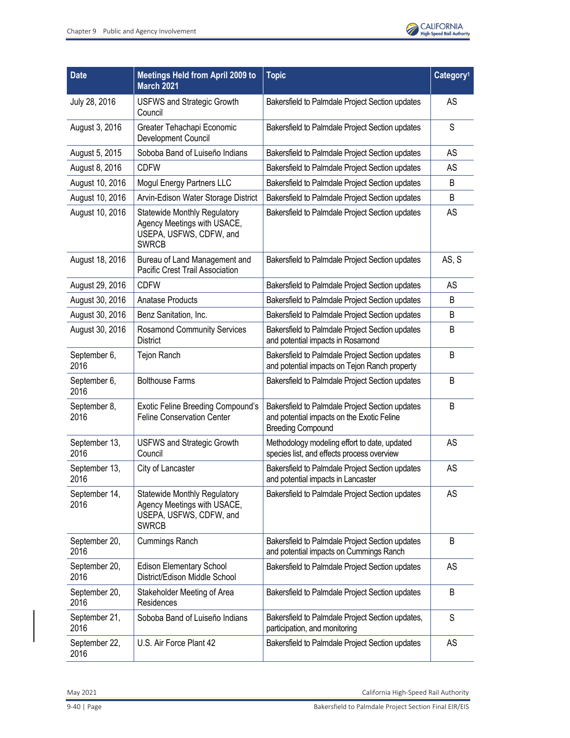| Date | Meetings Held from April 2009 to March 2021 | Topic | Category[1] |
|---|---|---|---|
| July 28, 2016 | USFWS and Strategic Growth Council | Bakersfield to Palmdale Project Section updates | AS |
| August 3, 2016 | Greater Tehachapi Economic Development Council | Bakersfield to Palmdale Project Section updates | S |
| August 5, 2015 | Soboba Band of Luiseño Indians | Bakersfield to Palmdale Project Section updates | AS |
| August 8, 2016 | CDFW | Bakersfield to Palmdale Project Section updates | AS |
| August 10, 2016 | Mogul Energy Partners LLC | Bakersfield to Palmdale Project Section updates | B |
| August 10, 2016 | Arvin-Edison Water Storage District | Bakersfield to Palmdale Project Section updates | B |
| August 10, 2016 | Statewide Monthly Regulatory Agency Meetings with USACE, USEPA, USFWS, CDFW, and SWRCB | Bakersfield to Palmdale Project Section updates | AS |
| August 18, 2016 | Bureau of Land Management and Pacific Crest Trail Association | Bakersfield to Palmdale Project Section updates | AS, S |
| August 29, 2016 | CDFW | Bakersfield to Palmdale Project Section updates | AS |
| August 30, 2016 | Anatase Products | Bakersfield to Palmdale Project Section updates | B |
| August 30, 2016 | Benz Sanitation, Inc. | Bakersfield to Palmdale Project Section updates | B |
| August 30, 2016 | Rosamond Community Services District | Bakersfield to Palmdale Project Section updates and potential impacts in Rosamond | B |
| September 6, 2016 | Tejon Ranch | Bakersfield to Palmdale Project Section updates and potential impacts on Tejon Ranch property | B |
| September 6, 2016 | Bolthouse Farms | Bakersfield to Palmdale Project Section updates | B |
| September 8, 2016 | Exotic Feline Breeding Compound's Feline Conservation Center | Bakersfield to Palmdale Project Section updates and potential impacts on the Exotic Feline Breeding Compound | B |
| September 13, 2016 | USFWS and Strategic Growth Council | Methodology modeling effort to date, updated species list, and effects process overview | AS |
| September 13, 2016 | City of Lancaster | Bakersfield to Palmdale Project Section updates and potential impacts in Lancaster | AS |
| September 14, 2016 | Statewide Monthly Regulatory Agency Meetings with USACE, USEPA, USFWS, CDFW, and SWRCB | Bakersfield to Palmdale Project Section updates | AS |
| September 20, 2016 | Cummings Ranch | Bakersfield to Palmdale Project Section updates and potential impacts on Cummings Ranch | B |
| September 20, 2016 | Edison Elementary School District/Edison Middle School | Bakersfield to Palmdale Project Section updates | AS |
| September 20, 2016 | Stakeholder Meeting of Area Residences | Bakersfield to Palmdale Project Section updates | B |
| September 21, 2016 | Soboba Band of Luiseño Indians | Bakersfield to Palmdale Project Section updates, participation, and monitoring | S |
| September 22, 2016 | U.S. Air Force Plant 42 | Bakersfield to Palmdale Project Section updates | AS |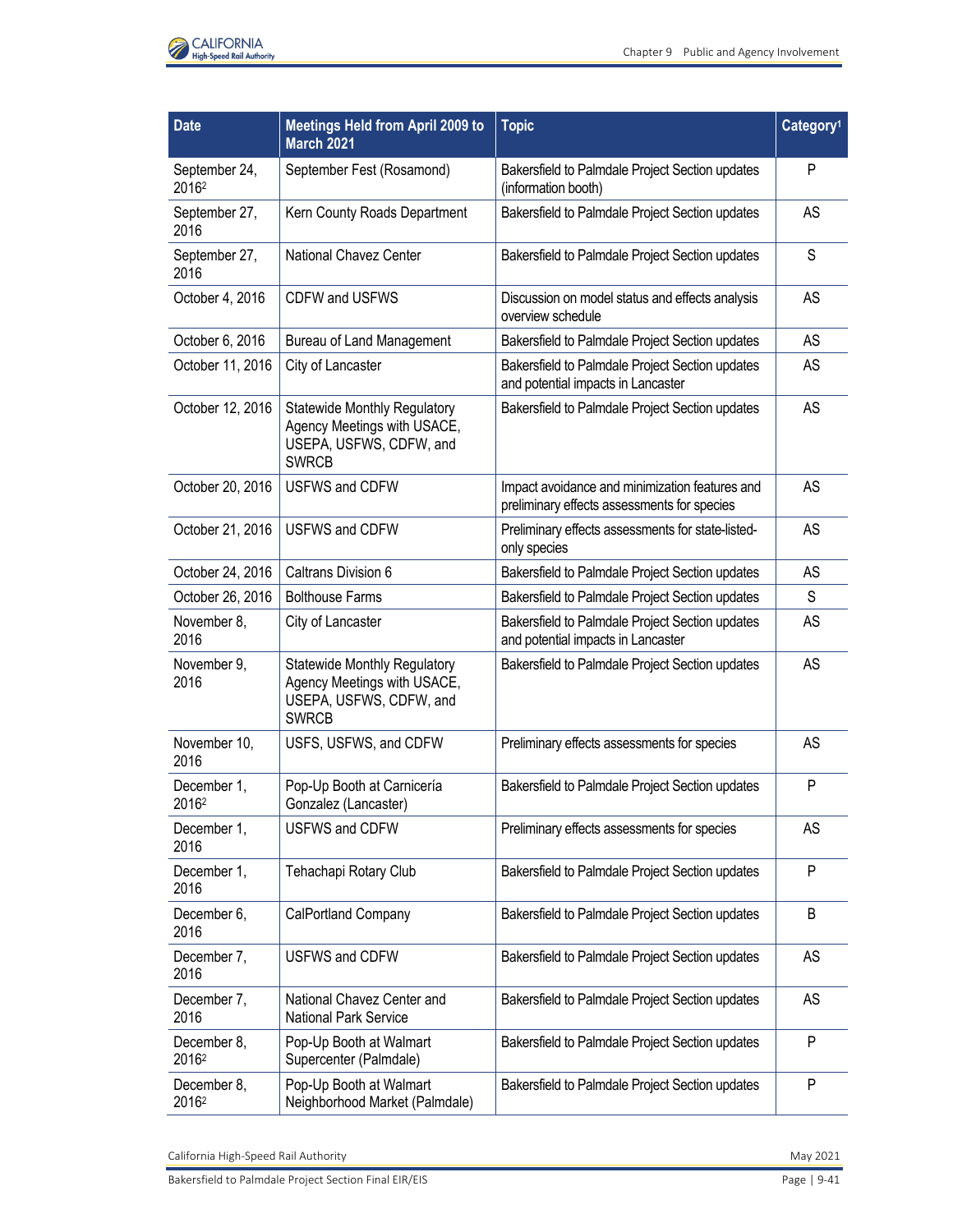| Date | Meetings Held from April 2009 to March 2021 | Topic | Category[1] |
|---|---|---|---|
| September 24, 2016[2] | September Fest (Rosamond) | Bakersfield to Palmdale Project Section updates (information booth) | P |
| September 27, 2016 | Kern County Roads Department | Bakersfield to Palmdale Project Section updates | AS |
| September 27, 2016 | National Chavez Center | Bakersfield to Palmdale Project Section updates | S |
| October 4, 2016 | CDFW and USFWS | Discussion on model status and effects analysis overview schedule | AS |
| October 6, 2016 | Bureau of Land Management | Bakersfield to Palmdale Project Section updates | AS |
| October 11, 2016 | City of Lancaster | Bakersfield to Palmdale Project Section updates and potential impacts in Lancaster | AS |
| October 12, 2016 | Statewide Monthly Regulatory Agency Meetings with USACE, USEPA, USFWS, CDFW, and SWRCB | Bakersfield to Palmdale Project Section updates | AS |
| October 20, 2016 | USFWS and CDFW | Impact avoidance and minimization features and preliminary effects assessments for species | AS |
| October 21, 2016 | USFWS and CDFW | Preliminary effects assessments for state-listed-only species | AS |
| October 24, 2016 | Caltrans Division 6 | Bakersfield to Palmdale Project Section updates | AS |
| October 26, 2016 | Bolthouse Farms | Bakersfield to Palmdale Project Section updates | S |
| November 8, 2016 | City of Lancaster | Bakersfield to Palmdale Project Section updates and potential impacts in Lancaster | AS |
| November 9, 2016 | Statewide Monthly Regulatory Agency Meetings with USACE, USEPA, USFWS, CDFW, and SWRCB | Bakersfield to Palmdale Project Section updates | AS |
| November 10, 2016 | USFS, USFWS, and CDFW | Preliminary effects assessments for species | AS |
| December 1, 2016[2] | Pop-Up Booth at Carnicería Gonzalez (Lancaster) | Bakersfield to Palmdale Project Section updates | P |
| December 1, 2016 | USFWS and CDFW | Preliminary effects assessments for species | AS |
| December 1, 2016 | Tehachapi Rotary Club | Bakersfield to Palmdale Project Section updates | P |
| December 6, 2016 | CalPortland Company | Bakersfield to Palmdale Project Section updates | B |
| December 7, 2016 | USFWS and CDFW | Bakersfield to Palmdale Project Section updates | AS |
| December 7, 2016 | National Chavez Center and National Park Service | Bakersfield to Palmdale Project Section updates | AS |
| December 8, 2016[2] | Pop-Up Booth at Walmart Supercenter (Palmdale) | Bakersfield to Palmdale Project Section updates | P |
| December 8, 2016[2] | Pop-Up Booth at Walmart Neighborhood Market (Palmdale) | Bakersfield to Palmdale Project Section updates | P |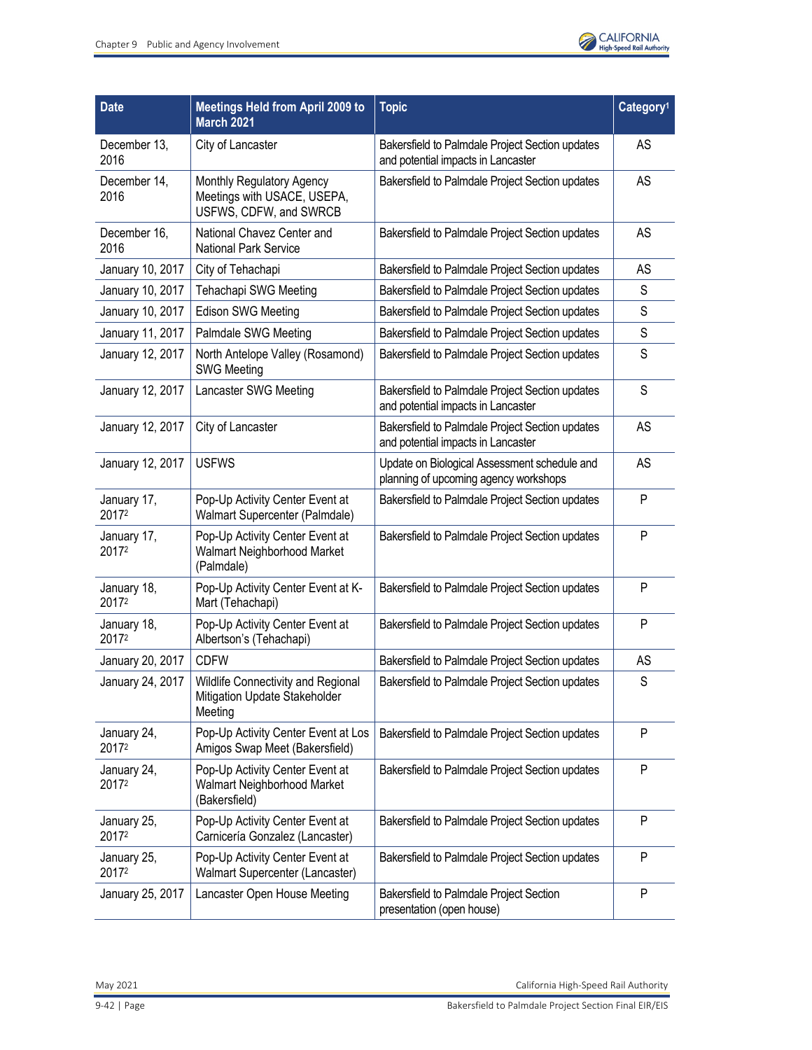| Date | Meetings Held from April 2009 to March 2021 | Topic | Category[1] |
|---|---|---|---|
| December 13, 2016 | City of Lancaster | Bakersfield to Palmdale Project Section updates and potential impacts in Lancaster | AS |
| December 14, 2016 | Monthly Regulatory Agency Meetings with USACE, USEPA, USFWS, CDFW, and SWRCB | Bakersfield to Palmdale Project Section updates | AS |
| December 16, 2016 | National Chavez Center and National Park Service | Bakersfield to Palmdale Project Section updates | AS |
| January 10, 2017 | City of Tehachapi | Bakersfield to Palmdale Project Section updates | AS |
| January 10, 2017 | Tehachapi SWG Meeting | Bakersfield to Palmdale Project Section updates | S |
| January 10, 2017 | Edison SWG Meeting | Bakersfield to Palmdale Project Section updates | S |
| January 11, 2017 | Palmdale SWG Meeting | Bakersfield to Palmdale Project Section updates | S |
| January 12, 2017 | North Antelope Valley (Rosamond) SWG Meeting | Bakersfield to Palmdale Project Section updates | S |
| January 12, 2017 | Lancaster SWG Meeting | Bakersfield to Palmdale Project Section updates and potential impacts in Lancaster | S |
| January 12, 2017 | City of Lancaster | Bakersfield to Palmdale Project Section updates and potential impacts in Lancaster | AS |
| January 12, 2017 | USFWS | Update on Biological Assessment schedule and planning of upcoming agency workshops | AS |
| January 17, 2017[2] | Pop-Up Activity Center Event at Walmart Supercenter (Palmdale) | Bakersfield to Palmdale Project Section updates | P |
| January 17, 2017[2] | Pop-Up Activity Center Event at Walmart Neighborhood Market (Palmdale) | Bakersfield to Palmdale Project Section updates | P |
| January 18, 2017[2] | Pop-Up Activity Center Event at K-Mart (Tehachapi) | Bakersfield to Palmdale Project Section updates | P |
| January 18, 2017[2] | Pop-Up Activity Center Event at Albertson's (Tehachapi) | Bakersfield to Palmdale Project Section updates | P |
| January 20, 2017 | CDFW | Bakersfield to Palmdale Project Section updates | AS |
| January 24, 2017 | Wildlife Connectivity and Regional Mitigation Update Stakeholder Meeting | Bakersfield to Palmdale Project Section updates | S |
| January 24, 2017[2] | Pop-Up Activity Center Event at Los Amigos Swap Meet (Bakersfield) | Bakersfield to Palmdale Project Section updates | P |
| January 24, 2017[2] | Pop-Up Activity Center Event at Walmart Neighborhood Market (Bakersfield) | Bakersfield to Palmdale Project Section updates | P |
| January 25, 2017[2] | Pop-Up Activity Center Event at Carnicería Gonzalez (Lancaster) | Bakersfield to Palmdale Project Section updates | P |
| January 25, 2017[2] | Pop-Up Activity Center Event at Walmart Supercenter (Lancaster) | Bakersfield to Palmdale Project Section updates | P |
| January 25, 2017 | Lancaster Open House Meeting | Bakersfield to Palmdale Project Section presentation (open house) | P |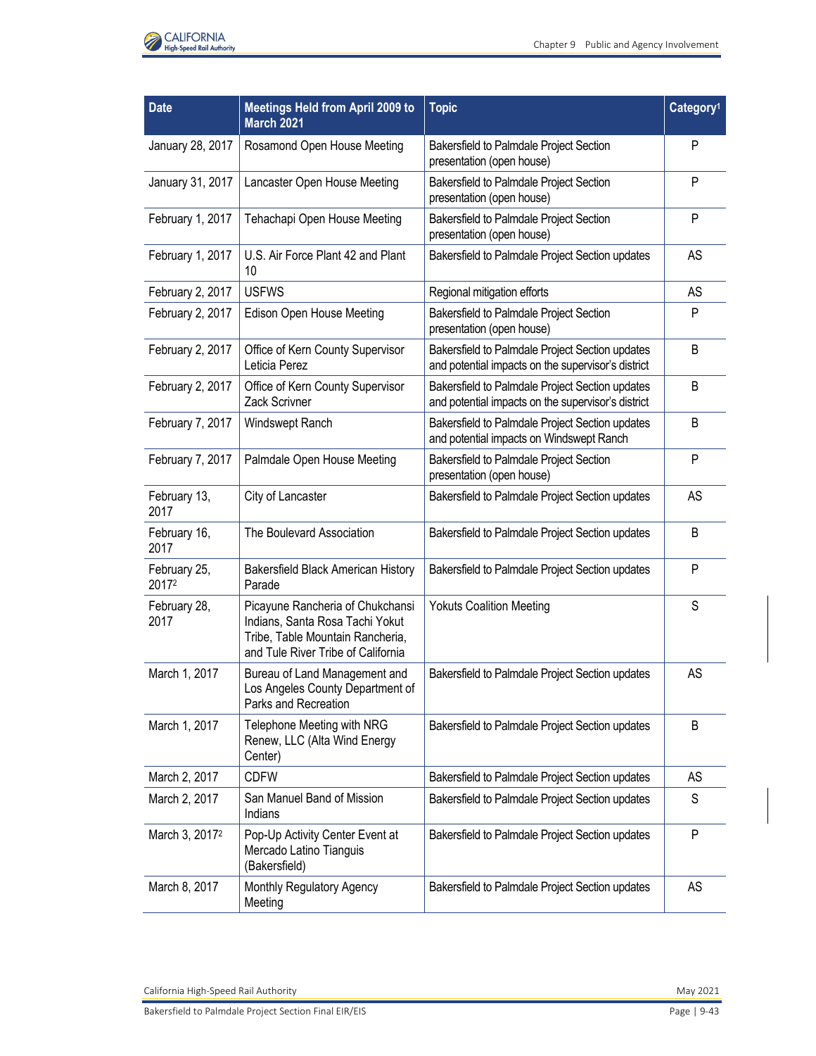| Date | Meetings Held from April 2009 to March 2021 | Topic | Category[1] |
|---|---|---|---|
| January 28, 2017 | Rosamond Open House Meeting | Bakersfield to Palmdale Project Section presentation (open house) | P |
| January 31, 2017 | Lancaster Open House Meeting | Bakersfield to Palmdale Project Section presentation (open house) | P |
| February 1, 2017 | Tehachapi Open House Meeting | Bakersfield to Palmdale Project Section presentation (open house) | P |
| February 1, 2017 | U.S. Air Force Plant 42 and Plant 10 | Bakersfield to Palmdale Project Section updates | AS |
| February 2, 2017 | USFWS | Regional mitigation efforts | AS |
| February 2, 2017 | Edison Open House Meeting | Bakersfield to Palmdale Project Section presentation (open house) | P |
| February 2, 2017 | Office of Kern County Supervisor Leticia Perez | Bakersfield to Palmdale Project Section updates and potential impacts on the supervisor's district | B |
| February 2, 2017 | Office of Kern County Supervisor Zack Scrivner | Bakersfield to Palmdale Project Section updates and potential impacts on the supervisor's district | B |
| February 7, 2017 | Windswept Ranch | Bakersfield to Palmdale Project Section updates and potential impacts on Windswept Ranch | B |
| February 7, 2017 | Palmdale Open House Meeting | Bakersfield to Palmdale Project Section presentation (open house) | P |
| February 13, 2017 | City of Lancaster | Bakersfield to Palmdale Project Section updates | AS |
| February 16, 2017 | The Boulevard Association | Bakersfield to Palmdale Project Section updates | B |
| February 25, 2017[2] | Bakersfield Black American History Parade | Bakersfield to Palmdale Project Section updates | P |
| February 28, 2017 | Picayune Rancheria of Chukchansi Indians, Santa Rosa Tachi Yokut Tribe, Table Mountain Rancheria, and Tule River Tribe of California | Yokuts Coalition Meeting | S |
| March 1, 2017 | Bureau of Land Management and Los Angeles County Department of Parks and Recreation | Bakersfield to Palmdale Project Section updates | AS |
| March 1, 2017 | Telephone Meeting with NRG Renew, LLC (Alta Wind Energy Center) | Bakersfield to Palmdale Project Section updates | B |
| March 2, 2017 | CDFW | Bakersfield to Palmdale Project Section updates | AS |
| March 2, 2017 | San Manuel Band of Mission Indians | Bakersfield to Palmdale Project Section updates | S |
| March 3, 2017[2] | Pop-Up Activity Center Event at Mercado Latino Tianguis (Bakersfield) | Bakersfield to Palmdale Project Section updates | P |
| March 8, 2017 | Monthly Regulatory Agency Meeting | Bakersfield to Palmdale Project Section updates | AS |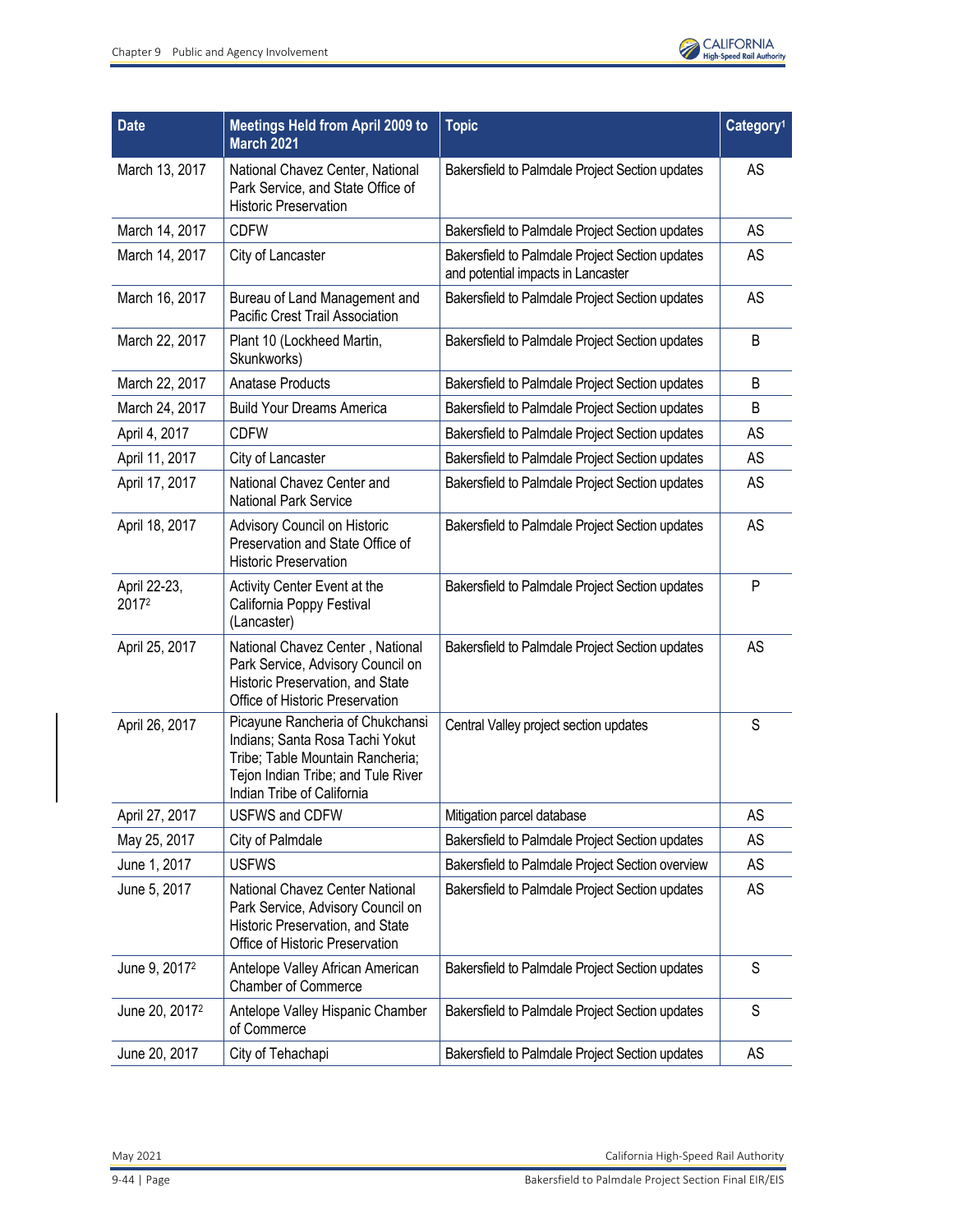| Date | Meetings Held from April 2009 to March 2021 | Topic | Category[1] |
|---|---|---|---|
| March 13, 2017 | National Chavez Center, National Park Service, and State Office of Historic Preservation | Bakersfield to Palmdale Project Section updates | AS |
| March 14, 2017 | CDFW | Bakersfield to Palmdale Project Section updates | AS |
| March 14, 2017 | City of Lancaster | Bakersfield to Palmdale Project Section updates and potential impacts in Lancaster | AS |
| March 16, 2017 | Bureau of Land Management and Pacific Crest Trail Association | Bakersfield to Palmdale Project Section updates | AS |
| March 22, 2017 | Plant 10 (Lockheed Martin, Skunkworks) | Bakersfield to Palmdale Project Section updates | B |
| March 22, 2017 | Anatase Products | Bakersfield to Palmdale Project Section updates | B |
| March 24, 2017 | Build Your Dreams America | Bakersfield to Palmdale Project Section updates | B |
| April 4, 2017 | CDFW | Bakersfield to Palmdale Project Section updates | AS |
| April 11, 2017 | City of Lancaster | Bakersfield to Palmdale Project Section updates | AS |
| April 17, 2017 | National Chavez Center and National Park Service | Bakersfield to Palmdale Project Section updates | AS |
| April 18, 2017 | Advisory Council on Historic Preservation and State Office of Historic Preservation | Bakersfield to Palmdale Project Section updates | AS |
| April 22-23, 2017[2] | Activity Center Event at the California Poppy Festival (Lancaster) | Bakersfield to Palmdale Project Section updates | P |
| April 25, 2017 | National Chavez Center , National Park Service, Advisory Council on Historic Preservation, and State Office of Historic Preservation | Bakersfield to Palmdale Project Section updates | AS |
| April 26, 2017 | Picayune Rancheria of Chukchansi Indians; Santa Rosa Tachi Yokut Tribe; Table Mountain Rancheria; Tejon Indian Tribe; and Tule River Indian Tribe of California | Central Valley project section updates | S |
| April 27, 2017 | USFWS and CDFW | Mitigation parcel database | AS |
| May 25, 2017 | City of Palmdale | Bakersfield to Palmdale Project Section updates | AS |
| June 1, 2017 | USFWS | Bakersfield to Palmdale Project Section overview | AS |
| June 5, 2017 | National Chavez Center National Park Service, Advisory Council on Historic Preservation, and State Office of Historic Preservation | Bakersfield to Palmdale Project Section updates | AS |
| June 9, 2017[2] | Antelope Valley African American Chamber of Commerce | Bakersfield to Palmdale Project Section updates | S |
| June 20, 2017[2] | Antelope Valley Hispanic Chamber of Commerce | Bakersfield to Palmdale Project Section updates | S |
| June 20, 2017 | City of Tehachapi | Bakersfield to Palmdale Project Section updates | AS |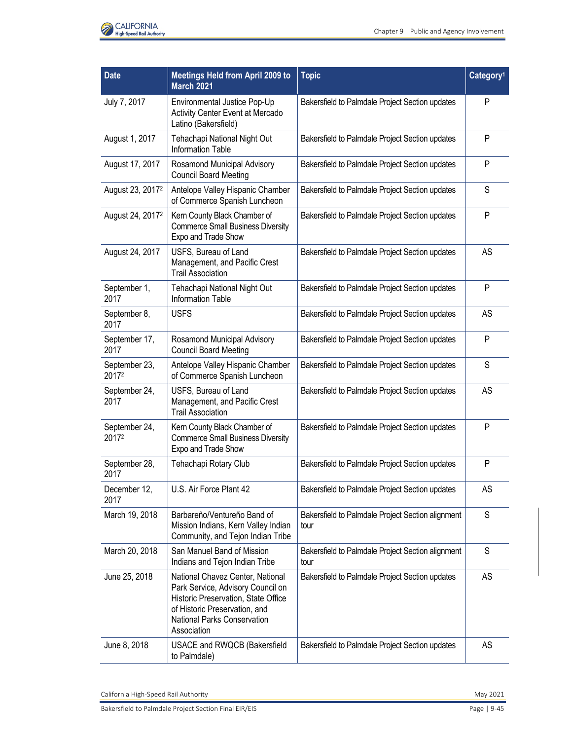| Date | Meetings Held from April 2009 to March 2021 | Topic | Category[1] |
|---|---|---|---|
| July 7, 2017 | Environmental Justice Pop-Up Activity Center Event at Mercado Latino (Bakersfield) | Bakersfield to Palmdale Project Section updates | P |
| August 1, 2017 | Tehachapi National Night Out Information Table | Bakersfield to Palmdale Project Section updates | P |
| August 17, 2017 | Rosamond Municipal Advisory Council Board Meeting | Bakersfield to Palmdale Project Section updates | P |
| August 23, 2017[2] | Antelope Valley Hispanic Chamber of Commerce Spanish Luncheon | Bakersfield to Palmdale Project Section updates | S |
| August 24, 2017[2] | Kern County Black Chamber of Commerce Small Business Diversity Expo and Trade Show | Bakersfield to Palmdale Project Section updates | P |
| August 24, 2017 | USFS, Bureau of Land Management, and Pacific Crest Trail Association | Bakersfield to Palmdale Project Section updates | AS |
| September 1, 2017 | Tehachapi National Night Out Information Table | Bakersfield to Palmdale Project Section updates | P |
| September 8, 2017 | USFS | Bakersfield to Palmdale Project Section updates | AS |
| September 17, 2017 | Rosamond Municipal Advisory Council Board Meeting | Bakersfield to Palmdale Project Section updates | P |
| September 23, 2017[2] | Antelope Valley Hispanic Chamber of Commerce Spanish Luncheon | Bakersfield to Palmdale Project Section updates | S |
| September 24, 2017 | USFS, Bureau of Land Management, and Pacific Crest Trail Association | Bakersfield to Palmdale Project Section updates | AS |
| September 24, 2017[2] | Kern County Black Chamber of Commerce Small Business Diversity Expo and Trade Show | Bakersfield to Palmdale Project Section updates | P |
| September 28, 2017 | Tehachapi Rotary Club | Bakersfield to Palmdale Project Section updates | P |
| December 12, 2017 | U.S. Air Force Plant 42 | Bakersfield to Palmdale Project Section updates | AS |
| March 19, 2018 | Barbareño/Ventureño Band of Mission Indians, Kern Valley Indian Community, and Tejon Indian Tribe | Bakersfield to Palmdale Project Section alignment tour | S |
| March 20, 2018 | San Manuel Band of Mission Indians and Tejon Indian Tribe | Bakersfield to Palmdale Project Section alignment tour | S |
| June 25, 2018 | National Chavez Center, National Park Service, Advisory Council on Historic Preservation, State Office of Historic Preservation, and National Parks Conservation Association | Bakersfield to Palmdale Project Section updates | AS |
| June 8, 2018 | USACE and RWQCB (Bakersfield to Palmdale) | Bakersfield to Palmdale Project Section updates | AS |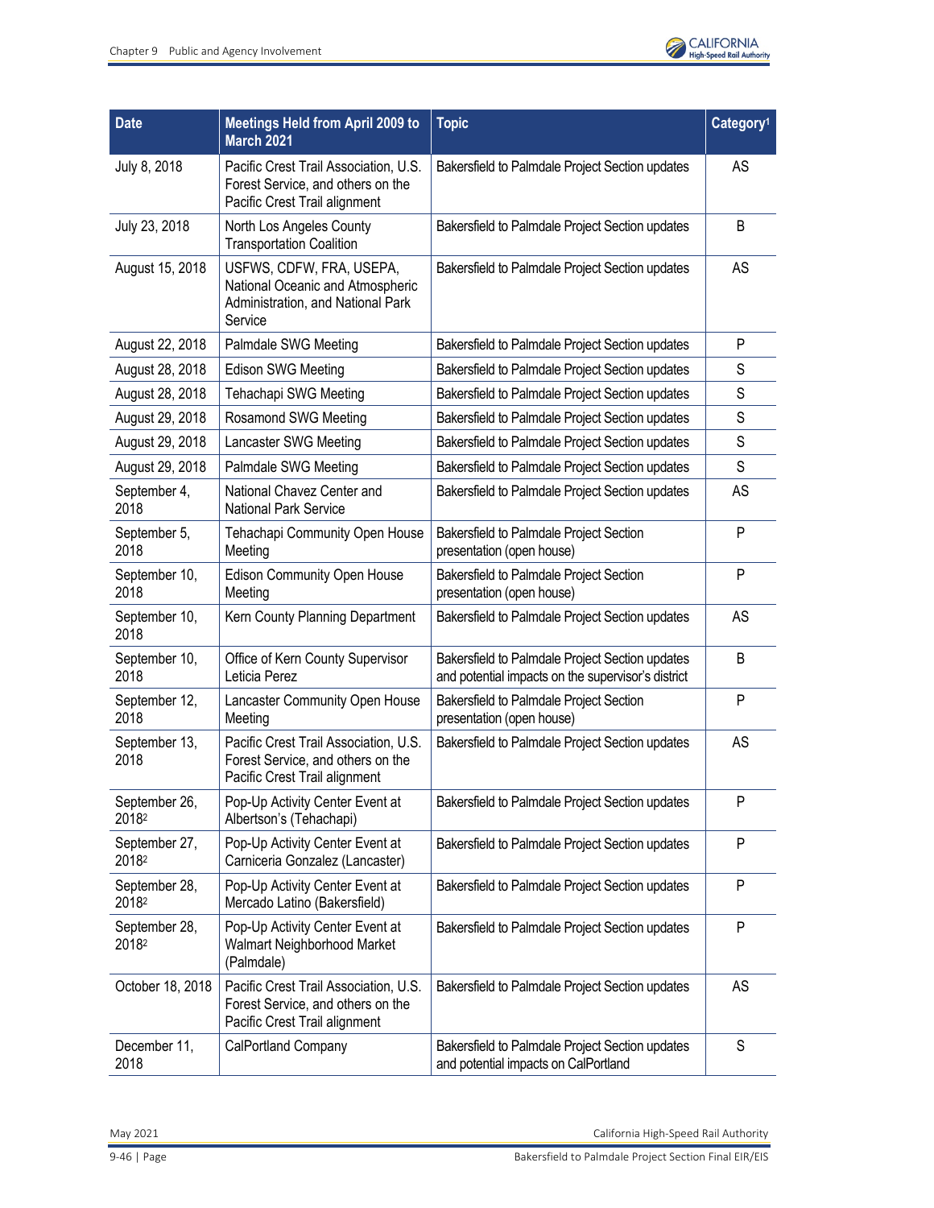| Date | Meetings Held from April 2009 to March 2021 | Topic | Category[1] |
|---|---|---|---|
| July 8, 2018 | Pacific Crest Trail Association, U.S. Forest Service, and others on the Pacific Crest Trail alignment | Bakersfield to Palmdale Project Section updates | AS |
| July 23, 2018 | North Los Angeles County Transportation Coalition | Bakersfield to Palmdale Project Section updates | B |
| August 15, 2018 | USFWS, CDFW, FRA, USEPA, National Oceanic and Atmospheric Administration, and National Park Service | Bakersfield to Palmdale Project Section updates | AS |
| August 22, 2018 | Palmdale SWG Meeting | Bakersfield to Palmdale Project Section updates | P |
| August 28, 2018 | Edison SWG Meeting | Bakersfield to Palmdale Project Section updates | S |
| August 28, 2018 | Tehachapi SWG Meeting | Bakersfield to Palmdale Project Section updates | S |
| August 29, 2018 | Rosamond SWG Meeting | Bakersfield to Palmdale Project Section updates | S |
| August 29, 2018 | Lancaster SWG Meeting | Bakersfield to Palmdale Project Section updates | S |
| August 29, 2018 | Palmdale SWG Meeting | Bakersfield to Palmdale Project Section updates | S |
| September 4, 2018 | National Chavez Center and National Park Service | Bakersfield to Palmdale Project Section updates | AS |
| September 5, 2018 | Tehachapi Community Open House Meeting | Bakersfield to Palmdale Project Section presentation (open house) | P |
| September 10, 2018 | Edison Community Open House Meeting | Bakersfield to Palmdale Project Section presentation (open house) | P |
| September 10, 2018 | Kern County Planning Department | Bakersfield to Palmdale Project Section updates | AS |
| September 10, 2018 | Office of Kern County Supervisor Leticia Perez | Bakersfield to Palmdale Project Section updates and potential impacts on the supervisor's district | B |
| September 12, 2018 | Lancaster Community Open House Meeting | Bakersfield to Palmdale Project Section presentation (open house) | P |
| September 13, 2018 | Pacific Crest Trail Association, U.S. Forest Service, and others on the Pacific Crest Trail alignment | Bakersfield to Palmdale Project Section updates | AS |
| September 26, 2018[2] | Pop-Up Activity Center Event at Albertson's (Tehachapi) | Bakersfield to Palmdale Project Section updates | P |
| September 27, 2018[2] | Pop-Up Activity Center Event at Carniceria Gonzalez (Lancaster) | Bakersfield to Palmdale Project Section updates | P |
| September 28, 2018[2] | Pop-Up Activity Center Event at Mercado Latino (Bakersfield) | Bakersfield to Palmdale Project Section updates | P |
| September 28, 2018[2] | Pop-Up Activity Center Event at Walmart Neighborhood Market (Palmdale) | Bakersfield to Palmdale Project Section updates | P |
| October 18, 2018 | Pacific Crest Trail Association, U.S. Forest Service, and others on the Pacific Crest Trail alignment | Bakersfield to Palmdale Project Section updates | AS |
| December 11, 2018 | CalPortland Company | Bakersfield to Palmdale Project Section updates and potential impacts on CalPortland | S |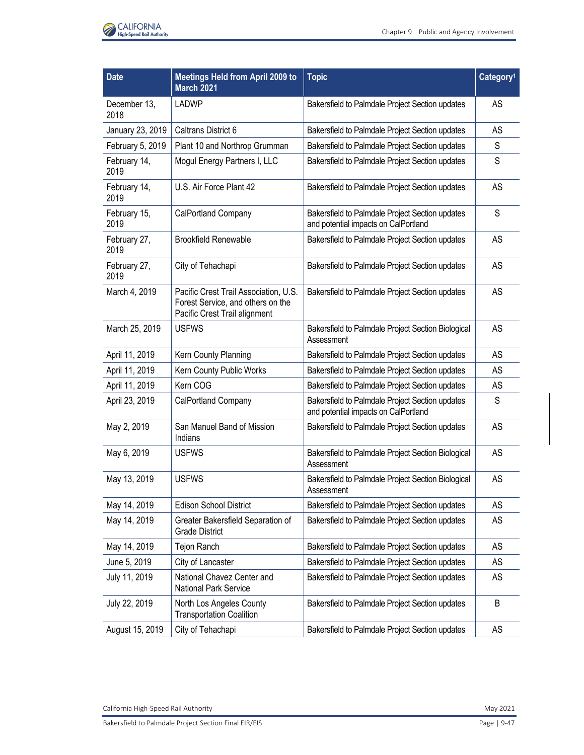| Date | Meetings Held from April 2009 to March 2021 | Topic | Category[1] |
|---|---|---|---|
| December 13, 2018 | LADWP | Bakersfield to Palmdale Project Section updates | AS |
| January 23, 2019 | Caltrans District 6 | Bakersfield to Palmdale Project Section updates | AS |
| February 5, 2019 | Plant 10 and Northrop Grumman | Bakersfield to Palmdale Project Section updates | S |
| February 14, 2019 | Mogul Energy Partners I, LLC | Bakersfield to Palmdale Project Section updates | S |
| February 14, 2019 | U.S. Air Force Plant 42 | Bakersfield to Palmdale Project Section updates | AS |
| February 15, 2019 | CalPortland Company | Bakersfield to Palmdale Project Section updates and potential impacts on CalPortland | S |
| February 27, 2019 | Brookfield Renewable | Bakersfield to Palmdale Project Section updates | AS |
| February 27, 2019 | City of Tehachapi | Bakersfield to Palmdale Project Section updates | AS |
| March 4, 2019 | Pacific Crest Trail Association, U.S. Forest Service, and others on the Pacific Crest Trail alignment | Bakersfield to Palmdale Project Section updates | AS |
| March 25, 2019 | USFWS | Bakersfield to Palmdale Project Section Biological Assessment | AS |
| April 11, 2019 | Kern County Planning | Bakersfield to Palmdale Project Section updates | AS |
| April 11, 2019 | Kern County Public Works | Bakersfield to Palmdale Project Section updates | AS |
| April 11, 2019 | Kern COG | Bakersfield to Palmdale Project Section updates | AS |
| April 23, 2019 | CalPortland Company | Bakersfield to Palmdale Project Section updates and potential impacts on CalPortland | S |
| May 2, 2019 | San Manuel Band of Mission Indians | Bakersfield to Palmdale Project Section updates | AS |
| May 6, 2019 | USFWS | Bakersfield to Palmdale Project Section Biological Assessment | AS |
| May 13, 2019 | USFWS | Bakersfield to Palmdale Project Section Biological Assessment | AS |
| May 14, 2019 | Edison School District | Bakersfield to Palmdale Project Section updates | AS |
| May 14, 2019 | Greater Bakersfield Separation of Grade District | Bakersfield to Palmdale Project Section updates | AS |
| May 14, 2019 | Tejon Ranch | Bakersfield to Palmdale Project Section updates | AS |
| June 5, 2019 | City of Lancaster | Bakersfield to Palmdale Project Section updates | AS |
| July 11, 2019 | National Chavez Center and National Park Service | Bakersfield to Palmdale Project Section updates | AS |
| July 22, 2019 | North Los Angeles County Transportation Coalition | Bakersfield to Palmdale Project Section updates | B |
| August 15, 2019 | City of Tehachapi | Bakersfield to Palmdale Project Section updates | AS |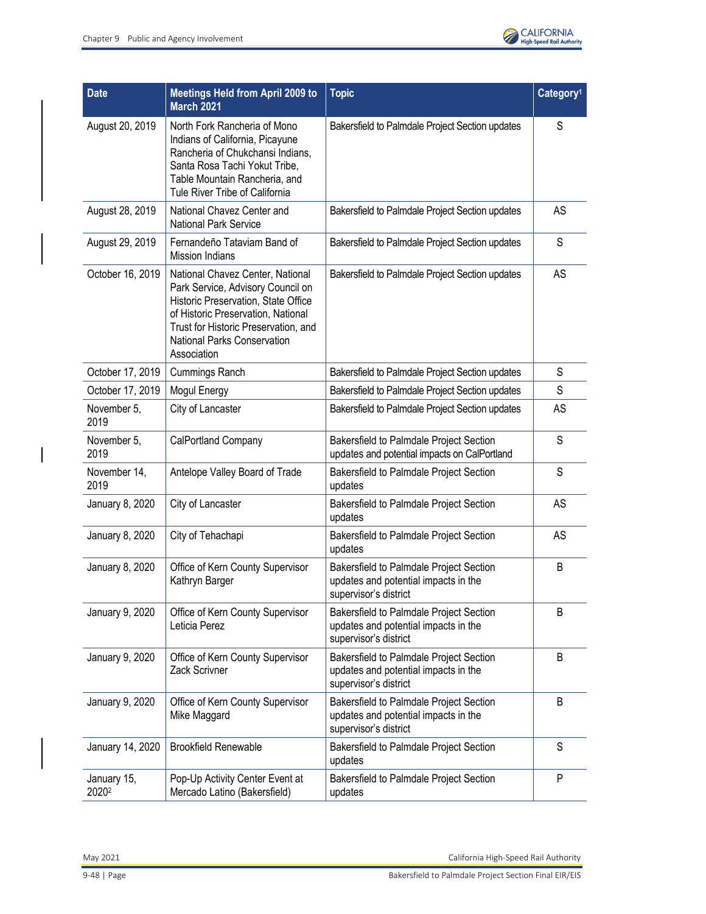| Date | Meetings Held from April 2009 to March 2021 | Topic | Category[1] |
|---|---|---|---|
| August 20, 2019 | North Fork Rancheria of Mono Indians of California, Picayune Rancheria of Chukchansi Indians, Santa Rosa Tachi Yokut Tribe, Table Mountain Rancheria, and Tule River Tribe of California | Bakersfield to Palmdale Project Section updates | S |
| August 28, 2019 | National Chavez Center and National Park Service | Bakersfield to Palmdale Project Section updates | AS |
| August 29, 2019 | Fernandeño Tataviam Band of Mission Indians | Bakersfield to Palmdale Project Section updates | S |
| October 16, 2019 | National Chavez Center, National Park Service, Advisory Council on Historic Preservation, State Office of Historic Preservation, National Trust for Historic Preservation, and National Parks Conservation Association | Bakersfield to Palmdale Project Section updates | AS |
| October 17, 2019 | Cummings Ranch | Bakersfield to Palmdale Project Section updates | S |
| October 17, 2019 | Mogul Energy | Bakersfield to Palmdale Project Section updates | S |
| November 5, 2019 | City of Lancaster | Bakersfield to Palmdale Project Section updates | AS |
| November 5, 2019 | CalPortland Company | Bakersfield to Palmdale Project Section updates and potential impacts on CalPortland | S |
| November 14, 2019 | Antelope Valley Board of Trade | Bakersfield to Palmdale Project Section updates | S |
| January 8, 2020 | City of Lancaster | Bakersfield to Palmdale Project Section updates | AS |
| January 8, 2020 | City of Tehachapi | Bakersfield to Palmdale Project Section updates | AS |
| January 8, 2020 | Office of Kern County Supervisor Kathryn Barger | Bakersfield to Palmdale Project Section updates and potential impacts in the supervisor's district | B |
| January 9, 2020 | Office of Kern County Supervisor Leticia Perez | Bakersfield to Palmdale Project Section updates and potential impacts in the supervisor's district | B |
| January 9, 2020 | Office of Kern County Supervisor Zack Scrivner | Bakersfield to Palmdale Project Section updates and potential impacts in the supervisor's district | B |
| January 9, 2020 | Office of Kern County Supervisor Mike Maggard | Bakersfield to Palmdale Project Section updates and potential impacts in the supervisor's district | B |
| January 14, 2020 | Brookfield Renewable | Bakersfield to Palmdale Project Section updates | S |
| January 15, 2020[2] | Pop-Up Activity Center Event at Mercado Latino (Bakersfield) | Bakersfield to Palmdale Project Section updates | P |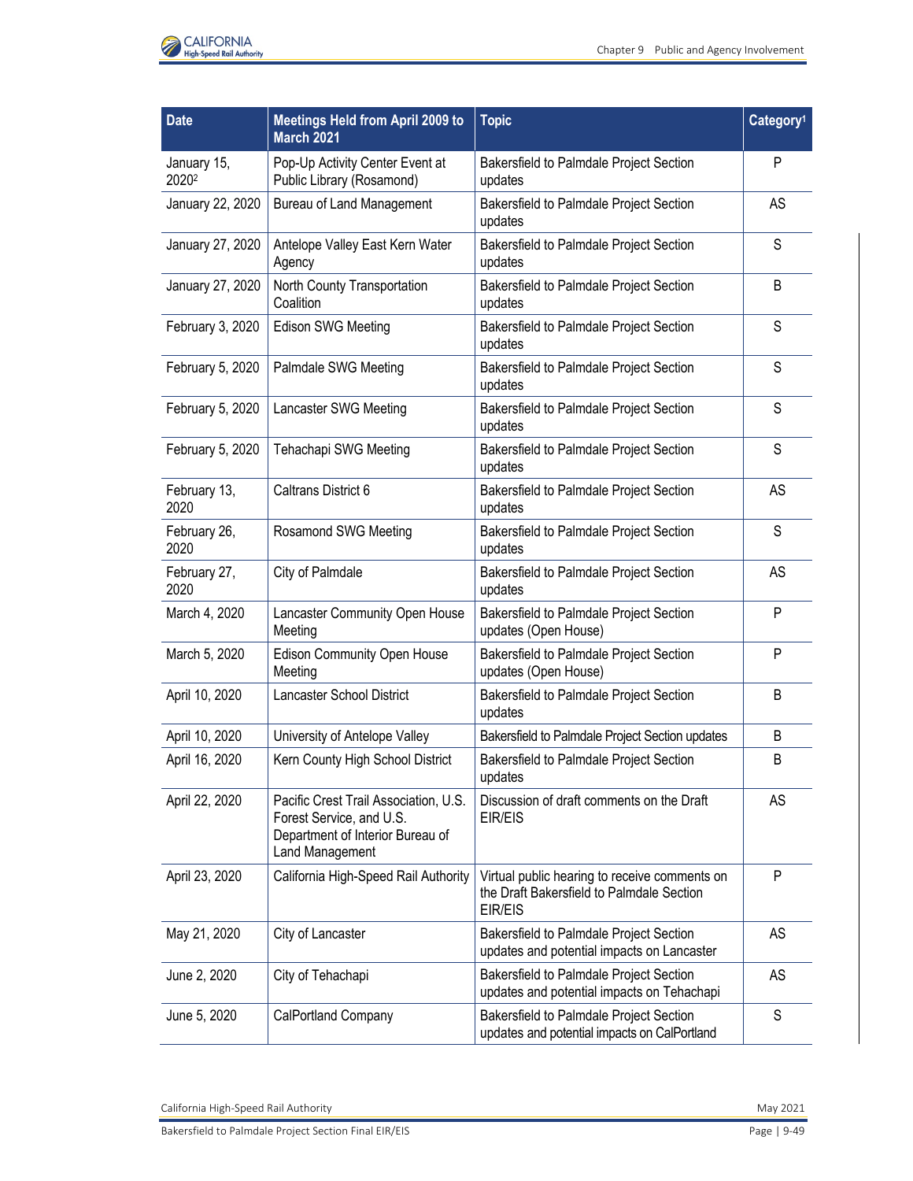| Date | Meetings Held from April 2009 to March 2021 | Topic | Category[1] |
|---|---|---|---|
| January 15, 2020[2] | Pop-Up Activity Center Event at Public Library (Rosamond) | Bakersfield to Palmdale Project Section updates | P |
| January 22, 2020 | Bureau of Land Management | Bakersfield to Palmdale Project Section updates | AS |
| January 27, 2020 | Antelope Valley East Kern Water Agency | Bakersfield to Palmdale Project Section updates | S |
| January 27, 2020 | North County Transportation Coalition | Bakersfield to Palmdale Project Section updates | B |
| February 3, 2020 | Edison SWG Meeting | Bakersfield to Palmdale Project Section updates | S |
| February 5, 2020 | Palmdale SWG Meeting | Bakersfield to Palmdale Project Section updates | S |
| February 5, 2020 | Lancaster SWG Meeting | Bakersfield to Palmdale Project Section updates | S |
| February 5, 2020 | Tehachapi SWG Meeting | Bakersfield to Palmdale Project Section updates | S |
| February 13, 2020 | Caltrans District 6 | Bakersfield to Palmdale Project Section updates | AS |
| February 26, 2020 | Rosamond SWG Meeting | Bakersfield to Palmdale Project Section updates | S |
| February 27, 2020 | City of Palmdale | Bakersfield to Palmdale Project Section updates | AS |
| March 4, 2020 | Lancaster Community Open House Meeting | Bakersfield to Palmdale Project Section updates (Open House) | P |
| March 5, 2020 | Edison Community Open House Meeting | Bakersfield to Palmdale Project Section updates (Open House) | P |
| April 10, 2020 | Lancaster School District | Bakersfield to Palmdale Project Section updates | B |
| April 10, 2020 | University of Antelope Valley | Bakersfield to Palmdale Project Section updates | B |
| April 16, 2020 | Kern County High School District | Bakersfield to Palmdale Project Section updates | B |
| April 22, 2020 | Pacific Crest Trail Association, U.S. Forest Service, and U.S. Department of Interior Bureau of Land Management | Discussion of draft comments on the Draft EIR/EIS | AS |
| April 23, 2020 | California High-Speed Rail Authority | Virtual public hearing to receive comments on the Draft Bakersfield to Palmdale Section EIR/EIS | P |
| May 21, 2020 | City of Lancaster | Bakersfield to Palmdale Project Section updates and potential impacts on Lancaster | AS |
| June 2, 2020 | City of Tehachapi | Bakersfield to Palmdale Project Section updates and potential impacts on Tehachapi | AS |
| June 5, 2020 | CalPortland Company | Bakersfield to Palmdale Project Section updates and potential impacts on CalPortland | S |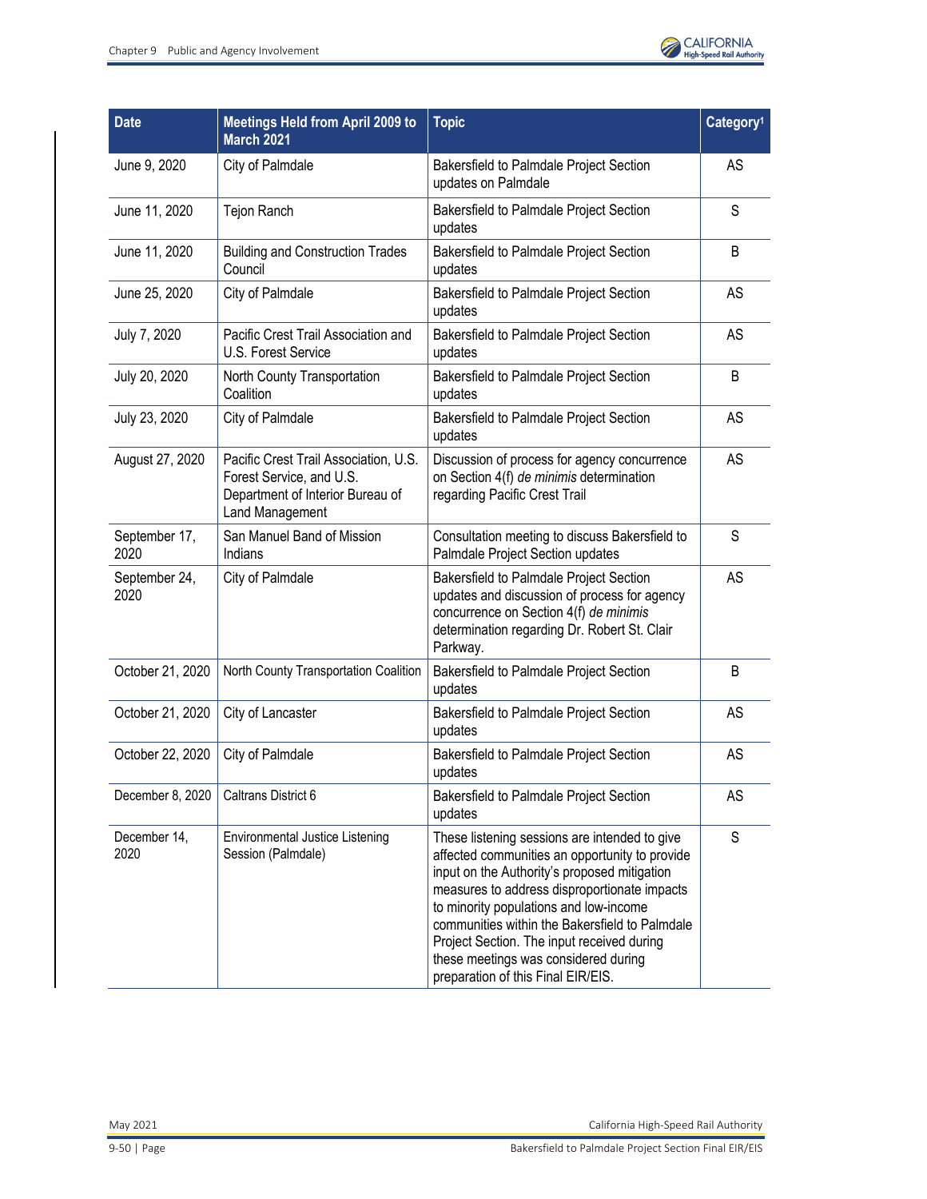| Date | Meetings Held from April 2009 to March 2021 | Topic | Category[1] |
|---|---|---|---|
| June 9, 2020 | City of Palmdale | Bakersfield to Palmdale Project Section updates on Palmdale | AS |
| June 11, 2020 | Tejon Ranch | Bakersfield to Palmdale Project Section updates | S |
| June 11, 2020 | Building and Construction Trades Council | Bakersfield to Palmdale Project Section updates | B |
| June 25, 2020 | City of Palmdale | Bakersfield to Palmdale Project Section updates | AS |
| July 7, 2020 | Pacific Crest Trail Association and U.S. Forest Service | Bakersfield to Palmdale Project Section updates | AS |
| July 20, 2020 | North County Transportation Coalition | Bakersfield to Palmdale Project Section updates | B |
| July 23, 2020 | City of Palmdale | Bakersfield to Palmdale Project Section updates | AS |
| August 27, 2020 | Pacific Crest Trail Association, U.S. Forest Service, and U.S. Department of Interior Bureau of Land Management | Discussion of process for agency concurrence on Section 4(f) *de minimis* determination regarding Pacific Crest Trail | AS |
| September 17, 2020 | San Manuel Band of Mission Indians | Consultation meeting to discuss Bakersfield to Palmdale Project Section updates | S |
| September 24, 2020 | City of Palmdale | Bakersfield to Palmdale Project Section updates and discussion of process for agency concurrence on Section 4(f) *de minimis* determination regarding Dr. Robert St. Clair Parkway. | AS |
| October 21, 2020 | North County Transportation Coalition | Bakersfield to Palmdale Project Section updates | B |
| October 21, 2020 | City of Lancaster | Bakersfield to Palmdale Project Section updates | AS |
| October 22, 2020 | City of Palmdale | Bakersfield to Palmdale Project Section updates | AS |
| December 8, 2020 | Caltrans District 6 | Bakersfield to Palmdale Project Section updates | AS |
| December 14, 2020 | Environmental Justice Listening Session (Palmdale) | These listening sessions are intended to give affected communities an opportunity to provide input on the Authority's proposed mitigation measures to address disproportionate impacts to minority populations and low-income communities within the Bakersfield to Palmdale Project Section. The input received during these meetings was considered during preparation of this Final EIR/EIS. | S |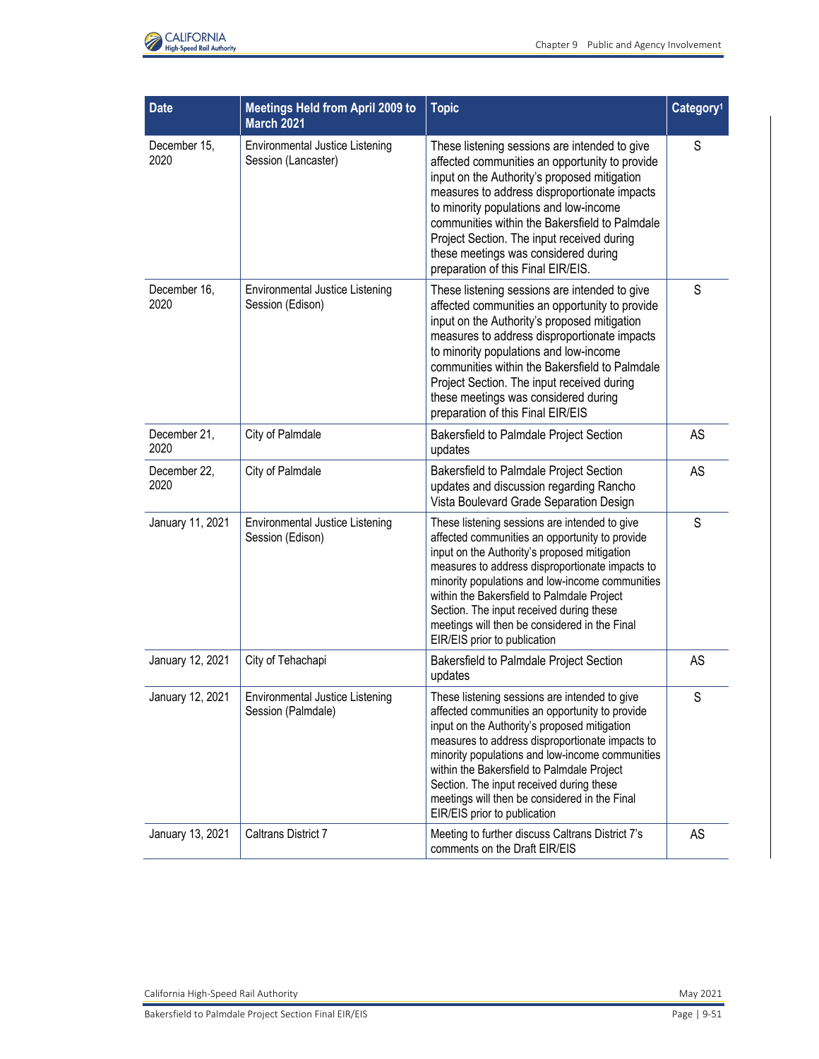| Date | Meetings Held from April 2009 to March 2021 | Topic | Category[1] |
|---|---|---|---|
| December 15, 2020 | Environmental Justice Listening Session (Lancaster) | These listening sessions are intended to give affected communities an opportunity to provide input on the Authority's proposed mitigation measures to address disproportionate impacts to minority populations and low-income communities within the Bakersfield to Palmdale Project Section. The input received during these meetings was considered during preparation of this Final EIR/EIS. | S |
| December 16, 2020 | Environmental Justice Listening Session (Edison) | These listening sessions are intended to give affected communities an opportunity to provide input on the Authority's proposed mitigation measures to address disproportionate impacts to minority populations and low-income communities within the Bakersfield to Palmdale Project Section. The input received during these meetings was considered during preparation of this Final EIR/EIS | S |
| December 21, 2020 | City of Palmdale | Bakersfield to Palmdale Project Section updates | AS |
| December 22, 2020 | City of Palmdale | Bakersfield to Palmdale Project Section updates and discussion regarding Rancho Vista Boulevard Grade Separation Design | AS |
| January 11, 2021 | Environmental Justice Listening Session (Edison) | These listening sessions are intended to give affected communities an opportunity to provide input on the Authority's proposed mitigation measures to address disproportionate impacts to minority populations and low-income communities within the Bakersfield to Palmdale Project Section. The input received during these meetings will then be considered in the Final EIR/EIS prior to publication | S |
| January 12, 2021 | City of Tehachapi | Bakersfield to Palmdale Project Section updates | AS |
| January 12, 2021 | Environmental Justice Listening Session (Palmdale) | These listening sessions are intended to give affected communities an opportunity to provide input on the Authority's proposed mitigation measures to address disproportionate impacts to minority populations and low-income communities within the Bakersfield to Palmdale Project Section. The input received during these meetings will then be considered in the Final EIR/EIS prior to publication | S |
| January 13, 2021 | Caltrans District 7 | Meeting to further discuss Caltrans District 7's comments on the Draft EIR/EIS | AS |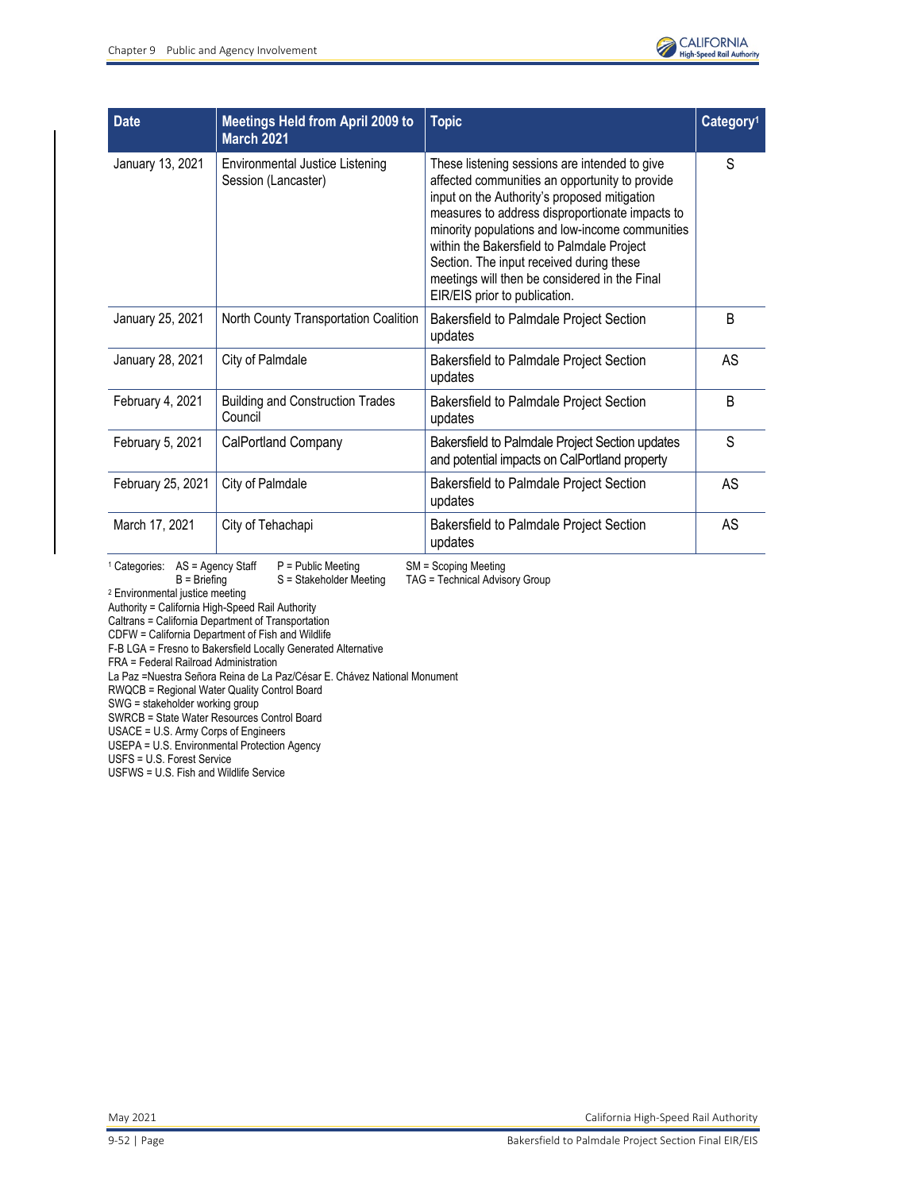| Date | Meetings Held from April 2009 to March 2021 | Topic | Category[1] |
|---|---|---|---|
| January 13, 2021 | Environmental Justice Listening Session (Lancaster) | These listening sessions are intended to give affected communities an opportunity to provide input on the Authority's proposed mitigation measures to address disproportionate impacts to minority populations and low-income communities within the Bakersfield to Palmdale Project Section. The input received during these meetings will then be considered in the Final EIR/EIS prior to publication. | S |
| January 25, 2021 | North County Transportation Coalition | Bakersfield to Palmdale Project Section updates | B |
| January 28, 2021 | City of Palmdale | Bakersfield to Palmdale Project Section updates | AS |
| February 4, 2021 | Building and Construction Trades Council | Bakersfield to Palmdale Project Section updates | B |
| February 5, 2021 | CalPortland Company | Bakersfield to Palmdale Project Section updates and potential impacts on CalPortland property | S |
| February 25, 2021 | City of Palmdale | Bakersfield to Palmdale Project Section updates | AS |
| March 17, 2021 | City of Tehachapi | Bakersfield to Palmdale Project Section updates | AS |

[1] Categories: AS = Agency Staff B = Briefing P = Public Meeting S = Stakeholder Meeting SM = Scoping Meeting TAG = Technical Advisory Group

[2] Environmental justice meeting

Authority = California High-Speed Rail Authority
Caltrans = California Department of Transportation
CDFW = California Department of Fish and Wildlife
F-B LGA = Fresno to Bakersfield Locally Generated Alternative
FRA = Federal Railroad Administration
La Paz =Nuestra Señora Reina de La Paz/César E. Chávez National Monument
RWQCB = Regional Water Quality Control Board
SWG = stakeholder working group
SWRCB = State Water Resources Control Board
USACE = U.S. Army Corps of Engineers
USEPA = U.S. Environmental Protection Agency
USFS = U.S. Forest Service
USFWS = U.S. Fish and Wildlife Service